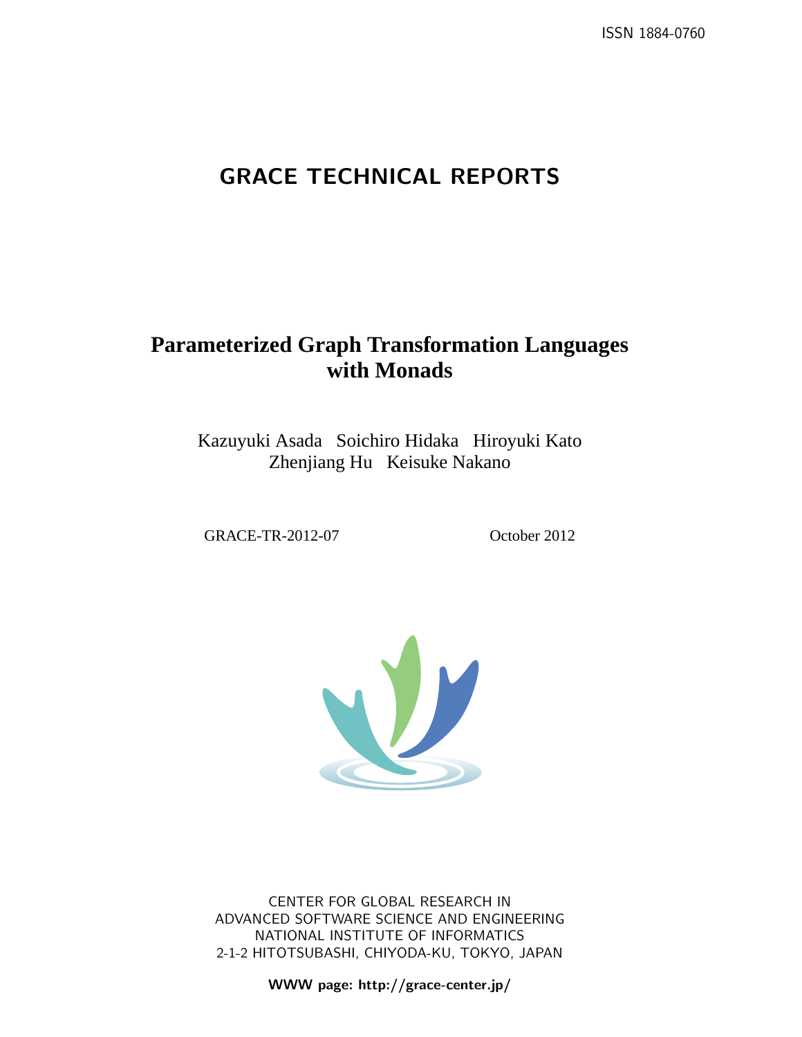ISSN 1884-0760

# GRACE TECHNICAL REPORTS

## Parameterized Graph Transformation Languages with Monads

Kazuyuki Asada   Soichiro Hidaka   Hiroyuki Kato
Zhenjiang Hu   Keisuke Nakano

GRACE-TR-2012-07   October 2012

CENTER FOR GLOBAL RESEARCH IN
ADVANCED SOFTWARE SCIENCE AND ENGINEERING
NATIONAL INSTITUTE OF INFORMATICS
2-1-2 HITOTSUBASHI, CHIYODA-KU, TOKYO, JAPAN

**WWW page: http://grace-center.jp/**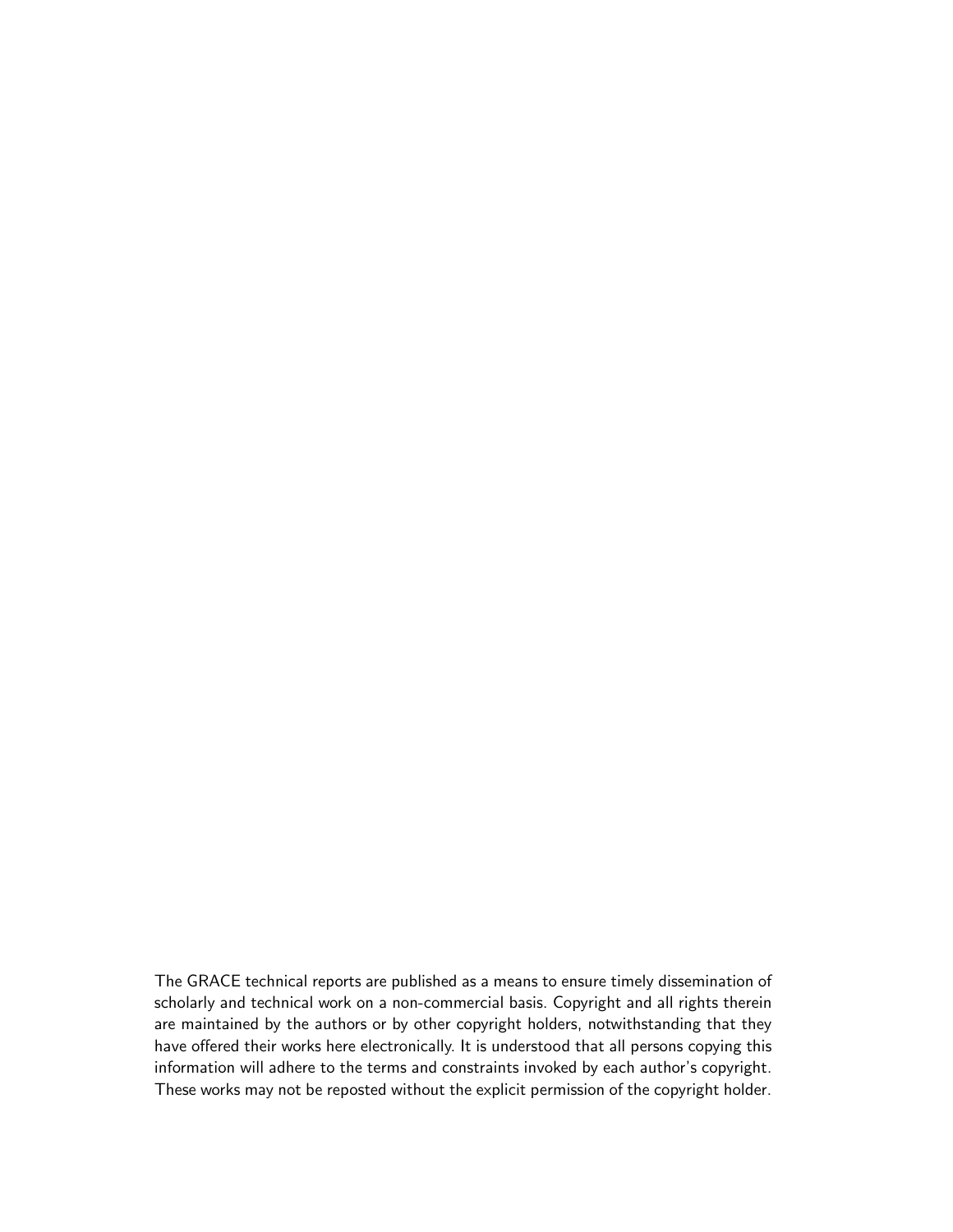The GRACE technical reports are published as a means to ensure timely dissemination of scholarly and technical work on a non-commercial basis. Copyright and all rights therein are maintained by the authors or by other copyright holders, notwithstanding that they have offered their works here electronically. It is understood that all persons copying this information will adhere to the terms and constraints invoked by each author's copyright. These works may not be reposted without the explicit permission of the copyright holder.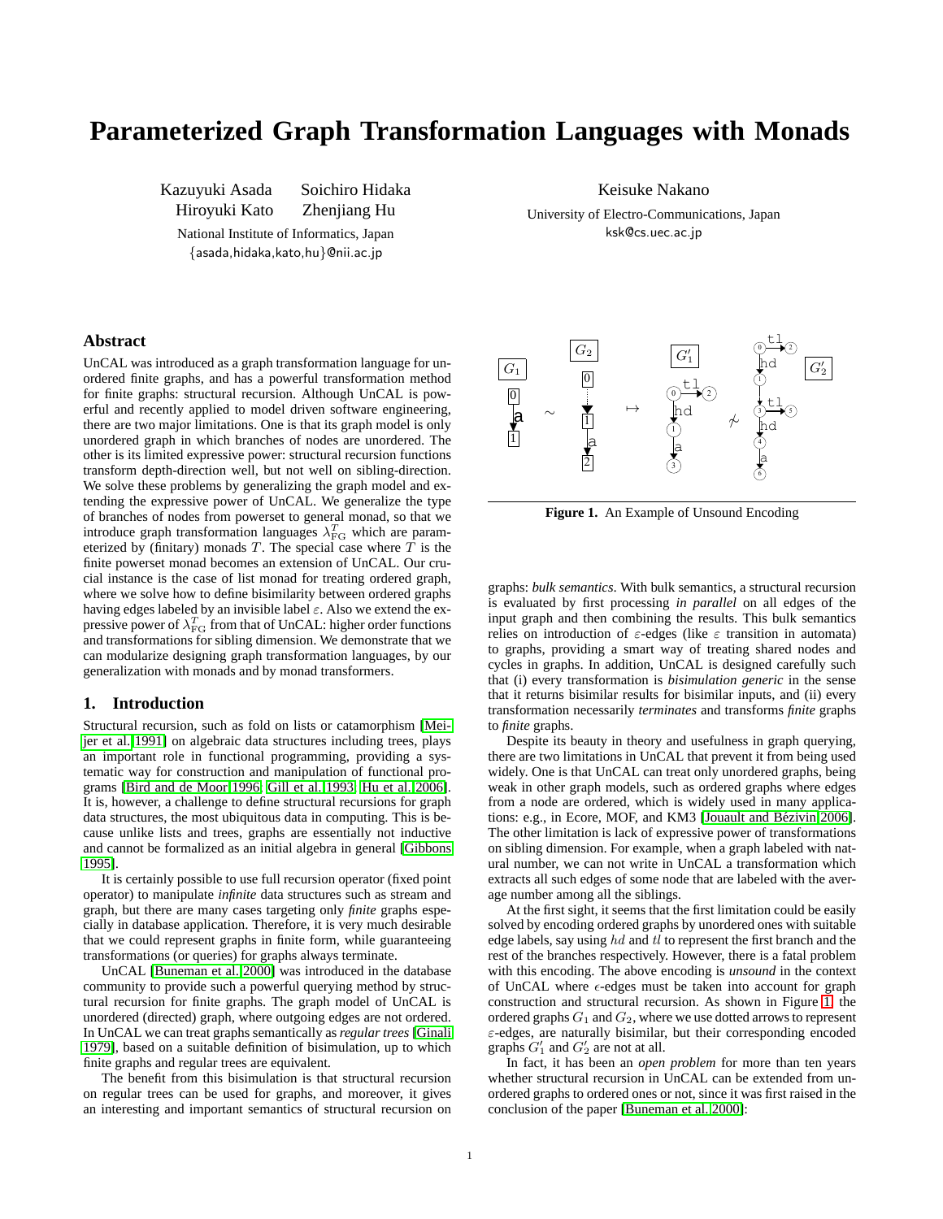# Parameterized Graph Transformation Languages with Monads

Kazuyuki Asada Soichiro Hidaka
Hiroyuki Kato Zhenjiang Hu

National Institute of Informatics, Japan
{asada,hidaka,kato,hu}@nii.ac.jp

Keisuke Nakano

University of Electro-Communications, Japan
ksk@cs.uec.ac.jp

## Abstract

UnCAL was introduced as a graph transformation language for unordered finite graphs, and has a powerful transformation method for finite graphs: structural recursion. Although UnCAL is powerful and recently applied to model driven software engineering, there are two major limitations. One is that its graph model is only unordered graph in which branches of nodes are unordered. The other is its limited expressive power: structural recursion functions transform depth-direction well, but not well on sibling-direction. We solve these problems by generalizing the graph model and extending the expressive power of UnCAL. We generalize the type of branches of nodes from powerset to general monad, so that we introduce graph transformation languages $\lambda^T_{\mathrm{FG}}$ which are parameterized by (finitary) monads $T$. The special case where $T$ is the finite powerset monad becomes an extension of UnCAL. Our crucial instance is the case of list monad for treating ordered graph, where we solve how to define bisimilarity between ordered graphs having edges labeled by an invisible label $\varepsilon$. Also we extend the expressive power of $\lambda^T_{\mathrm{FG}}$ from that of UnCAL: higher order functions and transformations for sibling dimension. We demonstrate that we can modularize designing graph transformation languages, by our generalization with monads and by monad transformers.

## 1. Introduction

Structural recursion, such as fold on lists or catamorphism [Meijer et al. 1991] on algebraic data structures including trees, plays an important role in functional programming, providing a systematic way for construction and manipulation of functional programs [Bird and de Moor 1996, Gill et al. 1993, Hu et al. 2006]. It is, however, a challenge to define structural recursions for graph data structures, the most ubiquitous data in computing. This is because unlike lists and trees, graphs are essentially not inductive and cannot be formalized as an initial algebra in general [Gibbons 1995].

It is certainly possible to use full recursion operator (fixed point operator) to manipulate *infinite* data structures such as stream and graph, but there are many cases targeting only *finite* graphs especially in database application. Therefore, it is very much desirable that we could represent graphs in finite form, while guaranteeing transformations (or queries) for graphs always terminate.

UnCAL [Buneman et al. 2000] was introduced in the database community to provide such a powerful querying method by structural recursion for finite graphs. The graph model of UnCAL is unordered (directed) graph, where outgoing edges are not ordered. In UnCAL we can treat graphs semantically as *regular trees* [Ginali 1979], based on a suitable definition of bisimulation, up to which finite graphs and regular trees are equivalent.

The benefit from this bisimulation is that structural recursion on regular trees can be used for graphs, and moreover, it gives an interesting and important semantics of structural recursion on graphs: *bulk semantics*. With bulk semantics, a structural recursion is evaluated by first processing *in parallel* on all edges of the input graph and then combining the results. This bulk semantics relies on introduction of $\varepsilon$-edges (like $\varepsilon$ transition in automata) to graphs, providing a smart way of treating shared nodes and cycles in graphs. In addition, UnCAL is designed carefully such that (i) every transformation is *bisimulation generic* in the sense that it returns bisimilar results for bisimilar inputs, and (ii) every transformation necessarily *terminates* and transforms *finite* graphs to *finite* graphs.

Figure 1. An Example of Unsound Encoding

Despite its beauty in theory and usefulness in graph querying, there are two limitations in UnCAL that prevent it from being used widely. One is that UnCAL can treat only unordered graphs, being weak in other graph models, such as ordered graphs where edges from a node are ordered, which is widely used in many applications: e.g., in Ecore, MOF, and KM3 [Jouault and Bézivin 2006]. The other limitation is lack of expressive power of transformations on sibling dimension. For example, when a graph labeled with natural number, we can not write in UnCAL a transformation which extracts all such edges of some node that are labeled with the average number among all the siblings.

At the first sight, it seems that the first limitation could be easily solved by encoding ordered graphs by unordered ones with suitable edge labels, say using $hd$ and $tl$ to represent the first branch and the rest of the branches respectively. However, there is a fatal problem with this encoding. The above encoding is *unsound* in the context of UnCAL where $\epsilon$-edges must be taken into account for graph construction and structural recursion. As shown in Figure 1, the ordered graphs $G_1$ and $G_2$, where we use dotted arrows to represent $\varepsilon$-edges, are naturally bisimilar, but their corresponding encoded graphs $G'_1$ and $G'_2$ are not at all.

In fact, it has been an *open problem* for more than ten years whether structural recursion in UnCAL can be extended from unordered graphs to ordered ones or not, since it was first raised in the conclusion of the paper [Buneman et al. 2000]: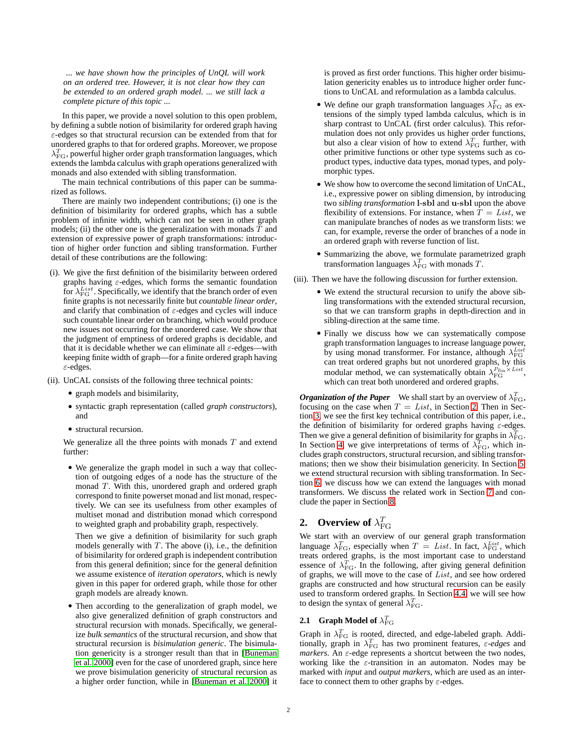*... we have shown how the principles of UnQL will work on an ordered tree. However, it is not clear how they can be extended to an ordered graph model. ... we still lack a complete picture of this topic ...*

In this paper, we provide a novel solution to this open problem, by defining a subtle notion of bisimilarity for ordered graph having $\varepsilon$-edges so that structural recursion can be extended from that for unordered graphs to that for ordered graphs. Moreover, we propose $\lambda^T_{\mathrm{FG}}$, powerful higher order graph transformation languages, which extends the lambda calculus with graph operations generalized with monads and also extended with sibling transformation.

The main technical contributions of this paper can be summarized as follows.

There are mainly two independent contributions; (i) one is the definition of bisimilarity for ordered graphs, which has a subtle problem of infinite width, which can not be seen in other graph models; (ii) the other one is the generalization with monads $T$ and extension of expressive power of graph transformations: introduction of higher order function and sibling transformation. Further detail of these contributions are the following:

(i). We give the first definition of the bisimilarity between ordered graphs having $\varepsilon$-edges, which forms the semantic foundation for $\lambda^{List}_{\mathrm{FG}}$. Specifically, we identify that the branch order of even finite graphs is not necessarily finite but *countable linear order*, and clarify that combination of $\varepsilon$-edges and cycles will induce such countable linear order on branching, which would produce new issues not occurring for the unordered case. We show that the judgment of emptiness of ordered graphs is decidable, and that it is decidable whether we can eliminate all $\varepsilon$-edges—with keeping finite width of graph—for a finite ordered graph having $\varepsilon$-edges.

(ii). UnCAL consists of the following three technical points:

- graph models and bisimilarity,
- syntactic graph representation (called *graph constructors*), and
- structural recursion.

We generalize all the three points with monads $T$ and extend further:

- We generalize the graph model in such a way that collection of outgoing edges of a node has the structure of the monad $T$. With this, unordered graph and ordered graph correspond to finite powerset monad and list monad, respectively. We can see its usefulness from other examples of multiset monad and distribution monad which correspond to weighted graph and probability graph, respectively.

  Then we give a definition of bisimilarity for such graph models generally with $T$. The above (i), i.e., the definition of bisimilarity for ordered graph is independent contribution from this general definition; since for the general definition we assume existence of *iteration operators*, which is newly given in this paper for ordered graph, while those for other graph models are already known.

- Then according to the generalization of graph model, we also give generalized definition of graph constructors and structural recursion with monads. Specifically, we generalize *bulk semantics* of the structural recursion, and show that structural recursion is *bisimulation generic*. The bisimulation genericity is a stronger result than that in [Buneman et al. 2000] even for the case of unordered graph, since here we prove bisimulation genericity of structural recursion as a higher order function, while in [Buneman et al. 2000] it is proved as first order functions. This higher order bisimulation genericity enables us to introduce higher order functions to UnCAL and reformulation as a lambda calculus.

- We define our graph transformation languages $\lambda^T_{\mathrm{FG}}$ as extensions of the simply typed lambda calculus, which is in sharp contrast to UnCAL (first order calculus). This reformulation does not only provides us higher order functions, but also a clear vision of how to extend $\lambda^T_{\mathrm{FG}}$ further, with other primitive functions or other type systems such as coproduct types, inductive data types, monad types, and polymorphic types.

- We show how to overcome the second limitation of UnCAL, i.e., expressive power on sibling dimension, by introducing two *sibling transformation* **l-sbl** and **u-sbl** upon the above flexibility of extensions. For instance, when $T = List$, we can manipulate branches of nodes as we transform lists: we can, for example, reverse the order of branches of a node in an ordered graph with reverse function of list.

- Summarizing the above, we formulate parametrized graph transformation languages $\lambda^T_{\mathrm{FG}}$ with monads $T$.

(iii). Then we have the following discussion for further extension.

- We extend the structural recursion to unify the above sibling transformations with the extended structural recursion, so that we can transform graphs in depth-direction and in sibling-direction at the same time.

- Finally we discuss how we can systematically compose graph transformation languages to increase language power, by using monad transformer. For instance, although $\lambda^{List}_{\mathrm{FG}}$ can treat ordered graphs but not unordered graphs, by this modular method, we can systematically obtain $\lambda^{P_{\mathrm{fin}} \times List}_{\mathrm{FG}}$, which can treat both unordered and ordered graphs.

***Organization of the Paper*** We shall start by an overview of $\lambda^T_{\mathrm{FG}}$, focusing on the case when $T = List$, in Section 2. Then in Section 3, we see the first key technical contribution of this paper, i.e., the definition of bisimilarity for ordered graphs having $\varepsilon$-edges. Then we give a general definition of bisimilarity for graphs in $\lambda^T_{\mathrm{FG}}$. In Section 4, we give interpretations of terms of $\lambda^T_{\mathrm{FG}}$, which includes graph constructors, structural recursion, and sibling transformations; then we show their bisimulation genericity. In Section 5, we extend structural recursion with sibling transformation. In Section 6, we discuss how we can extend the languages with monad transformers. We discuss the related work in Section 7 and conclude the paper in Section 8.

## 2. Overview of $\lambda^T_{\mathrm{FG}}$

We start with an overview of our general graph transformation language $\lambda^T_{\mathrm{FG}}$, especially when $T = List$. In fact, $\lambda^{List}_{\mathrm{FG}}$, which treats ordered graphs, is the most important case to understand essence of $\lambda^T_{\mathrm{FG}}$. In the following, after giving general definition of graphs, we will move to the case of $List$, and see how ordered graphs are constructed and how structural recursion can be easily used to transform ordered graphs. In Section 4.4, we will see how to design the syntax of general $\lambda^T_{\mathrm{FG}}$.

### 2.1 Graph Model of $\lambda^T_{\mathrm{FG}}$

Graph in $\lambda^T_{\mathrm{FG}}$ is rooted, directed, and edge-labeled graph. Additionally, graph in $\lambda^T_{\mathrm{FG}}$ has two prominent features, *$\varepsilon$-edges* and *markers*. An $\varepsilon$-edge represents a shortcut between the two nodes, working like the $\varepsilon$-transition in an automaton. Nodes may be marked with *input* and *output markers*, which are used as an interface to connect them to other graphs by $\varepsilon$-edges.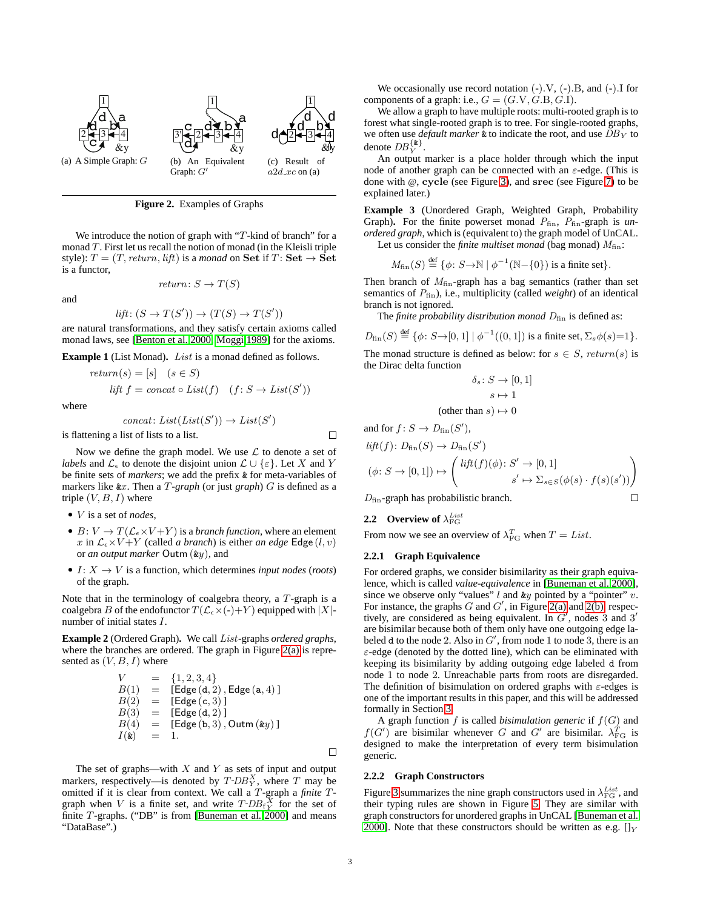(a) A Simple Graph: $G$

(b) An Equivalent Graph: $G'$

(c) Result of $a2d\_xc$ on (a)

**Figure 2.** Examples of Graphs

We introduce the notion of graph with "$T$-kind of branch" for a monad $T$. First let us recall the notion of monad (in the Kleisli triple style): $T = (T, \mathit{return}, \mathit{lift})$ is a *monad* on **Set** if $T : \mathbf{Set} \to \mathbf{Set}$ is a functor,

$$\mathit{return} : S \to T(S)$$

and

$$\mathit{lift} : (S \to T(S')) \to (T(S) \to T(S'))$$

are natural transformations, and they satisfy certain axioms called monad laws, see [Benton et al. 2000, Moggi 1989] for the axioms.

**Example 1** (List Monad). *List* is a monad defined as follows.

$$\mathit{return}(s) = [s] \quad (s \in S)$$
$$\mathit{lift}\ f = \mathit{concat} \circ \mathit{List}(f) \quad (f : S \to \mathit{List}(S'))$$

where

$$\mathit{concat} : \mathit{List}(\mathit{List}(S')) \to \mathit{List}(S')$$

is flattening a list of lists to a list. □

Now we define the graph model. We use $\mathcal{L}$ to denote a set of *labels* and $\mathcal{L}_\epsilon$ to denote the disjoint union $\mathcal{L} \cup \{\varepsilon\}$. Let $X$ and $Y$ be finite sets of *markers*; we add the prefix & for meta-variables of markers like $\&x$. Then a $T$*-graph* (or just *graph*) $G$ is defined as a triple $(V, B, I)$ where

- $V$ is a set of *nodes*,
- $B : V \to T(\mathcal{L}_\epsilon \times V + Y)$ is a *branch function*, where an element $x$ in $\mathcal{L}_\epsilon \times V + Y$ (called *a branch*) is either *an edge* $\mathsf{Edge}\,(l, v)$ or *an output marker* $\mathsf{Outm}\,(\&y)$, and
- $I : X \to V$ is a function, which determines *input nodes* (*roots*) of the graph.

Note that in the terminology of coalgebra theory, a $T$-graph is a coalgebra $B$ of the endofunctor $T(\mathcal{L}_\epsilon \times (\text{-}) + Y)$ equipped with $|X|$-number of initial states $I$.

**Example 2** (Ordered Graph). We call $\mathit{List}$-graphs *ordered graphs*, where the branches are ordered. The graph in Figure 2(a) is represented as $(V, B, I)$ where

$$\begin{array}{lcl} V & = & \{1, 2, 3, 4\} \\ B(1) & = & [\,\mathsf{Edge}\,(\mathtt{d}, 2)\,, \mathsf{Edge}\,(\mathtt{a}, 4)\,] \\ B(2) & = & [\,\mathsf{Edge}\,(\mathtt{c}, 3)\,] \\ B(3) & = & [\,\mathsf{Edge}\,(\mathtt{d}, 2)\,] \\ B(4) & = & [\,\mathsf{Edge}\,(\mathtt{b}, 3)\,, \mathsf{Outm}\,(\&y)\,] \\ I(\&) & = & 1. \end{array}$$

□

The set of graphs—with $X$ and $Y$ as sets of input and output markers, respectively—is denoted by $T\text{-}DB^X_Y$, where $T$ may be omitted if it is clear from context. We call a $T$-graph a *finite* $T$-graph when $V$ is a finite set, and write $T\text{-}DB_{\mathrm{f}}{}^X_Y$ for the set of finite $T$-graphs. ("DB" is from [Buneman et al. 2000] and means "DataBase".)

We occasionally use record notation $(\text{-}).\mathrm{V}$, $(\text{-}).\mathrm{B}$, and $(\text{-}).\mathrm{I}$ for components of a graph: i.e., $G = (G.\mathrm{V}, G.\mathrm{B}, G.\mathrm{I})$.

We allow a graph to have multiple roots: multi-rooted graph is to forest what single-rooted graph is to tree. For single-rooted graphs, we often use *default marker* & to indicate the root, and use $DB_Y$ to denote $DB^{\{\&\}}_Y$.

An output marker is a place holder through which the input node of another graph can be connected with an $\varepsilon$-edge. (This is done with @, **cycle** (see Figure 3), and **srec** (see Figure 7) to be explained later.)

**Example 3** (Unordered Graph, Weighted Graph, Probability Graph). For the finite powerset monad $P_{\mathrm{fin}}$, $P_{\mathrm{fin}}$-graph is *unordered graph*, which is (equivalent to) the graph model of UnCAL.

Let us consider the *finite multiset monad* (bag monad) $M_{\mathrm{fin}}$:

$$M_{\mathrm{fin}}(S) \overset{\mathrm{def}}{=} \{\phi : S \to \mathbb{N} \mid \phi^{-1}(\mathbb{N} - \{0\}) \text{ is a finite set}\}.$$

Then branch of $M_{\mathrm{fin}}$-graph has a bag semantics (rather than set semantics of $P_{\mathrm{fin}}$), i.e., multiplicity (called *weight*) of an identical branch is not ignored.

The *finite probability distribution monad* $D_{\mathrm{fin}}$ is defined as:

$$D_{\mathrm{fin}}(S) \overset{\mathrm{def}}{=} \{\phi : S \to [0,1] \mid \phi^{-1}((0,1]) \text{ is a finite set}, \Sigma_s \phi(s) = 1\}.$$

The monad structure is defined as below: for $s \in S$, $\mathit{return}(s)$ is the Dirac delta function

$$\begin{array}{c} \delta_s : S \to [0,1] \\ s \mapsto 1 \\ (\text{other than } s) \mapsto 0 \end{array}$$

and for $f : S \to D_{\mathrm{fin}}(S')$,

$$\mathit{lift}(f) : D_{\mathrm{fin}}(S) \to D_{\mathrm{fin}}(S')$$
$$(\phi : S \to [0,1]) \mapsto \left( \begin{array}{l} \mathit{lift}(f)(\phi) : S' \to [0,1] \\ \qquad s' \mapsto \Sigma_{s \in S}(\phi(s) \cdot f(s)(s')) \end{array} \right)$$

$D_{\mathrm{fin}}$-graph has probabilistic branch. □

### 2.2 Overview of $\lambda^{List}_{\mathrm{FG}}$

From now we see an overview of $\lambda^T_{\mathrm{FG}}$ when $T = \mathit{List}$.

#### 2.2.1 Graph Equivalence

For ordered graphs, we consider bisimilarity as their graph equivalence, which is called *value-equivalence* in [Buneman et al. 2000], since we observe only "values" $l$ and $\&y$ pointed by a "pointer" $v$. For instance, the graphs $G$ and $G'$, in Figure 2(a) and 2(b) respectively, are considered as being equivalent. In $G'$, nodes 3 and 3′ are bisimilar because both of them only have one outgoing edge labeled d to the node 2. Also in $G'$, from node 1 to node 3, there is an $\varepsilon$-edge (denoted by the dotted line), which can be eliminated with keeping its bisimilarity by adding outgoing edge labeled d from node 1 to node 2. Unreachable parts from roots are disregarded. The definition of bisimulation on ordered graphs with $\varepsilon$-edges is one of the important results in this paper, and this will be addressed formally in Section 3.

A graph function $f$ is called *bisimulation generic* if $f(G)$ and $f(G')$ are bisimilar whenever $G$ and $G'$ are bisimilar. $\lambda^T_{\mathrm{FG}}$ is designed to make the interpretation of every term bisimulation generic.

#### 2.2.2 Graph Constructors

Figure 3 summarizes the nine graph constructors used in $\lambda^{List}_{\mathrm{FG}}$, and their typing rules are shown in Figure 5. They are similar with graph constructors for unordered graphs in UnCAL [Buneman et al. 2000]. Note that these constructors should be written as e.g. $[]_Y$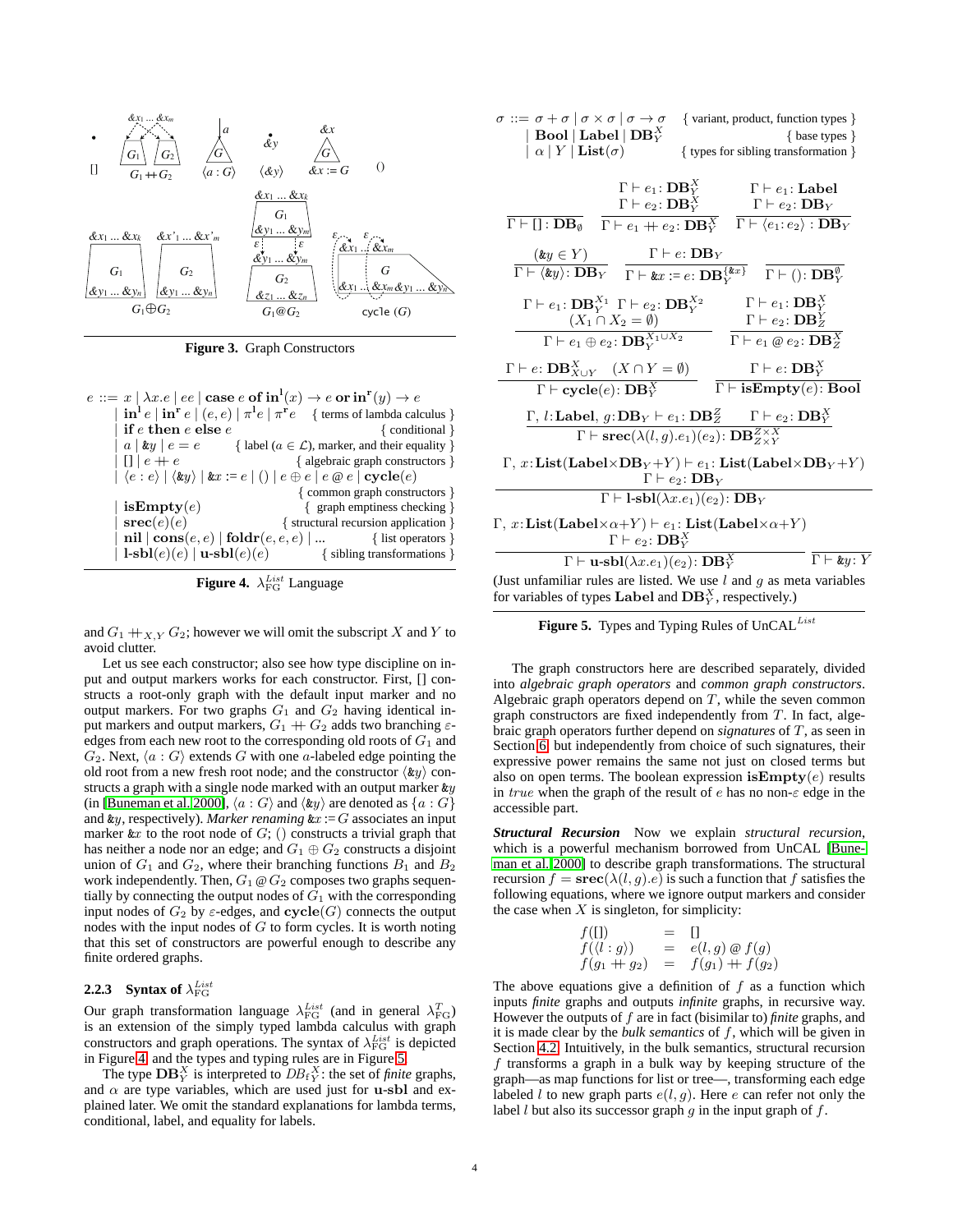Figure 3. Graph Constructors

$$
\begin{array}{rll}
e ::= & x \mid \lambda x.e \mid ee \mid \mathbf{case}\ e\ \mathbf{of}\ \mathbf{in}^{\mathbf{l}}(x) \to e\ \mathbf{or}\ \mathbf{in}^{\mathbf{r}}(y) \to e & \\
\mid & \mathbf{in}^{\mathbf{l}}\, e \mid \mathbf{in}^{\mathbf{r}}\, e \mid (e,e) \mid \pi^{\mathbf{l}} e \mid \pi^{\mathbf{r}} e & \{\text{ terms of lambda calculus }\} \\
\mid & \mathbf{if}\ e\ \mathbf{then}\ e\ \mathbf{else}\ e & \{\text{ conditional }\} \\
\mid & a \mid \&y \mid e = e \quad \{\text{ label } (a \in \mathcal{L}),\text{ marker, and their equality }\} & \\
\mid & [] \mid e +\!\!+ e & \{\text{ algebraic graph constructors }\} \\
\mid & \langle e : e\rangle \mid \langle \&y\rangle \mid \&x := e \mid () \mid e \oplus e \mid e \mathbin{@} e \mid \mathbf{cycle}(e) & \\
& & \{\text{ common graph constructors }\} \\
\mid & \mathbf{isEmpty}(e) & \{\text{ graph emptiness checking }\} \\
\mid & \mathbf{srec}(e)(e) & \{\text{ structural recursion application }\} \\
\mid & \mathbf{nil} \mid \mathbf{cons}(e,e) \mid \mathbf{foldr}(e,e,e) \mid \ldots & \{\text{ list operators }\} \\
\mid & \mathbf{l\text{-}sbl}(e)(e) \mid \mathbf{u\text{-}sbl}(e)(e) & \{\text{ sibling transformations }\}
\end{array}
$$

Figure 4. $\lambda^{List}_{\mathrm{FG}}$ Language

and $G_1 +\!\!+_{X,Y} G_2$; however we will omit the subscript $X$ and $Y$ to avoid clutter.

Let us see each constructor; also see how type discipline on input and output markers works for each constructor. First, [] constructs a root-only graph with the default input marker and no output markers. For two graphs $G_1$ and $G_2$ having identical input markers and output markers, $G_1 +\!\!+ G_2$ adds two branching $\varepsilon$-edges from each new root to the corresponding old roots of $G_1$ and $G_2$. Next, $\langle a : G\rangle$ extends $G$ with one $a$-labeled edge pointing the old root from a new fresh root node; and the constructor $\langle \&y\rangle$ constructs a graph with a single node marked with an output marker $\&y$ (in [Buneman et al. 2000], $\langle a : G\rangle$ and $\langle \&y\rangle$ are denoted as $\{a : G\}$ and $\&y$, respectively). *Marker renaming* $\&x := G$ associates an input marker $\&x$ to the root node of $G$; () constructs a trivial graph that has neither a node nor an edge; and $G_1 \oplus G_2$ constructs a disjoint union of $G_1$ and $G_2$, where their branching functions $B_1$ and $B_2$ work independently. Then, $G_1 \mathbin{@} G_2$ composes two graphs sequentially by connecting the output nodes of $G_1$ with the corresponding input nodes of $G_2$ by $\varepsilon$-edges, and $\mathbf{cycle}(G)$ connects the output nodes with the input nodes of $G$ to form cycles. It is worth noting that this set of constructors are powerful enough to describe any finite ordered graphs.

#### 2.2.3 Syntax of $\lambda^{List}_{\mathrm{FG}}$

Our graph transformation language $\lambda^{List}_{\mathrm{FG}}$ (and in general $\lambda^{T}_{\mathrm{FG}}$) is an extension of the simply typed lambda calculus with graph constructors and graph operations. The syntax of $\lambda^{List}_{\mathrm{FG}}$ is depicted in Figure 4, and the types and typing rules are in Figure 5.

The type $\mathbf{DB}^X_Y$ is interpreted to $DB_{\mathrm{f}}{}^X_Y$: the set of *finite* graphs, and $\alpha$ are type variables, which are used just for **u-sbl** and explained later. We omit the standard explanations for lambda terms, conditional, label, and equality for labels.

$$
\begin{array}{rll}
\sigma ::= & \sigma + \sigma \mid \sigma \times \sigma \mid \sigma \to \sigma & \{\text{ variant, product, function types }\} \\
\mid & \mathbf{Bool} \mid \mathbf{Label} \mid \mathbf{DB}^X_Y & \{\text{ base types }\} \\
\mid & \alpha \mid Y \mid \mathbf{List}(\sigma) & \{\text{ types for sibling transformation }\}
\end{array}
$$

$$
\frac{}{\Gamma \vdash [\,] : \mathbf{DB}_\emptyset}
\qquad
\frac{\Gamma \vdash e_1 : \mathbf{DB}^X_Y \quad \Gamma \vdash e_2 : \mathbf{DB}^X_Y}{\Gamma \vdash e_1 +\!\!+ e_2 : \mathbf{DB}^X_Y}
\qquad
\frac{\Gamma \vdash e_1 : \mathbf{Label} \quad \Gamma \vdash e_2 : \mathbf{DB}_Y}{\Gamma \vdash \langle e_1 : e_2\rangle : \mathbf{DB}_Y}
$$

$$
\frac{(\&y \in Y)}{\Gamma \vdash \langle \&y\rangle : \mathbf{DB}_Y}
\qquad
\frac{\Gamma \vdash e : \mathbf{DB}_Y}{\Gamma \vdash \&x := e : \mathbf{DB}^{\{\&x\}}_Y}
\qquad
\frac{}{\Gamma \vdash () : \mathbf{DB}^{\emptyset}_Y}
$$

$$
\frac{\Gamma \vdash e_1 : \mathbf{DB}^{X_1}_Y \quad \Gamma \vdash e_2 : \mathbf{DB}^{X_2}_Y \quad (X_1 \cap X_2 = \emptyset)}{\Gamma \vdash e_1 \oplus e_2 : \mathbf{DB}^{X_1 \cup X_2}_Y}
\qquad
\frac{\Gamma \vdash e_1 : \mathbf{DB}^X_Y \quad \Gamma \vdash e_2 : \mathbf{DB}^Y_Z}{\Gamma \vdash e_1 \mathbin{@} e_2 : \mathbf{DB}^X_Z}
$$

$$
\frac{\Gamma \vdash e : \mathbf{DB}^X_{X \cup Y} \quad (X \cap Y = \emptyset)}{\Gamma \vdash \mathbf{cycle}(e) : \mathbf{DB}^X_Y}
\qquad
\frac{\Gamma \vdash e : \mathbf{DB}^X_Y}{\Gamma \vdash \mathbf{isEmpty}(e) : \mathbf{Bool}}
$$

$$
\frac{\Gamma,\ l{:}\mathbf{Label},\ g{:}\mathbf{DB}_Y \vdash e_1 : \mathbf{DB}^Z_Z \quad \Gamma \vdash e_2 : \mathbf{DB}^X_Y}{\Gamma \vdash \mathbf{srec}(\lambda(l,g).e_1)(e_2) : \mathbf{DB}^{Z \times X}_{Z \times Y}}
$$

$$
\frac{\Gamma,\ x{:}\mathbf{List}(\mathbf{Label} \times \mathbf{DB}_Y + Y) \vdash e_1 : \mathbf{List}(\mathbf{Label} \times \mathbf{DB}_Y + Y) \quad \Gamma \vdash e_2 : \mathbf{DB}_Y}{\Gamma \vdash \mathbf{l\text{-}sbl}(\lambda x.e_1)(e_2) : \mathbf{DB}_Y}
$$

$$
\frac{\Gamma,\ x{:}\mathbf{List}(\mathbf{Label} \times \alpha + Y) \vdash e_1 : \mathbf{List}(\mathbf{Label} \times \alpha + Y) \quad \Gamma \vdash e_2 : \mathbf{DB}^X_Y}{\Gamma \vdash \mathbf{u\text{-}sbl}(\lambda x.e_1)(e_2) : \mathbf{DB}^X_Y}
\qquad
\frac{}{\Gamma \vdash \&y : Y}
$$

(Just unfamiliar rules are listed. We use $l$ and $g$ as meta variables for variables of types **Label** and $\mathbf{DB}^X_Y$, respectively.)

Figure 5. Types and Typing Rules of UnCAL$^{List}$

The graph constructors here are described separately, divided into *algebraic graph operators* and *common graph constructors*. Algebraic graph operators depend on $T$, while the seven common graph constructors are fixed independently from $T$. In fact, algebraic graph operators further depend on *signatures* of $T$, as seen in Section 6, but independently from choice of such signatures, their expressive power remains the same not just on closed terms but also on open terms. The boolean expression $\mathbf{isEmpty}(e)$ results in *true* when the graph of the result of $e$ has no non-$\varepsilon$ edge in the accessible part.

***Structural Recursion*** Now we explain *structural recursion*, which is a powerful mechanism borrowed from UnCAL [Buneman et al. 2000] to describe graph transformations. The structural recursion $f = \mathbf{srec}(\lambda(l,g).e)$ is such a function that $f$ satisfies the following equations, where we ignore output markers and consider the case when $X$ is singleton, for simplicity:

$$
\begin{array}{rcl}
f([\,]) & = & [\,] \\
f(\langle l : g\rangle) & = & e(l,g) \mathbin{@} f(g) \\
f(g_1 +\!\!+ g_2) & = & f(g_1) +\!\!+ f(g_2)
\end{array}
$$

The above equations give a definition of $f$ as a function which inputs *finite* graphs and outputs *infinite* graphs, in recursive way. However the outputs of $f$ are in fact (bisimilar to) *finite* graphs, and it is made clear by the *bulk semantics* of $f$, which will be given in Section 4.2. Intuitively, in the bulk semantics, structural recursion $f$ transforms a graph in a bulk way by keeping structure of the graph—as map functions for list or tree—, transforming each edge labeled $l$ to new graph parts $e(l,g)$. Here $e$ can refer not only the label $l$ but also its successor graph $g$ in the input graph of $f$.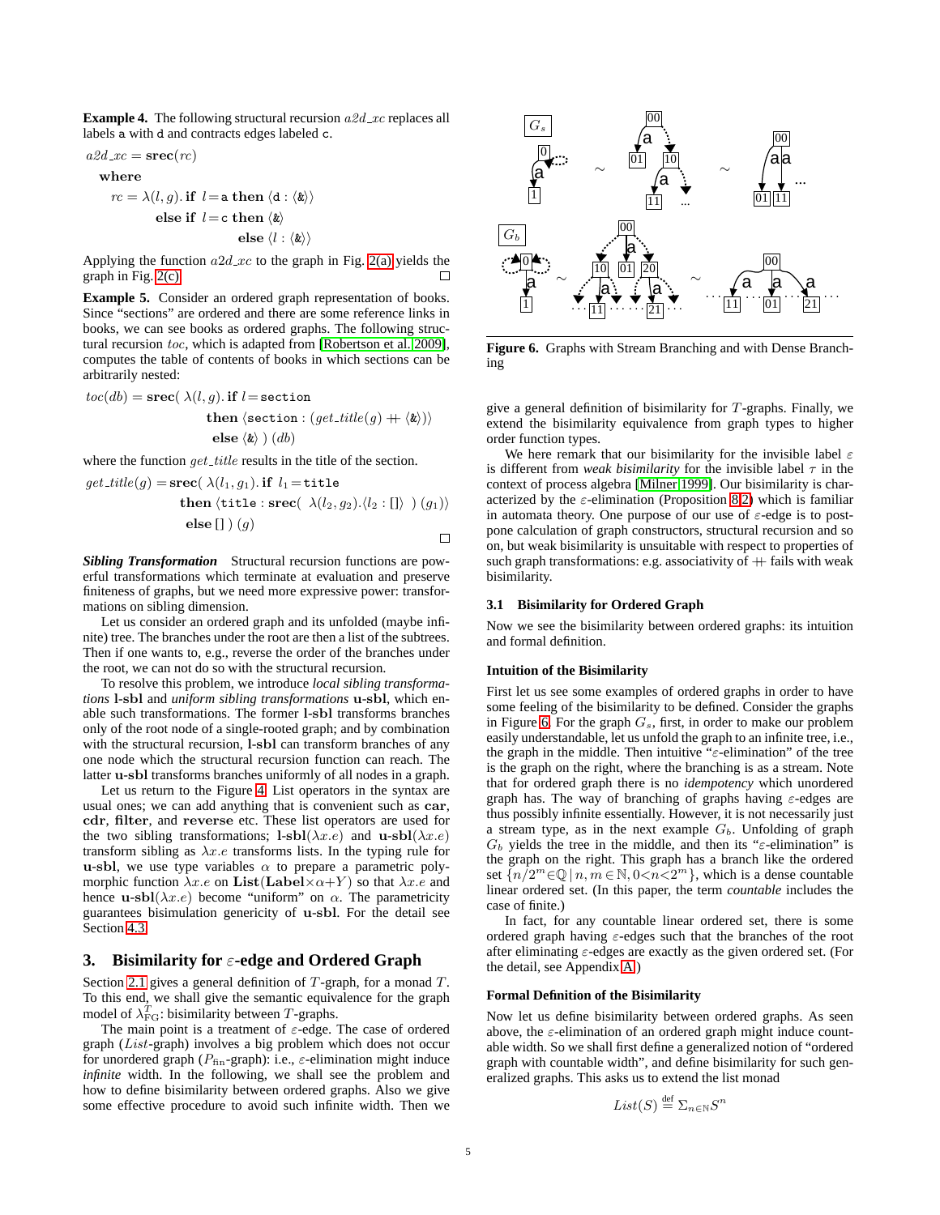**Example 4.** The following structural recursion $a2d\_xc$ replaces all labels a with d and contracts edges labeled c.

$$
\begin{aligned}
&a2d\_xc = \mathbf{srec}(rc)\\
&\quad\textbf{where}\\
&\quad\quad rc = \lambda(l, g).\,\textbf{if}\ \ l = \mathtt{a}\ \textbf{then}\ \langle \mathtt{d} : \langle \& \rangle \rangle\\
&\quad\quad\quad\quad\quad \textbf{else if}\ \ l = \mathtt{c}\ \textbf{then}\ \langle \& \rangle\\
&\quad\quad\quad\quad\quad\quad\quad\quad \textbf{else}\ \langle l : \langle \& \rangle \rangle
\end{aligned}
$$

Applying the function $a2d\_xc$ to the graph in Fig. 2(a) yields the graph in Fig. 2(c). □

**Example 5.** Consider an ordered graph representation of books. Since "sections" are ordered and there are some reference links in books, we can see books as ordered graphs. The following structural recursion $toc$, which is adapted from [Robertson et al. 2009], computes the table of contents of books in which sections can be arbitrarily nested:

$$
\begin{aligned}
toc(db) = \mathbf{srec}(\ &\lambda(l, g).\,\textbf{if}\ l = \mathtt{section}\\
&\quad \textbf{then}\ \langle \mathtt{section} : (get\_title(g) +\!\!+ \langle \& \rangle) \rangle\\
&\quad \textbf{else}\ \langle \& \rangle\ )\ (db)
\end{aligned}
$$

where the function $get\_title$ results in the title of the section.

$$
\begin{aligned}
get\_title(g) = \mathbf{srec}(\ &\lambda(l_1, g_1).\,\textbf{if}\ l_1 = \mathtt{title}\\
&\quad \textbf{then}\ \langle \mathtt{title} : \mathbf{srec}(\ \lambda(l_2, g_2).\langle l_2 : [] \rangle\ )\ (g_1) \rangle\\
&\quad \textbf{else}\ []\ )\ (g)
\end{aligned}
$$

□

***Sibling Transformation*** Structural recursion functions are powerful transformations which terminate at evaluation and preserve finiteness of graphs, but we need more expressive power: transformations on sibling dimension.

Let us consider an ordered graph and its unfolded (maybe infinite) tree. The branches under the root are then a list of the subtrees. Then if one wants to, e.g., reverse the order of the branches under the root, we can not do so with the structural recursion.

To resolve this problem, we introduce *local sibling transformations* **l-sbl** and *uniform sibling transformations* **u-sbl**, which enable such transformations. The former **l-sbl** transforms branches only of the root node of a single-rooted graph; and by combination with the structural recursion, **l-sbl** can transform branches of any one node which the structural recursion function can reach. The latter **u-sbl** transforms branches uniformly of all nodes in a graph.

Let us return to the Figure 4. List operators in the syntax are usual ones; we can add anything that is convenient such as **car**, **cdr**, **filter**, and **reverse** etc. These list operators are used for the two sibling transformations; **l-sbl**$(\lambda x.e)$ and **u-sbl**$(\lambda x.e)$ transform sibling as $\lambda x.e$ transforms lists. In the typing rule for **u-sbl**, we use type variables $\alpha$ to prepare a parametric polymorphic function $\lambda x.e$ on $\mathbf{List}(\mathbf{Label}{\times}\alpha{+}Y)$ so that $\lambda x.e$ and hence **u-sbl**$(\lambda x.e)$ become "uniform" on $\alpha$. The parametricity guarantees bisimulation genericity of **u-sbl**. For the detail see Section 4.3.

## 3. Bisimilarity for $\varepsilon$-edge and Ordered Graph

Section 2.1 gives a general definition of $T$-graph, for a monad $T$. To this end, we shall give the semantic equivalence for the graph model of $\lambda^T_{\mathrm{FG}}$: bisimilarity between $T$-graphs.

The main point is a treatment of $\varepsilon$-edge. The case of ordered graph ($List$-graph) involves a big problem which does not occur for unordered graph ($P_{\mathrm{fin}}$-graph): i.e., $\varepsilon$-elimination might induce *infinite* width. In the following, we shall see the problem and how to define bisimilarity between ordered graphs. Also we give some effective procedure to avoid such infinite width. Then we give a general definition of bisimilarity for $T$-graphs. Finally, we extend the bisimilarity equivalence from graph types to higher order function types.

We here remark that our bisimilarity for the invisible label $\varepsilon$ is different from *weak bisimilarity* for the invisible label $\tau$ in the context of process algebra [Milner 1999]. Our bisimilarity is characterized by the $\varepsilon$-elimination (Proposition 8.2) which is familiar in automata theory. One purpose of our use of $\varepsilon$-edge is to postpone calculation of graph constructors, structural recursion and so on, but weak bisimilarity is unsuitable with respect to properties of such graph transformations: e.g. associativity of $+\!\!+$ fails with weak bisimilarity.

Figure 6. Graphs with Stream Branching and with Dense Branching

### 3.1 Bisimilarity for Ordered Graph

Now we see the bisimilarity between ordered graphs: its intuition and formal definition.

#### Intuition of the Bisimilarity

First let us see some examples of ordered graphs in order to have some feeling of the bisimilarity to be defined. Consider the graphs in Figure 6. For the graph $G_s$, first, in order to make our problem easily understandable, let us unfold the graph to an infinite tree, i.e., the graph in the middle. Then intuitive "$\varepsilon$-elimination" of the tree is the graph on the right, where the branching is as a stream. Note that for ordered graph there is no *idempotency* which unordered graph has. The way of branching of graphs having $\varepsilon$-edges are thus possibly infinite essentially. However, it is not necessarily just a stream type, as in the next example $G_b$. Unfolding of graph $G_b$ yields the tree in the middle, and then its "$\varepsilon$-elimination" is the graph on the right. This graph has a branch like the ordered set $\{n/2^m{\in}\mathbb{Q} \mid n, m \in \mathbb{N}, 0{<}n{<}2^m\}$, which is a dense countable linear ordered set. (In this paper, the term *countable* includes the case of finite.)

In fact, for any countable linear ordered set, there is some ordered graph having $\varepsilon$-edges such that the branches of the root after eliminating $\varepsilon$-edges are exactly as the given ordered set. (For the detail, see Appendix A.)

#### Formal Definition of the Bisimilarity

Now let us define bisimilarity between ordered graphs. As seen above, the $\varepsilon$-elimination of an ordered graph might induce countable width. So we shall first define a generalized notion of "ordered graph with countable width", and define bisimilarity for such generalized graphs. This asks us to extend the list monad

$$List(S) \overset{\mathrm{def}}{=} \Sigma_{n\in\mathbb{N}} S^n$$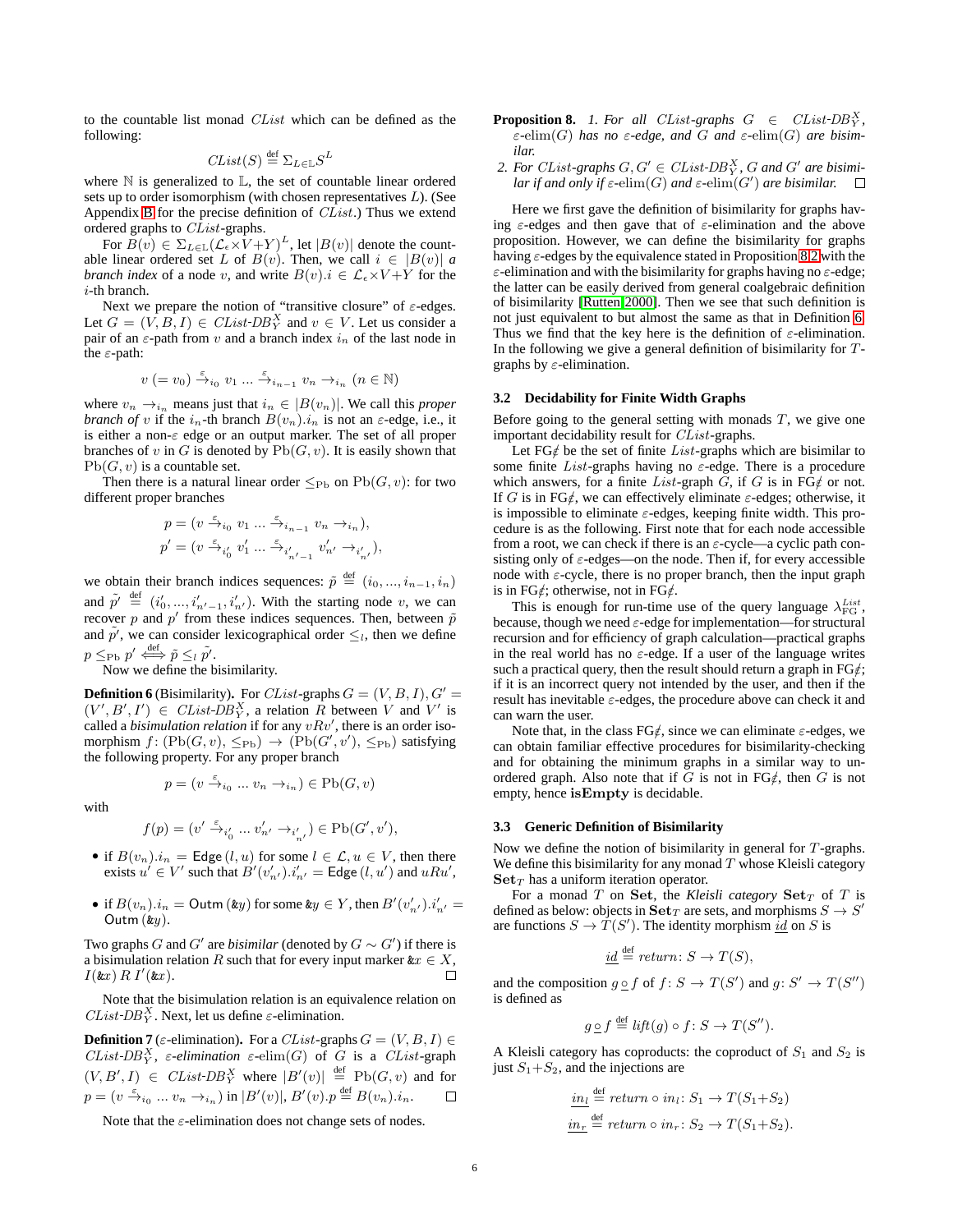to the countable list monad $CList$ which can be defined as the following:

$$CList(S) \stackrel{\text{def}}{=} \Sigma_{L\in\mathbb{L}} S^L$$

where $\mathbb{N}$ is generalized to $\mathbb{L}$, the set of countable linear ordered sets up to order isomorphism (with chosen representatives $L$). (See Appendix B for the precise definition of $CList$.) Thus we extend ordered graphs to $CList$-graphs.

For $B(v) \in \Sigma_{L\in\mathbb{L}}(\mathcal{L}_\epsilon \times V + Y)^L$, let $|B(v)|$ denote the countable linear ordered set $L$ of $B(v)$. Then, we call $i \in |B(v)|$ *a branch index* of a node $v$, and write $B(v).i \in \mathcal{L}_\epsilon \times V + Y$ for the $i$-th branch.

Next we prepare the notion of "transitive closure" of $\varepsilon$-edges. Let $G = (V, B, I) \in CList\text{-}DB_Y^X$ and $v \in V$. Let us consider a pair of an $\varepsilon$-path from $v$ and a branch index $i_n$ of the last node in the $\varepsilon$-path:

$$v\ (= v_0) \xrightarrow{\varepsilon}_{i_0} v_1 \ldots \xrightarrow{\varepsilon}_{i_{n-1}} v_n \rightarrow_{i_n} (n \in \mathbb{N})$$

where $v_n \rightarrow_{i_n}$ means just that $i_n \in |B(v_n)|$. We call this *proper branch of* $v$ if the $i_n$-th branch $B(v_n).i_n$ is not an $\varepsilon$-edge, i.e., it is either a non-$\varepsilon$ edge or an output marker. The set of all proper branches of $v$ in $G$ is denoted by $\mathrm{Pb}(G, v)$. It is easily shown that $\mathrm{Pb}(G, v)$ is a countable set.

Then there is a natural linear order $\leq_{\mathrm{Pb}}$ on $\mathrm{Pb}(G, v)$: for two different proper branches

$$p = (v \xrightarrow{\varepsilon}_{i_0} v_1 \ldots \xrightarrow{\varepsilon}_{i_{n-1}} v_n \rightarrow_{i_n}),$$
$$p' = (v \xrightarrow{\varepsilon}_{i'_0} v'_1 \ldots \xrightarrow{\varepsilon}_{i'_{n'-1}} v'_{n'} \rightarrow_{i'_{n'}}),$$

we obtain their branch indices sequences: $\tilde{p} \stackrel{\text{def}}{=} (i_0, ..., i_{n-1}, i_n)$ and $\tilde{p'} \stackrel{\text{def}}{=} (i'_0, ..., i'_{n'-1}, i'_{n'})$. With the starting node $v$, we can recover $p$ and $p'$ from these indices sequences. Then, between $\tilde{p}$ and $\tilde{p'}$, we can consider lexicographical order $\leq_l$, then we define $p \leq_{\mathrm{Pb}} p' \stackrel{\text{def}}{\iff} \tilde{p} \leq_l \tilde{p'}$.

Now we define the bisimilarity.

**Definition 6** (Bisimilarity)**.** For $CList$-graphs $G = (V, B, I), G' = (V', B', I') \in CList\text{-}DB_Y^X$, a relation $R$ between $V$ and $V'$ is called a *bisimulation relation* if for any $vRv'$, there is an order isomorphism $f\colon (\mathrm{Pb}(G, v), \leq_{\mathrm{Pb}}) \rightarrow (\mathrm{Pb}(G', v'), \leq_{\mathrm{Pb}})$ satisfying the following property. For any proper branch

$$p = (v \xrightarrow{\varepsilon}_{i_0} \ldots v_n \rightarrow_{i_n}) \in \mathrm{Pb}(G, v)$$

with

$$f(p) = (v' \xrightarrow{\varepsilon}_{i'_0} \ldots v'_{n'} \rightarrow_{i'_{n'}}) \in \mathrm{Pb}(G', v'),$$

- if $B(v_n).i_n = \mathsf{Edge}\,(l, u)$ for some $l \in \mathcal{L}, u \in V$, then there exists $u' \in V'$ such that $B'(v'_{n'}).i'_{n'} = \mathsf{Edge}\,(l, u')$ and $uRu'$,
- if $B(v_n).i_n = \mathsf{Outm}\,(\&y)$ for some $\&y \in Y$, then $B'(v'_{n'}).i'_{n'} = \mathsf{Outm}\,(\&y)$.

Two graphs $G$ and $G'$ are *bisimilar* (denoted by $G \sim G'$) if there is a bisimulation relation $R$ such that for every input marker $\&x \in X$, $I(\&x)\ R\ I'(\&x)$. □

Note that the bisimulation relation is an equivalence relation on $CList\text{-}DB_Y^X$. Next, let us define $\varepsilon$-elimination.

**Definition 7** ($\varepsilon$-elimination)**.** For a $CList$-graphs $G = (V, B, I) \in CList\text{-}DB_Y^X$, *$\varepsilon$-elimination* $\varepsilon\text{-elim}(G)$ of $G$ is a $CList$-graph $(V, B', I) \in CList\text{-}DB_Y^X$ where $|B'(v)| \stackrel{\text{def}}{=} \mathrm{Pb}(G, v)$ and for $p = (v \xrightarrow{\varepsilon}_{i_0} \ldots v_n \rightarrow_{i_n})$ in $|B'(v)|$, $B'(v).p \stackrel{\text{def}}{=} B(v_n).i_n$. □

Note that the $\varepsilon$-elimination does not change sets of nodes.

**Proposition 8.** *1. For all $CList$-graphs $G \in CList\text{-}DB_Y^X$, $\varepsilon\text{-elim}(G)$ has no $\varepsilon$-edge, and $G$ and $\varepsilon\text{-elim}(G)$ are bisimilar.*

*2. For $CList$-graphs $G, G' \in CList\text{-}DB_Y^X$, $G$ and $G'$ are bisimilar if and only if $\varepsilon\text{-elim}(G)$ and $\varepsilon\text{-elim}(G')$ are bisimilar.* □

Here we first gave the definition of bisimilarity for graphs having $\varepsilon$-edges and then gave that of $\varepsilon$-elimination and the above proposition. However, we can define the bisimilarity for graphs having $\varepsilon$-edges by the equivalence stated in Proposition 8.2 with the $\varepsilon$-elimination and with the bisimilarity for graphs having no $\varepsilon$-edge; the latter can be easily derived from general coalgebraic definition of bisimilarity [Rutten 2000]. Then we see that such definition is not just equivalent to but almost the same as that in Definition 6. Thus we find that the key here is the definition of $\varepsilon$-elimination. In the following we give a general definition of bisimilarity for $T$-graphs by $\varepsilon$-elimination.

### 3.2 Decidability for Finite Width Graphs

Before going to the general setting with monads $T$, we give one important decidability result for $CList$-graphs.

Let $\mathrm{FG}\not\varepsilon$ be the set of finite $List$-graphs which are bisimilar to some finite $List$-graphs having no $\varepsilon$-edge. There is a procedure which answers, for a finite $List$-graph $G$, if $G$ is in $\mathrm{FG}\not\varepsilon$ or not. If $G$ is in $\mathrm{FG}\not\varepsilon$, we can effectively eliminate $\varepsilon$-edges; otherwise, it is impossible to eliminate $\varepsilon$-edges, keeping finite width. This procedure is as the following. First note that for each node accessible from a root, we can check if there is an $\varepsilon$-cycle—a cyclic path consisting only of $\varepsilon$-edges—on the node. Then if, for every accessible node with $\varepsilon$-cycle, there is no proper branch, then the input graph is in $\mathrm{FG}\not\varepsilon$; otherwise, not in $\mathrm{FG}\not\varepsilon$.

This is enough for run-time use of the query language $\lambda_{\mathrm{FG}}^{List}$, because, though we need $\varepsilon$-edge for implementation—for structural recursion and for efficiency of graph calculation—practical graphs in the real world has no $\varepsilon$-edge. If a user of the language writes such a practical query, then the result should return a graph in $\mathrm{FG}\not\varepsilon$; if it is an incorrect query not intended by the user, and then if the result has inevitable $\varepsilon$-edges, the procedure above can check it and can warn the user.

Note that, in the class $\mathrm{FG}\not\varepsilon$, since we can eliminate $\varepsilon$-edges, we can obtain familiar effective procedures for bisimilarity-checking and for obtaining the minimum graphs in a similar way to unordered graph. Also note that if $G$ is not in $\mathrm{FG}\not\varepsilon$, then $G$ is not empty, hence **isEmpty** is decidable.

### 3.3 Generic Definition of Bisimilarity

Now we define the notion of bisimilarity in general for $T$-graphs. We define this bisimilarity for any monad $T$ whose Kleisli category $\mathbf{Set}_T$ has a uniform iteration operator.

For a monad $T$ on $\mathbf{Set}$, the *Kleisli category* $\mathbf{Set}_T$ of $T$ is defined as below: objects in $\mathbf{Set}_T$ are sets, and morphisms $S \rightarrow S'$ are functions $S \rightarrow T(S')$. The identity morphism $\underline{id}$ on $S$ is

$$\underline{id} \stackrel{\text{def}}{=} return\colon S \rightarrow T(S),$$

and the composition $g \mathbin{\underline{\circ}} f$ of $f\colon S \rightarrow T(S')$ and $g\colon S' \rightarrow T(S'')$ is defined as

$$g \mathbin{\underline{\circ}} f \stackrel{\text{def}}{=} lift(g) \circ f\colon S \rightarrow T(S'').$$

A Kleisli category has coproducts: the coproduct of $S_1$ and $S_2$ is just $S_1 + S_2$, and the injections are

$$\underline{in_l} \stackrel{\text{def}}{=} return \circ in_l\colon S_1 \rightarrow T(S_1 + S_2)$$
$$\underline{in_r} \stackrel{\text{def}}{=} return \circ in_r\colon S_2 \rightarrow T(S_1 + S_2).$$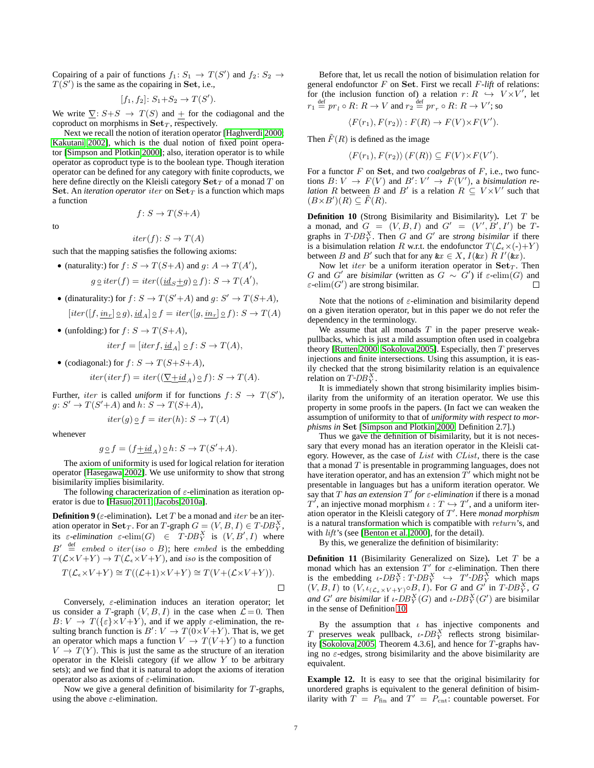Copairing of a pair of functions $f_1: S_1 \to T(S')$ and $f_2: S_2 \to T(S')$ is the same as the copairing in $\mathbf{Set}$, i.e.,

$$[f_1, f_2]: S_1{+}S_2 \to T(S').$$

We write $\underline{\nabla}: S{+}S \to T(S)$ and $\underline{+}$ for the codiagonal and the coproduct on morphisms in $\mathbf{Set}_T$, respectively.

Next we recall the notion of iteration operator [Haghverdi 2000, Kakutani 2002], which is the dual notion of fixed point operator [Simpson and Plotkin 2000]; also, iteration operator is to while operator as coproduct type is to the boolean type. Though iteration operator can be defined for any category with finite coproducts, we here define directly on the Kleisli category $\mathbf{Set}_T$ of a monad $T$ on $\mathbf{Set}$. An *iteration operator* $iter$ on $\mathbf{Set}_T$ is a function which maps a function

$$f: S \to T(S{+}A)$$

to

$$iter(f): S \to T(A)$$

such that the mapping satisfies the following axioms:

- (naturality:) for $f: S \to T(S{+}A)$ and $g: A \to T(A')$,
$$g \,\underline{\circ}\, iter(f) = iter((\underline{id}_S \underline{+} g) \,\underline{\circ}\, f): S \to T(A'),$$
- (dinaturality:) for $f: S \to T(S'{+}A)$ and $g: S' \to T(S{+}A)$,
$$[iter([f, \underline{in_r}] \,\underline{\circ}\, g), \underline{id}_A] \,\underline{\circ}\, f = iter([g, \underline{in_r}] \,\underline{\circ}\, f): S \to T(A)$$
- (unfolding:) for $f: S \to T(S{+}A)$,
$$iter f = [iter f, \underline{id}_A] \,\underline{\circ}\, f: S \to T(A),$$
- (codiagonal:) for $f: S \to T(S{+}S{+}A)$,
$$iter(iter f) = iter((\underline{\nabla} \underline{+} \underline{id}_A) \,\underline{\circ}\, f): S \to T(A).$$

Further, $iter$ is called *uniform* if for functions $f: S \to T(S')$, $g: S' \to T(S'{+}A)$ and $h: S \to T(S{+}A)$,

$$iter(g) \,\underline{\circ}\, f = iter(h): S \to T(A)$$

whenever

$$g \,\underline{\circ}\, f = (f \underline{+} \underline{id}_A) \,\underline{\circ}\, h: S \to T(S'{+}A).$$

The axiom of uniformity is used for logical relation for iteration operator [Hasegawa 2002]. We use uniformity to show that strong bisimilarity implies bisimilarity.

The following characterization of $\varepsilon$-elimination as iteration operator is due to [Hasuo 2011, Jacobs 2010a].

**Definition 9** ($\varepsilon$-elimination)**.** Let $T$ be a monad and $iter$ be an iteration operator in $\mathbf{Set}_T$. For an $T$-graph $G = (V, B, I) \in T\text{-}DB_Y^X$, its *$\varepsilon$-elimination* $\varepsilon\text{-elim}(G) \in T\text{-}DB_Y^X$ is $(V, B', I)$ where $B' \overset{\text{def}}{=} embed \circ iter(iso \circ B)$; here $embed$ is the embedding $T(\mathcal{L}{\times}V{+}Y) \to T(\mathcal{L}_\epsilon{\times}V{+}Y)$, and $iso$ is the composition of

$$T(\mathcal{L}_\epsilon{\times}V{+}Y) \cong T((\mathcal{L}{+}1){\times}V{+}Y) \cong T(V{+}(\mathcal{L}{\times}V{+}Y)).$$

□

Conversely, $\varepsilon$-elimination induces an iteration operator; let us consider a $T$-graph $(V, B, I)$ in the case when $\mathcal{L} = 0$. Then $B: V \to T(\{\varepsilon\}{\times}V{+}Y)$, and if we apply $\varepsilon$-elimination, the resulting branch function is $B': V \to T(0{\times}V{+}Y)$. That is, we get an operator which maps a function $V \to T(V{+}Y)$ to a function $V \to T(Y)$. This is just the same as the structure of an iteration operator in the Kleisli category (if we allow $Y$ to be arbitrary sets); and we find that it is natural to adopt the axioms of iteration operator also as axioms of $\varepsilon$-elimination.

Now we give a general definition of bisimilarity for $T$-graphs, using the above $\varepsilon$-elimination.

Before that, let us recall the notion of bisimulation relation for general endofunctor $F$ on $\mathbf{Set}$. First we recall $F$-*lift* of relations: for (the inclusion function of) a relation $r: R \hookrightarrow V{\times}V'$, let $r_1 \overset{\text{def}}{=} pr_l \circ R: R \to V$ and $r_2 \overset{\text{def}}{=} pr_r \circ R: R \to V'$; so

$$\langle F(r_1), F(r_2)\rangle : F(R) \to F(V){\times}F(V').$$

Then $\tilde{F}(R)$ is defined as the image

$$\langle F(r_1), F(r_2)\rangle\,(F(R)) \subseteq F(V){\times}F(V').$$

For a functor $F$ on $\mathbf{Set}$, and two *coalgebras* of $F$, i.e., two functions $B: V \to F(V)$ and $B': V' \to F(V')$, a *bisimulation relation* $R$ between $B$ and $B'$ is a relation $R \subseteq V{\times}V'$ such that $(B{\times}B')(R) \subseteq \tilde{F}(R)$.

**Definition 10** (Strong Bisimilarity and Bisimilarity)**.** Let $T$ be a monad, and $G = (V, B, I)$ and $G' = (V', B', I')$ be $T$-graphs in $T\text{-}DB_Y^X$. Then $G$ and $G'$ are *strong bisimilar* if there is a bisimulation relation $R$ w.r.t. the endofunctor $T(\mathcal{L}_\epsilon{\times}(\text{-}){+}Y)$ between $B$ and $B'$ such that for any $\&x \in X$, $I(\&x)\ R\ I'(\&x)$.

Now let $iter$ be a uniform iteration operator in $\mathbf{Set}_T$. Then $G$ and $G'$ are *bisimilar* (written as $G \sim G'$) if $\varepsilon\text{-elim}(G)$ and $\varepsilon\text{-elim}(G')$ are strong bisimilar. □

Note that the notions of $\varepsilon$-elimination and bisimilarity depend on a given iteration operator, but in this paper we do not refer the dependency in the terminology.

We assume that all monads $T$ in the paper preserve weak-pullbacks, which is just a mild assumption often used in coalgebra theory [Rutten 2000, Sokolova 2005]. Especially, then $T$ preserves injections and finite intersections. Using this assumption, it is easily checked that the strong bisimilarity relation is an equivalence relation on $T\text{-}DB_Y^X$.

It is immediately shown that strong bisimilarity implies bisimilarity from the uniformity of an iteration operator. We use this property in some proofs in the papers. (In fact we can weaken the assumption of uniformity to that of *uniformity with respect to morphisms in* $\mathbf{Set}$ [Simpson and Plotkin 2000, Definition 2.7].)

Thus we gave the definition of bisimilarity, but it is not necessary that every monad has an iteration operator in the Kleisli category. However, as the case of $List$ with $CList$, there is the case that a monad $T$ is presentable in programming languages, does not have iteration operator, and has an extension $T'$ which might not be presentable in languages but has a uniform iteration operator. We say that $T$ *has an extension* $T'$ *for* $\varepsilon$*-elimination* if there is a monad $T'$, an injective monad morphism $\iota : T \hookrightarrow T'$, and a uniform iteration operator in the Kleisli category of $T'$. Here *monad morphism* is a natural transformation which is compatible with $return$'s, and with $lift$'s (see [Benton et al. 2000], for the detail).

By this, we generalize the definition of bisimilarity:

**Definition 11** (Bisimilarity Generalized on Size)**.** Let $T$ be a monad which has an extension $T'$ for $\varepsilon$-elimination. Then there is the embedding $\iota\text{-}DB_Y^X: T\text{-}DB_Y^X \hookrightarrow T'\text{-}DB_Y^X$ which maps $(V, B, I)$ to $(V, \iota_{(\mathcal{L}_\epsilon \times V + Y)} \circ B, I)$. For $G$ and $G'$ in $T\text{-}DB_Y^X$, $G$ *and* $G'$ *are bisimilar* if $\iota\text{-}DB_Y^X(G)$ and $\iota\text{-}DB_Y^X(G')$ are bisimilar in the sense of Definition 10.

By the assumption that $\iota$ has injective components and $T$ preserves weak pullback, $\iota\text{-}DB_Y^X$ reflects strong bisimilarity [Sokolova 2005, Theorem 4.3.6], and hence for $T$-graphs having no $\varepsilon$-edges, strong bisimilarity and the above bisimilarity are equivalent.

**Example 12.** It is easy to see that the original bisimilarity for unordered graphs is equivalent to the general definition of bisimilarity with $T = P_{\text{fin}}$ and $T' = P_{\text{cnt}}$: countable powerset. For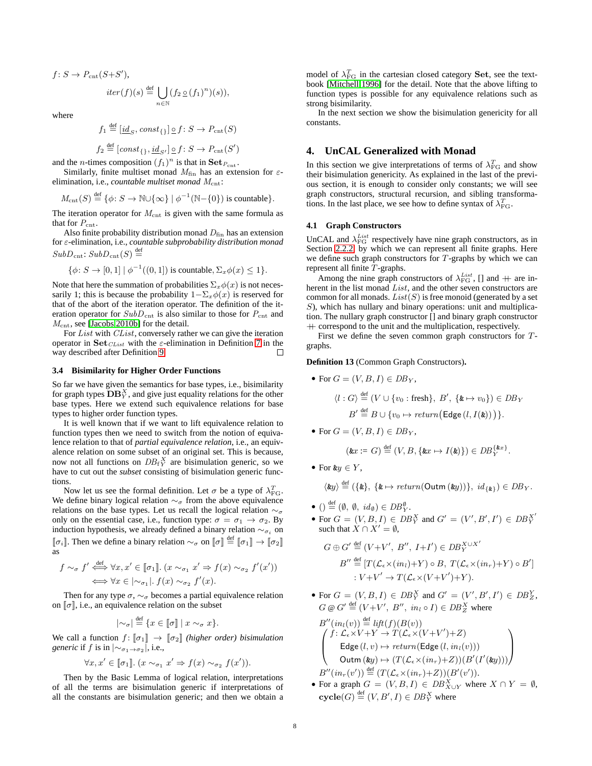$f\colon S \to P_{\mathrm{cnt}}(S+S')$,

$$iter(f)(s) \stackrel{\text{def}}{=} \bigcup_{n\in\mathbb{N}} (f_2 \mathbin{\underline{\circ}} (f_1)^n)(s)),$$

where

$$f_1 \stackrel{\text{def}}{=} [\underline{id}_S, const_{\{\}}] \mathbin{\underline{\circ}} f\colon S \to P_{\mathrm{cnt}}(S)$$

$$f_2 \stackrel{\text{def}}{=} [const_{\{\}}, \underline{id}_{S'}] \mathbin{\underline{\circ}} f\colon S \to P_{\mathrm{cnt}}(S')$$

and the $n$-times composition $(f_1)^n$ is that in $\mathbf{Set}_{P_{\mathrm{cnt}}}$.

Similarly, finite multiset monad $M_{\mathrm{fin}}$ has an extension for $\varepsilon$-elimination, i.e., *countable multiset monad* $M_{\mathrm{cnt}}$:

$$M_{\mathrm{cnt}}(S) \stackrel{\text{def}}{=} \{\phi\colon S \to \mathbb{N}\cup\{\infty\} \mid \phi^{-1}(\mathbb{N}-\{0\}) \text{ is countable}\}.$$

The iteration operator for $M_{\mathrm{cnt}}$ is given with the same formula as that for $P_{\mathrm{cnt}}$.

Also finite probability distribution monad $D_{\mathrm{fin}}$ has an extension for $\varepsilon$-elimination, i.e., *countable subprobability distribution monad* $SubD_{\mathrm{cnt}}$: $SubD_{\mathrm{cnt}}(S) \stackrel{\text{def}}{=}$

$$\{\phi\colon S \to [0,1] \mid \phi^{-1}((0,1]) \text{ is countable}, \Sigma_x\phi(x) \le 1\}.$$

Note that here the summation of probabilities $\Sigma_x\phi(x)$ is not necessarily 1; this is because the probability $1-\Sigma_x\phi(x)$ is reserved for that of the abort of the iteration operator. The definition of the iteration operator for $SubD_{\mathrm{cnt}}$ is also similar to those for $P_{\mathrm{cnt}}$ and $M_{\mathrm{cnt}}$, see [Jacobs 2010b] for the detail.

For $List$ with $CList$, conversely rather we can give the iteration operator in $\mathbf{Set}_{CList}$ with the $\varepsilon$-elimination in Definition 7 in the way described after Definition 9. □

### 3.4 Bisimilarity for Higher Order Functions

So far we have given the semantics for base types, i.e., bisimilarity for graph types $\mathbf{DB}^X_Y$, and give just equality relations for the other base types. Here we extend such equivalence relations for base types to higher order function types.

It is well known that if we want to lift equivalence relation to function types then we need to switch from the notion of equivalence relation to that of *partial equivalence relation*, i.e., an equivalence relation on some subset of an original set. This is because, now not all functions on $DB_{\mathrm{f}}{}^X_Y$ are bisimulation generic, so we have to cut out the *subset* consisting of bisimulation generic functions.

Now let us see the formal definition. Let $\sigma$ be a type of $\lambda^T_{\mathrm{FG}}$. We define binary logical relation $\sim_\sigma$ from the above equivalence relations on the base types. Let us recall the logical relation $\sim_\sigma$ only on the essential case, i.e., function type: $\sigma = \sigma_1 \to \sigma_2$. By induction hypothesis, we already defined a binary relation $\sim_{\sigma_i}$ on $[\![\sigma_i]\!]$. Then we define a binary relation $\sim_\sigma$ on $[\![\sigma]\!] \stackrel{\text{def}}{=} [\![\sigma_1]\!] \to [\![\sigma_2]\!]$ as

$$\begin{aligned} f \sim_\sigma f' &\stackrel{\text{def}}{\iff} \forall x, x' \in [\![\sigma_1]\!].\ (x \sim_{\sigma_1} x' \Rightarrow f(x) \sim_{\sigma_2} f'(x')) \\ &\iff \forall x \in |{\sim_{\sigma_1}}|.\ f(x) \sim_{\sigma_2} f'(x). \end{aligned}$$

Then for any type $\sigma$, $\sim_\sigma$ becomes a partial equivalence relation on $[\![\sigma]\!]$, i.e., an equivalence relation on the subset

$$|{\sim_\sigma}| \stackrel{\text{def}}{=} \{x \in [\![\sigma]\!] \mid x \sim_\sigma x\}.$$

We call a function $f\colon [\![\sigma_1]\!] \to [\![\sigma_2]\!]$ *(higher order) bisimulation generic* if $f$ is in $|{\sim_{\sigma_1\to\sigma_2}}|$, i.e.,

$$\forall x, x' \in [\![\sigma_1]\!].\ (x \sim_{\sigma_1} x' \Rightarrow f(x) \sim_{\sigma_2} f(x')).$$

Then by the Basic Lemma of logical relation, interpretations of all the terms are bisimulation generic if interpretations of all the constants are bisimulation generic; and then we obtain a model of $\lambda^T_{\mathrm{FG}}$ in the cartesian closed category $\mathbf{Set}$, see the textbook [Mitchell 1996] for the detail. Note that the above lifting to function types is possible for any equivalence relations such as strong bisimilarity.

In the next section we show the bisimulation genericity for all constants.

## 4. UnCAL Generalized with Monad

In this section we give interpretations of terms of $\lambda^T_{\mathrm{FG}}$ and show their bisimulation genericity. As explained in the last of the previous section, it is enough to consider only constants; we will see graph constructors, structural recursion, and sibling transformations. In the last place, we see how to define syntax of $\lambda^T_{\mathrm{FG}}$.

### 4.1 Graph Constructors

UnCAL and $\lambda^{List}_{\mathrm{FG}}$ respectively have nine graph constructors, as in Section 2.2.2, by which we can represent all finite graphs. Here we define such graph constructors for $T$-graphs by which we can represent all finite $T$-graphs.

Among the nine graph constructors of $\lambda^{List}_{\mathrm{FG}}$, [] and $+\!\!+$ are inherent in the list monad $List$, and the other seven constructors are common for all monads. $List(S)$ is free monoid (generated by a set $S$), which has nullary and binary operations: unit and multiplication. The nullary graph constructor [] and binary graph constructor $+\!\!+$ correspond to the unit and the multiplication, respectively.

First we define the seven common graph constructors for $T$-graphs.

**Definition 13** (Common Graph Constructors)**.**

- For $G = (V, B, I) \in DB_Y$,
$$\langle l : G\rangle \stackrel{\text{def}}{=} (V \cup \{v_0 : \text{fresh}\},\ B',\ \{\&\mapsto v_0\}) \in DB_Y$$
$$B' \stackrel{\text{def}}{=} B \cup \{v_0 \mapsto return\big(\mathsf{Edge}\,(l, I(\&))\big)\}.$$
- For $G = (V, B, I) \in DB_Y$,
$$(\&x := G) \stackrel{\text{def}}{=} (V, B, \{\&x \mapsto I(\&)\}) \in DB_Y^{\{\&x\}}.$$
- For $\&y \in Y$,
$$\langle \&y\rangle \stackrel{\text{def}}{=} (\{\&\},\ \{\&\mapsto return(\mathsf{Outm}\,(\&y))\},\ id_{\{\&\}}) \in DB_Y.$$
- $() \stackrel{\text{def}}{=} (\emptyset,\ \emptyset,\ id_\emptyset) \in DB^\emptyset_Y$.
- For $G = (V, B, I) \in DB^X_Y$ and $G' = (V', B', I') \in DB^{X'}_Y$ such that $X \cap X' = \emptyset$,
$$G \oplus G' \stackrel{\text{def}}{=} (V{+}V',\ B'',\ I{+}I') \in DB_Y^{X\cup X'}$$
$$\begin{aligned} B'' \stackrel{\text{def}}{=} &[T(\mathcal{L}_\epsilon{\times}(in_l){+}Y) \circ B,\ T(\mathcal{L}_\epsilon{\times}(in_r){+}Y) \circ B'] \\ &: V{+}V' \to T(\mathcal{L}_\epsilon{\times}(V{+}V'){+}Y). \end{aligned}$$
- For $G = (V, B, I) \in DB^X_Y$ and $G' = (V', B', I') \in DB^Y_Z$, $G \mathbin{@} G' \stackrel{\text{def}}{=} (V{+}V',\ B'',\ in_l \circ I) \in DB^X_Z$ where
$$B''(in_l(v)) \stackrel{\text{def}}{=} lift(f)(B(v))$$
$$\begin{pmatrix} f\colon \mathcal{L}_\epsilon{\times}V{+}Y \to T(\mathcal{L}_\epsilon{\times}(V{+}V'){+}Z) \\ \quad \mathsf{Edge}\,(l, v) \mapsto return(\mathsf{Edge}\,(l, in_l(v))) \\ \quad \mathsf{Outm}\,(\&y) \mapsto (T(\mathcal{L}_\epsilon{\times}(in_r){+}Z))(B'(I'(\&y))) \end{pmatrix}$$
$$B''(in_r(v')) \stackrel{\text{def}}{=} (T(\mathcal{L}_\epsilon{\times}(in_r){+}Z))(B'(v')).$$
- For a graph $G = (V, B, I) \in DB^X_{X\cup Y}$ where $X \cap Y = \emptyset$, $\mathbf{cycle}(G) \stackrel{\text{def}}{=} (V, B', I) \in DB^X_Y$ where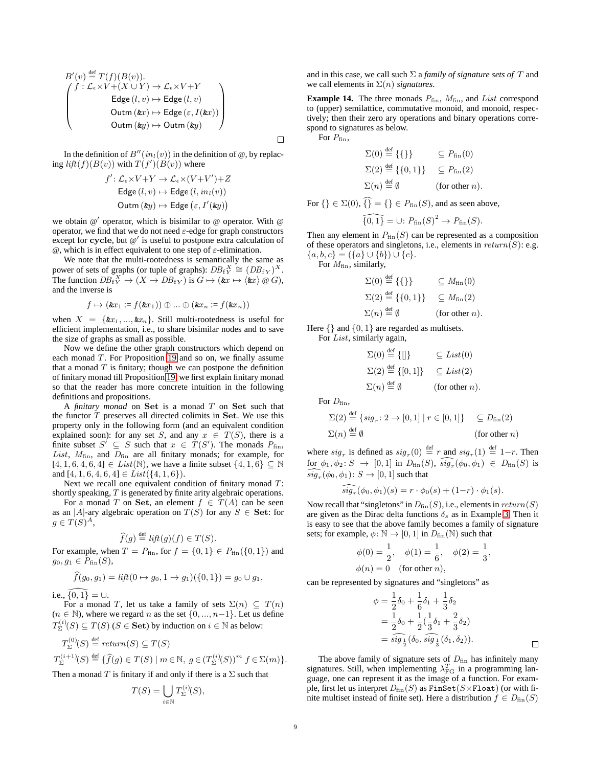$$B'(v) \stackrel{\text{def}}{=} T(f)(B(v)).$$

$$\left(\begin{array}{r} f: \mathcal{L}_\epsilon \times V + (X \cup Y) \to \mathcal{L}_\epsilon \times V + Y \\ \mathsf{Edge}\,(l,v) \mapsto \mathsf{Edge}\,(l,v) \\ \mathsf{Outm}\,(\&x) \mapsto \mathsf{Edge}\,(\varepsilon, I(\&x)) \\ \mathsf{Outm}\,(\&y) \mapsto \mathsf{Outm}\,(\&y) \end{array}\right)$$

□

In the definition of $B''(in_l(v))$ in the definition of @, by replacing $lift(f)(B(v))$ with $T(f')(B(v))$ where

$$\begin{array}{c} f' \colon \mathcal{L}_\epsilon \times V + Y \to \mathcal{L}_\epsilon \times (V+V') + Z \\ \mathsf{Edge}\,(l,v) \mapsto \mathsf{Edge}\,(l, in_l(v)) \\ \mathsf{Outm}\,(\&y) \mapsto \mathsf{Edge}\,(\varepsilon, I'(\&y)) \end{array}$$

we obtain @$'$ operator, which is bisimilar to @ operator. With @ operator, we find that we do not need $\varepsilon$-edge for graph constructors except for **cycle**, but @$'$ is useful to postpone extra calculation of @, which is in effect equivalent to one step of $\varepsilon$-elimination.

We note that the multi-rootedness is semantically the same as power of sets of graphs (or tuple of graphs): $DB_{\mathrm{f}Y}^X \cong (DB_{\mathrm{f}Y})^X$. The function $DB_{\mathrm{f}Y}^X \to (X \to DB_{\mathrm{f}Y})$ is $G \mapsto (\&x \mapsto \langle \&x \rangle @ G)$, and the inverse is

$$f \mapsto (\&x_1 := f(\&x_1)) \oplus \ldots \oplus (\&x_n := f(\&x_n))$$

when $X = \{\&x_1, \ldots, \&x_n\}$. Still multi-rootedness is useful for efficient implementation, i.e., to share bisimilar nodes and to save the size of graphs as small as possible.

Now we define the other graph constructors which depend on each monad $T$. For Proposition 19 and so on, we finally assume that a monad $T$ is finitary; though we can postpone the definition of finitary monad till Proposition 19, we first explain finitary monad so that the reader has more concrete intuition in the following definitions and propositions.

A *finitary monad* on **Set** is a monad $T$ on **Set** such that the functor $T$ preserves all directed colimits in **Set**. We use this property only in the following form (and an equivalent condition explained soon): for any set $S$, and any $x \in T(S)$, there is a finite subset $S' \subseteq S$ such that $x \in T(S')$. The monads $P_{\mathrm{fin}}$, $List$, $M_{\mathrm{fin}}$, and $D_{\mathrm{fin}}$ are all finitary monads; for example, for $[4,1,6,4,6,4] \in List(\mathbb{N})$, we have a finite subset $\{4,1,6\} \subseteq \mathbb{N}$ and $[4,1,6,4,6,4] \in List(\{4,1,6\})$.

Next we recall one equivalent condition of finitary monad $T$: shortly speaking, $T$ is generated by finite arity algebraic operations.

For a monad $T$ on **Set**, an element $f \in T(A)$ can be seen as an $|A|$-ary algebraic operation on $T(S)$ for any $S \in \mathbf{Set}$: for $g \in T(S)^A$,

$$\widehat{f}(g) \stackrel{\text{def}}{=} lift(g)(f) \in T(S).$$

For example, when $T = P_{\mathrm{fin}}$, for $f = \{0,1\} \in P_{\mathrm{fin}}(\{0,1\})$ and $g_0, g_1 \in P_{\mathrm{fin}}(S)$,

$$\widehat{f}(g_0, g_1) = lift(0 \mapsto g_0, 1 \mapsto g_1)(\{0,1\}) = g_0 \cup g_1,$$

i.e., $\widehat{\{0,1\}} = \cup$.

For a monad $T$, let us take a family of sets $\Sigma(n) \subseteq T(n)$ ($n \in \mathbb{N}$), where we regard $n$ as the set $\{0, \ldots, n-1\}$. Let us define $T_\Sigma^{(i)}(S) \subseteq T(S)$ ($S \in \mathbf{Set}$) by induction on $i \in \mathbb{N}$ as below:

$$T_\Sigma^{(0)}(S) \stackrel{\text{def}}{=} return(S) \subseteq T(S)$$

$$T_\Sigma^{(i+1)}(S) \stackrel{\text{def}}{=} \{\widehat{f}(g) \in T(S) \mid m \in \mathbb{N},\ g \in (T_\Sigma^{(i)}(S))^m\ f \in \Sigma(m)\}.$$

Then a monad $T$ is finitary if and only if there is a $\Sigma$ such that

$$T(S) = \bigcup_{i \in \mathbb{N}} T_\Sigma^{(i)}(S),$$

and in this case, we call such $\Sigma$ a *family of signature sets of* $T$ and we call elements in $\Sigma(n)$ *signatures*.

**Example 14.** The three monads $P_{\mathrm{fin}}$, $M_{\mathrm{fin}}$, and $List$ correspond to (upper) semilattice, commutative monoid, and monoid, respectively; then their zero ary operations and binary operations correspond to signatures as below.

For $P_{\mathrm{fin}}$,

$$\begin{array}{ll} \Sigma(0) \stackrel{\text{def}}{=} \{\{\}\} & \subseteq P_{\mathrm{fin}}(0) \\ \Sigma(2) \stackrel{\text{def}}{=} \{\{0,1\}\} & \subseteq P_{\mathrm{fin}}(2) \\ \Sigma(n) \stackrel{\text{def}}{=} \emptyset & \text{(for other } n\text{).} \end{array}$$

For $\{\} \in \Sigma(0)$, $\widehat{\{\}} = \{\} \in P_{\mathrm{fin}}(S)$, and as seen above,

$$\widehat{\{0,1\}} = \cup \colon P_{\mathrm{fin}}(S)^2 \to P_{\mathrm{fin}}(S).$$

Then any element in $P_{\mathrm{fin}}(S)$ can be represented as a composition of these operators and singletons, i.e., elements in $return(S)$: e.g. $\{a,b,c\} = (\{a\} \cup \{b\}) \cup \{c\}$.

For $M_{\mathrm{fin}}$, similarly,

$$\begin{array}{ll} \Sigma(0) \stackrel{\text{def}}{=} \{\{\}\} & \subseteq M_{\mathrm{fin}}(0) \\ \Sigma(2) \stackrel{\text{def}}{=} \{\{0,1\}\} & \subseteq M_{\mathrm{fin}}(2) \\ \Sigma(n) \stackrel{\text{def}}{=} \emptyset & \text{(for other } n\text{).} \end{array}$$

Here $\{\}$ and $\{0,1\}$ are regarded as multisets.

For $List$, similarly again,

$$\begin{array}{ll} \Sigma(0) \stackrel{\text{def}}{=} \{[]\} & \subseteq List(0) \\ \Sigma(2) \stackrel{\text{def}}{=} \{[0,1]\} & \subseteq List(2) \\ \Sigma(n) \stackrel{\text{def}}{=} \emptyset & \text{(for other } n\text{).} \end{array}$$

For $D_{\mathrm{fin}}$,

$$\begin{array}{ll} \Sigma(2) \stackrel{\text{def}}{=} \{sig_r \colon 2 \to [0,1] \mid r \in [0,1]\} & \subseteq D_{\mathrm{fin}}(2) \\ \Sigma(n) \stackrel{\text{def}}{=} \emptyset & \text{(for other } n\text{)} \end{array}$$

where $sig_r$ is defined as $sig_r(0) \stackrel{\text{def}}{=} r$ and $sig_r(1) \stackrel{\text{def}}{=} 1-r$. Then for $\phi_1, \phi_2 \colon S \to [0,1]$ in $D_{\mathrm{fin}}(S)$, $\widehat{sig_r}(\phi_0, \phi_1) \in D_{\mathrm{fin}}(S)$ is $\widehat{sig_r}(\phi_0, \phi_1) \colon S \to [0,1]$ such that

$$\widehat{sig_r}(\phi_0, \phi_1)(s) = r \cdot \phi_0(s) + (1-r) \cdot \phi_1(s).$$

Now recall that "singletons" in $D_{\mathrm{fin}}(S)$, i.e., elements in $return(S)$ are given as the Dirac delta functions $\delta_s$ as in Example 3. Then it is easy to see that the above family becomes a family of signature sets; for example, $\phi \colon \mathbb{N} \to [0,1]$ in $D_{\mathrm{fin}}(\mathbb{N})$ such that

$$\phi(0) = \frac{1}{2}, \quad \phi(1) = \frac{1}{6}, \quad \phi(2) = \frac{1}{3},$$
$$\phi(n) = 0 \quad \text{(for other } n\text{),}$$

can be represented by signatures and "singletons" as

$$\begin{aligned} \phi &= \frac{1}{2}\delta_0 + \frac{1}{6}\delta_1 + \frac{1}{3}\delta_2 \\ &= \frac{1}{2}\delta_0 + \frac{1}{2}(\frac{1}{3}\delta_1 + \frac{2}{3}\delta_2) \\ &= \widehat{sig_{\frac{1}{2}}}(\delta_0, \widehat{sig_{\frac{1}{3}}}(\delta_1, \delta_2)). \end{aligned}$$

□

The above family of signature sets of $D_{\mathrm{fin}}$ has infinitely many signatures. Still, when implementing $\lambda_{\mathrm{FG}}^T$ in a programming language, one can represent it as the image of a function. For example, first let us interpret $D_{\mathrm{fin}}(S)$ as `FinSet`$(S \times$`Float`$)$ (or with finite multiset instead of finite set). Here a distribution $f \in D_{\mathrm{fin}}(S)$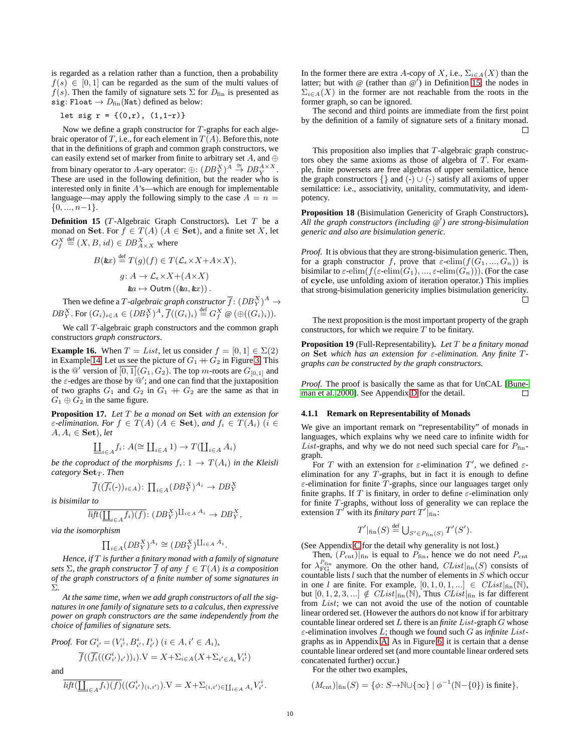is regarded as a relation rather than a function, then a probability $f(s) \in [0,1]$ can be regarded as the sum of the multi values of $f(s)$. Then the family of signature sets $\Sigma$ for $D_{\mathrm{fin}}$ is presented as `sig`: `Float` $\to D_{\mathrm{fin}}(\texttt{Nat})$ defined as below:

```
let sig r = {(0,r), (1,1-r)}
```

Now we define a graph constructor for $T$-graphs for each algebraic operator of $T$, i.e., for each element in $T(A)$. Before this, note that in the definitions of graph and common graph constructors, we can easily extend set of marker from finite to arbitrary set $A$, and $\oplus$ from binary operator to $A$-ary operator: $\oplus\colon (DB^X_Y)^A \overset{\simeq}{\to} DB^{A\times X}_Y$. These are used in the following definition, but the reader who is interested only in finite $A$'s—which are enough for implementable language—may apply the following simply to the case $A = n = \{0, ..., n-1\}$.

**Definition 15** ($T$-Algebraic Graph Constructors)**.** Let $T$ be a monad on $\mathbf{Set}$. For $f \in T(A)$ ($A \in \mathbf{Set}$), and a finite set $X$, let $G^X_f \overset{\text{def}}{=} (X, B, id) \in DB^X_{A\times X}$ where

$$B(\&x) \overset{\text{def}}{=} T(g)(f) \in T(\mathcal{L}_\epsilon \times X + A \times X),$$
$$g\colon A \to \mathcal{L}_\epsilon \times X + (A \times X)$$
$$\&a \mapsto \mathsf{Outm}\left((\&a, \&x)\right).$$

Then we define a $T$-*algebraic graph constructor* $\overline{f}\colon (DB^X_Y)^A \to DB^X_Y$. For $(G_i)_{i\in A} \in (DB^X_Y)^A$, $\overline{f}((G_i)_i) \overset{\text{def}}{=} G^X_f \; @ \; (\oplus((G_i)_i))$.

We call $T$-algebraic graph constructors and the common graph constructors *graph constructors*.

**Example 16.** When $T = List$, let us consider $f = [0,1] \in \Sigma(2)$ in Example 14. Let us see the picture of $G_1 +\!\!\!+ \, G_2$ in Figure 3. This is the @′ version of $\overline{[0,1]}(G_1, G_2)$. The top $m$-roots are $G_{[0,1]}$ and the $\varepsilon$-edges are those by @′; and one can find that the juxtaposition of two graphs $G_1$ and $G_2$ in $G_1 +\!\!\!+ \, G_2$ are the same as that in $G_1 \oplus G_2$ in the same figure.

**Proposition 17.** *Let $T$ be a monad on $\mathbf{Set}$ with an extension for $\varepsilon$-elimination. For $f \in T(A)$ ($A \in \mathbf{Set}$), and $f_i \in T(A_i)$ ($i \in A, A_i \in \mathbf{Set}$), let*

$$\underline{\coprod}_{i\in A} f_i\colon A (\cong \textstyle\coprod_{i\in A} 1) \to T(\coprod_{i\in A} A_i)$$

*be the coproduct of the morphisms $f_i\colon 1 \to T(A_i)$ in the Kleisli category $\mathbf{Set}_T$. Then*

$$\overline{f}((\overline{f_i}(\text{-}))_{i\in A})\colon \textstyle\prod_{i\in A}(DB^X_Y)^{A_i} \to DB^X_Y$$

*is bisimilar to*

$$\overline{lift(\underline{\coprod}_{i\in A} f_i)(f)}\colon (DB^X_Y)^{\coprod_{i\in A} A_i} \to DB^X_Y,$$

*via the isomorphism*

$$\textstyle\prod_{i\in A}(DB^X_Y)^{A_i} \cong (DB^X_Y)^{\coprod_{i\in A} A_i}.$$

*Hence, if $T$ is further a finitary monad with a family of signature sets $\Sigma$, the graph constructor $\overline{f}$ of any $f \in T(A)$ is a composition of the graph constructors of a finite number of some signatures in $\Sigma$.*

*At the same time, when we add graph constructors of all the signatures in one family of signature sets to a calculus, then expressive power on graph constructors are the same independently from the choice of families of signature sets.*

*Proof.* For $G^i_{i'} = (V^i_{i'}, B^i_{i'}, I^i_{i'})$ ($i \in A, i' \in A_i$),

$$\overline{f}((\overline{f_i}((G^i_{i'})_{i'}))_i).\mathrm{V} = X + \Sigma_{i\in A}(X + \Sigma_{i'\in A_i} V^i_{i'})$$

and

$$\overline{lift(\underline{\coprod}_{i\in A} f_i)(f)}((G^i_{i'})_{(i,i')}).\mathrm{V} = X + \Sigma_{(i,i')\in\coprod_{i\in A} A_i} V^i_{i'}.$$

In the former there are extra $A$-copy of $X$, i.e., $\Sigma_{i\in A}(X)$ than the latter; but with @ (rather than @′) in Definition 15, the nodes in $\Sigma_{i\in A}(X)$ in the former are not reachable from the roots in the former graph, so can be ignored.

The second and third points are immediate from the first point by the definition of a family of signature sets of a finitary monad. ☐

This proposition also implies that $T$-algebraic graph constructors obey the same axioms as those of algebra of $T$. For example, finite powersets are free algebras of upper semilattice, hence the graph constructors $\{\}$ and (-) $\cup$ (-) satisfy all axioms of upper semilattice: i.e., associativity, unitality, commutativity, and idempotency.

**Proposition 18** (Bisimulation Genericity of Graph Constructors)**.** *All the graph constructors (including @′) are strong-bisimulation generic and also are bisimulation generic.*

*Proof.* It is obvious that they are strong-bisimulation generic. Then, for a graph constructor $f$, prove that $\varepsilon$-elim$(f(G_1, ..., G_n))$ is bisimilar to $\varepsilon$-elim$(f(\varepsilon$-elim$(G_1), ..., \varepsilon$-elim$(G_n)))$. (For the case of **cycle**, use unfolding axiom of iteration operator.) This implies that strong-bisimulation genericity implies bisimulation genericity. ☐

The next proposition is the most important property of the graph constructors, for which we require $T$ to be finitary.

**Proposition 19** (Full-Representability)**.** *Let $T$ be a finitary monad on $\mathbf{Set}$ which has an extension for $\varepsilon$-elimination. Any finite $T$-graphs can be constructed by the graph constructors.*

*Proof.* The proof is basically the same as that for UnCAL [Buneman et al. 2000]. See Appendix D for the detail. ☐

### 4.1.1 Remark on Representability of Monads

We give an important remark on "representability" of monads in languages, which explains why we need care to infinite width for $List$-graphs, and why we do not need such special care for $P_{\mathrm{fin}}$-graph.

For $T$ with an extension for $\varepsilon$-elimination $T'$, we defined $\varepsilon$-elimination for any $T$-graphs, but in fact it is enough to define $\varepsilon$-elimination for finite $T$-graphs, since our languages target only finite graphs. If $T$ is finitary, in order to define $\varepsilon$-elimination only for finite $T$-graphs, without loss of generality we can replace the extension $T'$ with its *finitary part* $T'|_{\mathrm{fin}}$:

$$T'|_{\mathrm{fin}}(S) \overset{\text{def}}{=} \textstyle\bigcup_{S'\in P_{\mathrm{fin}}(S)} T'(S').$$

(See Appendix C for the detail why generality is not lost.)

Then, $(P_{\mathrm{cnt}})|_{\mathrm{fin}}$ is equal to $P_{\mathrm{fin}}$, hence we do not need $P_{\mathrm{cnt}}$ for $\lambda^{P_{\mathrm{fin}}}_{\mathrm{FG}}$ anymore. On the other hand, $CList|_{\mathrm{fin}}(S)$ consists of countable lists $l$ such that the number of elements in $S$ which occur in one $l$ are finite. For example, $[0,1,0,1,...] \in CList|_{\mathrm{fin}}(\mathbb{N})$, but $[0,1,2,3,...] \notin CList|_{\mathrm{fin}}(\mathbb{N})$, Thus $CList|_{\mathrm{fin}}$ is far different from $List$; we can not avoid the use of the notion of countable linear ordered set. (However the authors do not know if for arbitrary countable linear ordered set $L$ there is an *finite* $List$-graph $G$ whose $\varepsilon$-elimination involves $L$; though we found such $G$ as *infinite* $List$-graphs as in Appendix A. As in Figure 6, it is certain that a dense countable linear ordered set (and more countable linear ordered sets concatenated further) occur.)

For the other two examples,

$$(M_{\mathrm{cnt}})|_{\mathrm{fin}}(S) = \{\phi\colon S \to \mathbb{N} \cup \{\infty\} \mid \phi^{-1}(\mathbb{N} - \{0\}) \text{ is finite}\},$$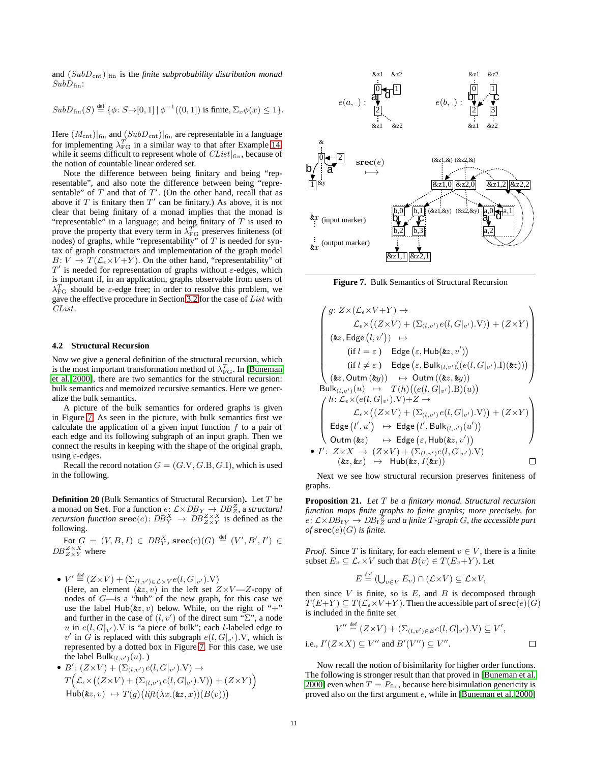and $(SubD_{\mathrm{cnt}})|_{\mathrm{fin}}$ is the *finite subprobability distribution monad* $SubD_{\mathrm{fin}}$:

$$SubD_{\mathrm{fin}}(S) \stackrel{\mathrm{def}}{=} \{\phi\colon S{\to}[0,1] \mid \phi^{-1}((0,1]) \text{ is finite}, \Sigma_x \phi(x) \leq 1\}.$$

Here $(M_{\mathrm{cnt}})|_{\mathrm{fin}}$ and $(SubD_{\mathrm{cnt}})|_{\mathrm{fin}}$ are representable in a language for implementing $\lambda^T_{\mathrm{FG}}$ in a similar way to that after Example 14, while it seems difficult to represent whole of $CList|_{\mathrm{fin}}$, because of the notion of countable linear ordered set.

Note the difference between being finitary and being "representable", and also note the difference between being "representable" of $T$ and that of $T'$. (On the other hand, recall that as above if $T$ is finitary then $T'$ can be finitary.) As above, it is not clear that being finitary of a monad implies that the monad is "representable" in a language; and being finitary of $T$ is used to prove the property that every term in $\lambda^T_{\mathrm{FG}}$ preserves finiteness (of nodes) of graphs, while "representability" of $T$ is needed for syntax of graph constructors and implementation of the graph model $B\colon V \to T(\mathcal{L}_\epsilon{\times}V{+}Y)$. On the other hand, "representability" of $T'$ is needed for representation of graphs without $\varepsilon$-edges, which is important if, in an application, graphs observable from users of $\lambda^T_{\mathrm{FG}}$ should be $\varepsilon$-edge free; in order to resolve this problem, we gave the effective procedure in Section 3.2 for the case of $List$ with $CList$.

### 4.2 Structural Recursion

Now we give a general definition of the structural recursion, which is the most important transformation method of $\lambda^T_{\mathrm{FG}}$. In [Buneman et al. 2000], there are two semantics for the structural recursion: bulk semantics and memoized recursive semantics. Here we generalize the bulk semantics.

A picture of the bulk semantics for ordered graphs is given in Figure 7. As seen in the picture, with bulk semantics first we calculate the application of a given input function $f$ to a pair of each edge and its following subgraph of an input graph. Then we connect the results in keeping with the shape of the original graph, using $\varepsilon$-edges.

Recall the record notation $G = (G.\mathrm{V}, G.\mathrm{B}, G.\mathrm{I})$, which is used in the following.

**Definition 20** (Bulk Semantics of Structural Recursion)**.** Let $T$ be a monad on $\mathbf{Set}$. For a function $e\colon \mathcal{L}\times DB_Y \to DB^Z_Z$, a *structural recursion function* $\mathbf{srec}(e)\colon DB^X_Y \to DB^{Z\times X}_{Z\times Y}$ is defined as the following.

For $G = (V, B, I) \in DB^X_Y$, $\mathbf{srec}(e)(G) \stackrel{\mathrm{def}}{=} (V', B', I') \in DB^{Z\times X}_{Z\times Y}$ where

- $V' \stackrel{\mathrm{def}}{=} (Z{\times}V) + (\Sigma_{(l,v')\in\mathcal{L}\times V}\, e(l, G|_{v'}).\mathrm{V})$
  (Here, an element $(\&z, v)$ in the left set $Z{\times}V$—$Z$-copy of nodes of $G$—is a "hub" of the new graph, for this case we use the label $\mathsf{Hub}(\&z, v)$ below. While, on the right of "+" and further in the case of $(l, v')$ of the direct sum "$\Sigma$", a node $u$ in $e(l, G|_{v'}).\mathrm{V}$ is "a piece of bulk"; each $l$-labeled edge to $v'$ in $G$ is replaced with this subgraph $e(l, G|_{v'}).\mathrm{V}$, which is represented by a dotted box in Figure 7. For this case, we use the label $\mathsf{Bulk}_{(l,v')}(u)$. )
- $B'\colon (Z{\times}V) + (\Sigma_{(l,v')}\, e(l, G|_{v'}).\mathrm{V}) \to T\Big(\mathcal{L}_\epsilon{\times}\big((Z{\times}V) + (\Sigma_{(l,v')}\, e(l, G|_{v'}).\mathrm{V})\big) + (Z{\times}Y)\Big)$
  $\mathsf{Hub}(\&z, v) \mapsto T(g)\big(\mathit{lift}(\lambda x.(\&z, x))(B(v))\big)$

$$\left(\begin{array}{l} g\colon Z{\times}(\mathcal{L}_\epsilon{\times}V{+}Y) \to \\ \qquad \mathcal{L}_\epsilon{\times}\big((Z{\times}V) + (\Sigma_{(l,v')}\, e(l, G|_{v'}).\mathrm{V})\big) + (Z{\times}Y) \\ (\&z, \mathsf{Edge}\,(l, v')) \;\;\mapsto \\ \qquad (\text{if } l = \varepsilon\,) \quad \mathsf{Edge}\,\big(\varepsilon, \mathsf{Hub}(\&z, v')\big) \\ \qquad (\text{if } l \neq \varepsilon\,) \quad \mathsf{Edge}\,\big(\varepsilon, \mathsf{Bulk}_{(l,v')}((e(l, G|_{v'}).\mathrm{I})(\&z))\big) \\ (\&z, \mathsf{Outm}\,(\&y)) \quad \mapsto \mathsf{Outm}\,((\&z, \&y)) \end{array}\right)$$

$\mathsf{Bulk}_{(l,v')}(u) \;\;\mapsto\;\; T(h)\big((e(l, G|_{v'}).\mathrm{B})(u)\big)$

$$\left(\begin{array}{l} h\colon \mathcal{L}_\epsilon{\times}(e(l, G|_{v'}).\mathrm{V}){+}Z \to \\ \qquad \mathcal{L}_\epsilon{\times}\big((Z{\times}V) + (\Sigma_{(l,v')}\, e(l, G|_{v'}).\mathrm{V})\big) + (Z{\times}Y) \\ \mathsf{Edge}\,(l', u') \;\;\mapsto \mathsf{Edge}\,\big(l', \mathsf{Bulk}_{(l,v')}(u')\big) \\ \mathsf{Outm}\,(\&z) \quad\;\; \mapsto \mathsf{Edge}\,\big(\varepsilon, \mathsf{Hub}(\&z, v')\big) \end{array}\right)$$

- $I'\colon\; Z{\times}X \;\to\; (Z{\times}V) + (\Sigma_{(l,v')} e(l, G|_{v'}).\mathrm{V})$
  $\quad (\&z, \&x) \;\;\mapsto\;\; \mathsf{Hub}(\&z, I(\&x))$ □

Figure 7. Bulk Semantics of Structural Recursion

Next we see how structural recursion preserves finiteness of graphs.

**Proposition 21.** *Let $T$ be a finitary monad. Structural recursion function maps finite graphs to finite graphs; more precisely, for $e\colon \mathcal{L}\times DB_{fY} \to DB^Z_{fZ}$ and a finite $T$-graph $G$, the accessible part of $\mathbf{srec}(e)(G)$ is finite.*

*Proof.* Since $T$ is finitary, for each element $v \in V$, there is a finite subset $E_v \subseteq \mathcal{L}_\epsilon{\times}V$ such that $B(v) \in T(E_v{+}Y)$. Let

$$E \stackrel{\mathrm{def}}{=} (\textstyle\bigcup_{v\in V} E_v) \cap (\mathcal{L}{\times}V) \subseteq \mathcal{L}{\times}V,$$

then since $V$ is finite, so is $E$, and $B$ is decomposed through $T(E{+}Y) \subseteq T(\mathcal{L}_\epsilon{\times}V{+}Y)$. Then the accessible part of $\mathbf{srec}(e)(G)$ is included in the finite set

$$V'' \stackrel{\mathrm{def}}{=} (Z{\times}V) + (\Sigma_{(l,v')\in E}\, e(l, G|_{v'}).\mathrm{V}) \subseteq V',$$

i.e., $I'(Z{\times}X) \subseteq V''$ and $B'(V'') \subseteq V''$. □

Now recall the notion of bisimilarity for higher order functions. The following is stronger result than that proved in [Buneman et al. 2000] even when $T = P_{\mathrm{fin}}$, because here bisimulation genericity is proved also on the first argument $e$, while in [Buneman et al. 2000]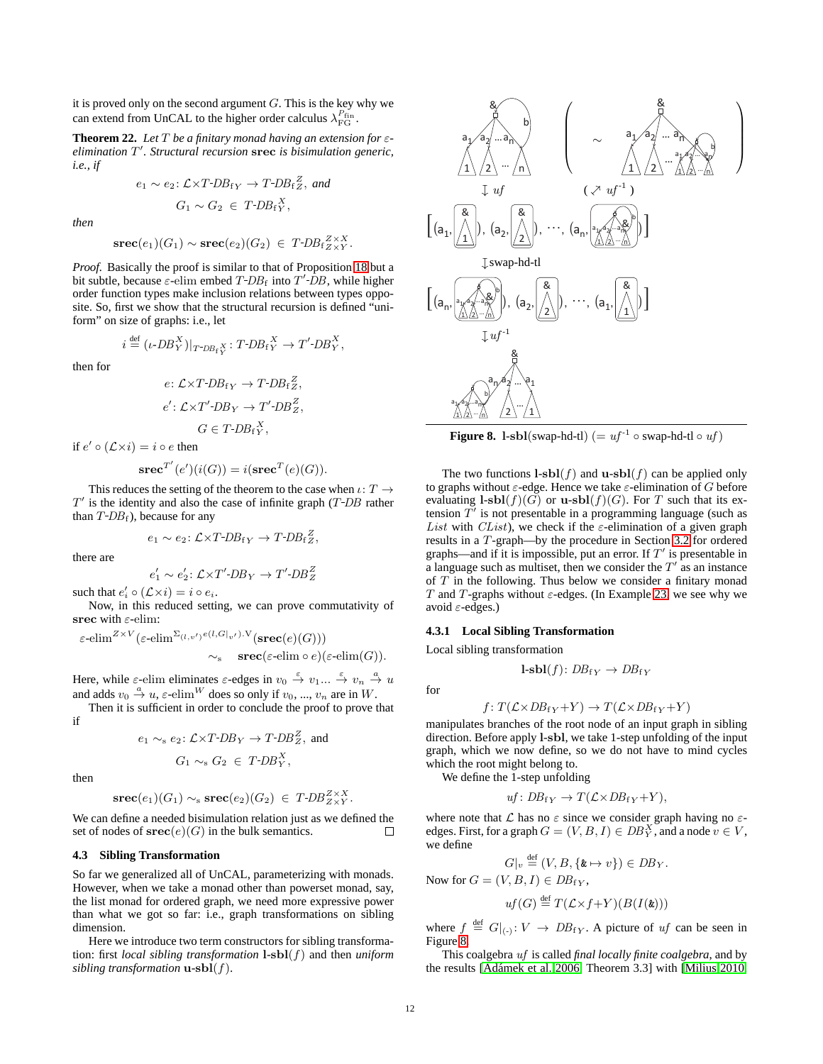it is proved only on the second argument $G$. This is the key why we can extend from UnCAL to the higher order calculus $\lambda_{\mathrm{FG}}^{P_{\mathrm{fin}}}$.

**Theorem 22.** *Let $T$ be a finitary monad having an extension for $\varepsilon$-elimination $T'$. Structural recursion* **srec** *is bisimulation generic, i.e., if*

$$e_1 \sim e_2 \colon \mathcal{L}{\times}T\text{-}DB_{\mathrm{f}Y} \to T\text{-}DB_{\mathrm{f}Z}^{\,Z}, \text{ and}$$

$$G_1 \sim G_2 \ \in \ T\text{-}DB_{\mathrm{f}Y}^{\,X},$$

*then*

$$\mathbf{srec}(e_1)(G_1) \sim \mathbf{srec}(e_2)(G_2) \ \in \ T\text{-}DB_{\mathrm{f}Z\times Y}^{\,Z\times X}.$$

*Proof.* Basically the proof is similar to that of Proposition 18 but a bit subtle, because $\varepsilon$-elim embed $T$-$DB_{\mathrm{f}}$ into $T'$-$DB$, while higher order function types make inclusion relations between types opposite. So, first we show that the structural recursion is defined "uniform" on size of graphs: i.e., let

$$i \stackrel{\mathrm{def}}{=} (\iota\text{-}DB_Y^X)|_{T\text{-}DB_{\mathrm{f}Y}^X} \colon T\text{-}DB_{\mathrm{f}Y}^{\,X} \to T'\text{-}DB_Y^X,$$

then for

$$e \colon \mathcal{L}{\times}T\text{-}DB_{\mathrm{f}Y} \to T\text{-}DB_{\mathrm{f}Z}^{\,Z},$$
$$e' \colon \mathcal{L}{\times}T'\text{-}DB_Y \to T'\text{-}DB_Z^Z,$$
$$G \in T\text{-}DB_{\mathrm{f}Y}^{\,X},$$

if $e' \circ (\mathcal{L}{\times}i) = i \circ e$ then

$$\mathbf{srec}^{T'}(e')(i(G)) = i(\mathbf{srec}^{T}(e)(G)).$$

This reduces the setting of the theorem to the case when $\iota \colon T \to T'$ is the identity and also the case of infinite graph ($T$-$DB$ rather than $T$-$DB_{\mathrm{f}}$), because for any

$$e_1 \sim e_2 \colon \mathcal{L}{\times}T\text{-}DB_{\mathrm{f}Y} \to T\text{-}DB_{\mathrm{f}Z}^{\,Z},$$

there are

$$e_1' \sim e_2' \colon \mathcal{L}{\times}T'\text{-}DB_Y \to T'\text{-}DB_Z^Z$$

such that $e_i' \circ (\mathcal{L}{\times}i) = i \circ e_i$.

Now, in this reduced setting, we can prove commutativity of **srec** with $\varepsilon$-elim:

$$\varepsilon\text{-elim}^{Z\times V}(\varepsilon\text{-elim}^{\Sigma_{(l,v')}e(l,G|_{v'}).\mathrm{V}}(\mathbf{srec}(e)(G))) \\ \sim_{\mathrm{s}} \quad \mathbf{srec}(\varepsilon\text{-elim} \circ e)(\varepsilon\text{-elim}(G)).$$

Here, while $\varepsilon$-elim eliminates $\varepsilon$-edges in $v_0 \xrightarrow{\varepsilon} v_1 \ldots \xrightarrow{\varepsilon} v_n \xrightarrow{a} u$ and adds $v_0 \xrightarrow{a} u$, $\varepsilon$-elim$^W$ does so only if $v_0, \ldots, v_n$ are in $W$.

Then it is sufficient in order to conclude the proof to prove that if

$$e_1 \sim_{\mathrm{s}} e_2 \colon \mathcal{L}{\times}T\text{-}DB_Y \to T\text{-}DB_Z^Z, \text{ and}$$

$$G_1 \sim_{\mathrm{s}} G_2 \ \in \ T\text{-}DB_Y^X,$$

then

$$\mathbf{srec}(e_1)(G_1) \sim_{\mathrm{s}} \mathbf{srec}(e_2)(G_2) \ \in \ T\text{-}DB_{Z\times Y}^{Z\times X}.$$

We can define a needed bisimulation relation just as we defined the set of nodes of $\mathbf{srec}(e)(G)$ in the bulk semantics. □

### 4.3 Sibling Transformation

So far we generalized all of UnCAL, parameterizing with monads. However, when we take a monad other than powerset monad, say, the list monad for ordered graph, we need more expressive power than what we got so far: i.e., graph transformations on sibling dimension.

Here we introduce two term constructors for sibling transformation: first *local sibling transformation* $\mathbf{l\text{-}sbl}(f)$ and then *uniform sibling transformation* $\mathbf{u\text{-}sbl}(f)$.

**Figure 8.** $\mathbf{l\text{-}sbl}$(swap-hd-tl) $(= uf^{-1} \circ \text{swap-hd-tl} \circ uf)$

The two functions $\mathbf{l\text{-}sbl}(f)$ and $\mathbf{u\text{-}sbl}(f)$ can be applied only to graphs without $\varepsilon$-edge. Hence we take $\varepsilon$-elimination of $G$ before evaluating $\mathbf{l\text{-}sbl}(f)(G)$ or $\mathbf{u\text{-}sbl}(f)(G)$. For $T$ such that its extension $T'$ is not presentable in a programming language (such as *List* with *CList*), we check if the $\varepsilon$-elimination of a given graph results in a $T$-graph—by the procedure in Section 3.2 for ordered graphs—and if it is impossible, put an error. If $T'$ is presentable in a language such as multiset, then we consider the $T'$ as an instance of $T$ in the following. Thus below we consider a finitary monad $T$ and $T$-graphs without $\varepsilon$-edges. (In Example 23, we see why we avoid $\varepsilon$-edges.)

#### 4.3.1 Local Sibling Transformation

Local sibling transformation

$$\mathbf{l\text{-}sbl}(f) \colon DB_{\mathrm{f}Y} \to DB_{\mathrm{f}Y}$$

for

$$f \colon T(\mathcal{L}{\times}DB_{\mathrm{f}Y}{+}Y) \to T(\mathcal{L}{\times}DB_{\mathrm{f}Y}{+}Y)$$

manipulates branches of the root node of an input graph in sibling direction. Before apply **l-sbl**, we take 1-step unfolding of the input graph, which we now define, so we do not have to mind cycles which the root might belong to.

We define the 1-step unfolding

$$uf \colon DB_{\mathrm{f}Y} \to T(\mathcal{L}{\times}DB_{\mathrm{f}Y}{+}Y),$$

where note that $\mathcal{L}$ has no $\varepsilon$ since we consider graph having no $\varepsilon$-edges. First, for a graph $G = (V, B, I) \in DB_Y^X$, and a node $v \in V$, we define

$$G|_v \stackrel{\mathrm{def}}{=} (V, B, \{\& \mapsto v\}) \in DB_Y.$$

Now for $G = (V, B, I) \in DB_{\mathrm{f}Y}$,

$$uf(G) \stackrel{\mathrm{def}}{=} T(\mathcal{L}{\times}f{+}Y)(B(I(\&)))$$

where $f \stackrel{\mathrm{def}}{=} G|_{(\cdot)} \colon V \to DB_{\mathrm{f}Y}$. A picture of $uf$ can be seen in Figure 8.

This coalgebra $uf$ is called *final locally finite coalgebra*, and by the results [Adámek et al. 2006, Theorem 3.3] with [Milius 2010,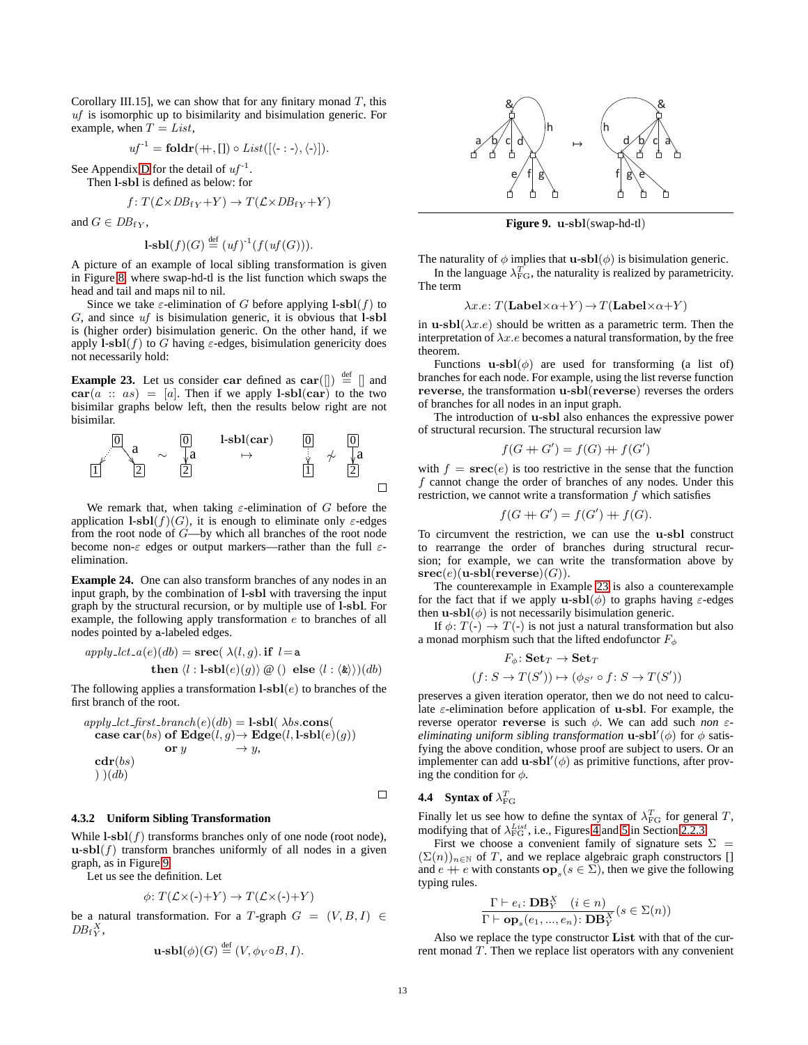Corollary III.15], we can show that for any finitary monad $T$, this $uf$ is isomorphic up to bisimilarity and bisimulation generic. For example, when $T = List$,

$$uf^{-1} = \mathbf{foldr}(+\!\!+, []) \circ List([\langle \text{-} : \text{-} \rangle, \langle \text{-} \rangle]).$$

See Appendix D for the detail of $uf^{-1}$.

Then **l-sbl** is defined as below: for

$$f: T(\mathcal{L} \times DB_{fY} + Y) \to T(\mathcal{L} \times DB_{fY} + Y)$$

and $G \in DB_{fY}$,

$$\textbf{l-sbl}(f)(G) \stackrel{\text{def}}{=} (uf)^{-1}(f(uf(G))).$$

A picture of an example of local sibling transformation is given in Figure 8, where swap-hd-tl is the list function which swaps the head and tail and maps nil to nil.

Since we take $\varepsilon$-elimination of $G$ before applying $\textbf{l-sbl}(f)$ to $G$, and since $uf$ is bisimulation generic, it is obvious that **l-sbl** is (higher order) bisimulation generic. On the other hand, if we apply $\textbf{l-sbl}(f)$ to $G$ having $\varepsilon$-edges, bisimulation genericity does not necessarily hold:

**Example 23.** Let us consider **car** defined as $\mathbf{car}([]) \stackrel{\text{def}}{=} []$ and $\mathbf{car}(a :: as) = [a]$. Then if we apply $\textbf{l-sbl}(\mathbf{car})$ to the two bisimilar graphs below left, then the results below right are not bisimilar.

$$G_1 \sim G_2 \quad \stackrel{\textbf{l-sbl}(\mathbf{car})}{\mapsto} \quad G_1' \not\sim G_2'$$

□

We remark that, when taking $\varepsilon$-elimination of $G$ before the application $\textbf{l-sbl}(f)(G)$, it is enough to eliminate only $\varepsilon$-edges from the root node of $G$—by which all branches of the root node become non-$\varepsilon$ edges or output markers—rather than the full $\varepsilon$-elimination.

**Example 24.** One can also transform branches of any nodes in an input graph, by the combination of **l-sbl** with traversing the input graph by the structural recursion, or by multiple use of **l-sbl**. For example, the following apply transformation $e$ to branches of all nodes pointed by a-labeled edges.

$$\begin{aligned} apply\_lct\_a(e)(db) = \mathbf{srec}(\ &\lambda(l,g).\,\mathbf{if}\ \ l = \mathtt{a} \\ &\mathbf{then}\ \langle l : \textbf{l-sbl}(e)(g)\rangle\ @\ ()\ \ \mathbf{else}\ \langle l : \langle \&\rangle\rangle)(db) \end{aligned}$$

The following applies a transformation $\textbf{l-sbl}(e)$ to branches of the first branch of the root.

$$\begin{aligned} &apply\_lct\_first\_branch(e)(db) = \textbf{l-sbl}(\ \lambda bs.\mathbf{cons}( \\ &\quad \mathbf{case}\ \mathbf{car}(bs)\ \mathbf{of}\ \mathbf{Edge}(l,g) \to \mathbf{Edge}(l, \textbf{l-sbl}(e)(g)) \\ &\qquad\qquad\qquad\quad \mathbf{or}\ y \qquad\quad\ \to y, \\ &\quad \mathbf{cdr}(bs) \\ &\quad ))(db) \end{aligned}$$

□

### 4.3.2 Uniform Sibling Transformation

While $\textbf{l-sbl}(f)$ transforms branches only of one node (root node), $\textbf{u-sbl}(f)$ transform branches uniformly of all nodes in a given graph, as in Figure 9.

Let us see the definition. Let

$$\phi: T(\mathcal{L} \times (\text{-}) + Y) \to T(\mathcal{L} \times (\text{-}) + Y)$$

be a natural transformation. For a $T$-graph $G = (V, B, I) \in DB_{fY}^{X}$,

$$\textbf{u-sbl}(\phi)(G) \stackrel{\text{def}}{=} (V, \phi_V \circ B, I).$$

**Figure 9.** $\textbf{u-sbl}$(swap-hd-tl)

The naturality of $\phi$ implies that $\textbf{u-sbl}(\phi)$ is bisimulation generic.

In the language $\lambda_{\text{FG}}^{T}$, the naturality is realized by parametricity. The term

$$\lambda x.e: T(\mathbf{Label} \times \alpha + Y) \to T(\mathbf{Label} \times \alpha + Y)$$

in $\textbf{u-sbl}(\lambda x.e)$ should be written as a parametric term. Then the interpretation of $\lambda x.e$ becomes a natural transformation, by the free theorem.

Functions $\textbf{u-sbl}(\phi)$ are used for transforming (a list of) branches for each node. For example, using the list reverse function **reverse**, the transformation $\textbf{u-sbl}(\mathbf{reverse})$ reverses the orders of branches for all nodes in an input graph.

The introduction of **u-sbl** also enhances the expressive power of structural recursion. The structural recursion law

$$f(G +\!\!+ G') = f(G) +\!\!+ f(G')$$

with $f = \mathbf{srec}(e)$ is too restrictive in the sense that the function $f$ cannot change the order of branches of any nodes. Under this restriction, we cannot write a transformation $f$ which satisfies

$$f(G +\!\!+ G') = f(G') +\!\!+ f(G).$$

To circumvent the restriction, we can use the **u-sbl** construct to rearrange the order of branches during structural recursion; for example, we can write the transformation above by $\mathbf{srec}(e)(\textbf{u-sbl}(\mathbf{reverse})(G))$.

The counterexample in Example 23 is also a counterexample for the fact that if we apply $\textbf{u-sbl}(\phi)$ to graphs having $\varepsilon$-edges then $\textbf{u-sbl}(\phi)$ is not necessarily bisimulation generic.

If $\phi: T(\text{-}) \to T(\text{-})$ is not just a natural transformation but also a monad morphism such that the lifted endofunctor $F_\phi$

$$\begin{aligned} &F_\phi: \mathbf{Set}_T \to \mathbf{Set}_T \\ &(f: S \to T(S')) \mapsto (\phi_{S'} \circ f: S \to T(S')) \end{aligned}$$

preserves a given iteration operator, then we do not need to calculate $\varepsilon$-elimination before application of **u-sbl**. For example, the reverse operator **reverse** is such $\phi$. We can add such *non $\varepsilon$-eliminating uniform sibling transformation* $\textbf{u-sbl}'(\phi)$ for $\phi$ satisfying the above condition, whose proof are subject to users. Or an implementer can add $\textbf{u-sbl}'(\phi)$ as primitive functions, after proving the condition for $\phi$.

### 4.4 Syntax of $\lambda_{\text{FG}}^{T}$

Finally let us see how to define the syntax of $\lambda_{\text{FG}}^{T}$ for general $T$, modifying that of $\lambda_{\text{FG}}^{List}$, i.e., Figures 4 and 5 in Section 2.2.3.

First we choose a convenient family of signature sets $\Sigma = (\Sigma(n))_{n \in \mathbb{N}}$ of $T$, and we replace algebraic graph constructors $[]$ and $e +\!\!+ e$ with constants $\mathbf{op}_s (s \in \Sigma)$, then we give the following typing rules.

$$\frac{\Gamma \vdash e_i : \mathbf{DB}_Y^X \quad (i \in n)}{\Gamma \vdash \mathbf{op}_s(e_1, ..., e_n) : \mathbf{DB}_Y^X} (s \in \Sigma(n))$$

Also we replace the type constructor **List** with that of the current monad $T$. Then we replace list operators with any convenient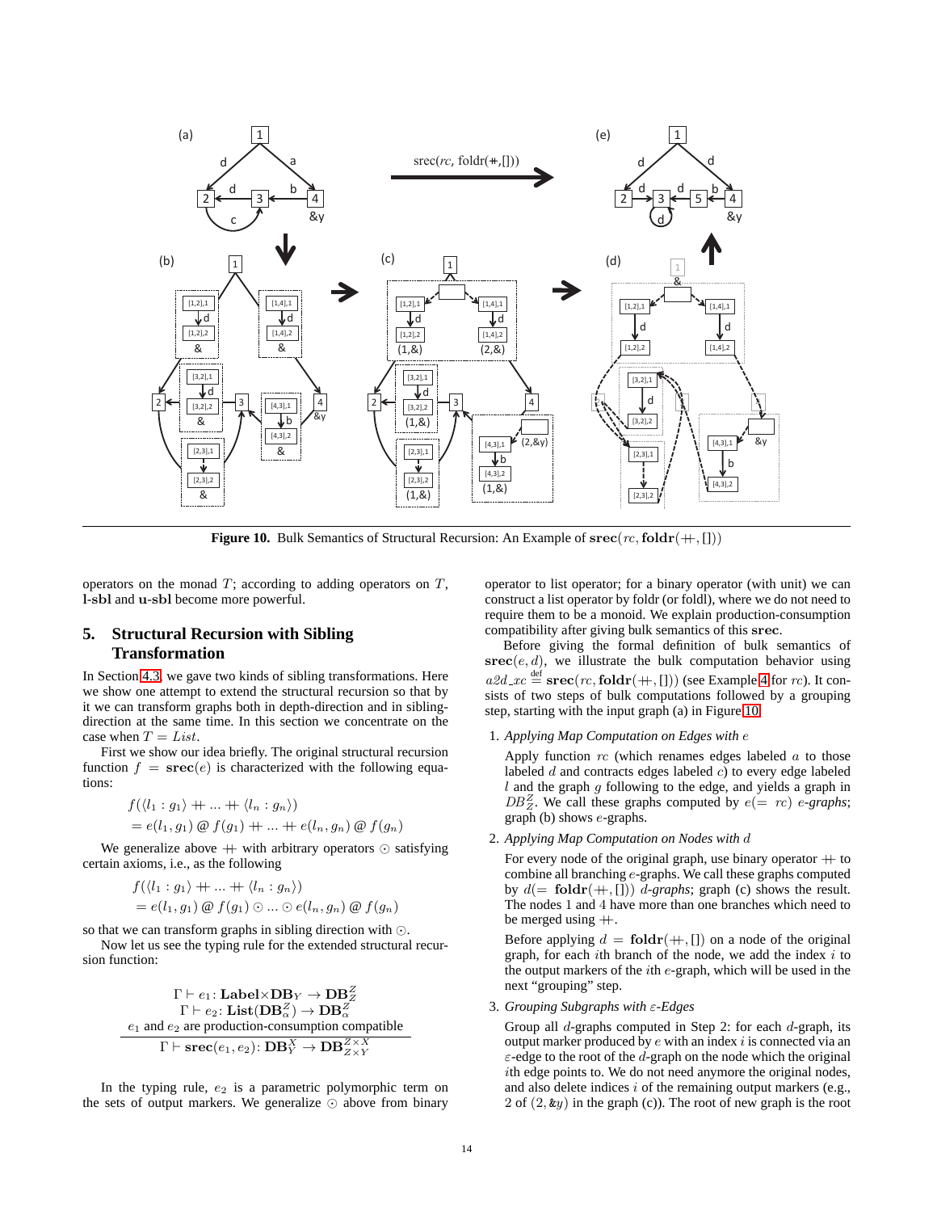**Figure 10.** Bulk Semantics of Structural Recursion: An Example of $\mathbf{srec}(rc, \mathbf{foldr}(+\!\!+, []))$

operators on the monad $T$; according to adding operators on $T$, **l-sbl** and **u-sbl** become more powerful.

## 5. Structural Recursion with Sibling Transformation

In Section 4.3, we gave two kinds of sibling transformations. Here we show one attempt to extend the structural recursion so that by it we can transform graphs both in depth-direction and in sibling-direction at the same time. In this section we concentrate on the case when $T = List$.

First we show our idea briefly. The original structural recursion function $f = \mathbf{srec}(e)$ is characterized with the following equations:

$$
\begin{aligned}
& f(\langle l_1 : g_1\rangle +\!\!+ \ldots +\!\!+ \langle l_n : g_n\rangle) \\
&= e(l_1, g_1) \mathbin{@} f(g_1) +\!\!+ \ldots +\!\!+ e(l_n, g_n) \mathbin{@} f(g_n)
\end{aligned}
$$

We generalize above $+\!\!+$ with arbitrary operators $\odot$ satisfying certain axioms, i.e., as the following

$$
\begin{aligned}
& f(\langle l_1 : g_1\rangle +\!\!+ \ldots +\!\!+ \langle l_n : g_n\rangle) \\
&= e(l_1, g_1) \mathbin{@} f(g_1) \odot \ldots \odot e(l_n, g_n) \mathbin{@} f(g_n)
\end{aligned}
$$

so that we can transform graphs in sibling direction with $\odot$.

Now let us see the typing rule for the extended structural recursion function:

$$
\frac{\begin{array}{c}\Gamma \vdash e_1 \colon \mathbf{Label}\times\mathbf{DB}_Y \to \mathbf{DB}^Z_Z \\ \Gamma \vdash e_2 \colon \mathbf{List}(\mathbf{DB}^Z_\alpha) \to \mathbf{DB}^Z_\alpha \\ e_1 \text{ and } e_2 \text{ are production-consumption compatible}\end{array}}{\Gamma \vdash \mathbf{srec}(e_1, e_2) \colon \mathbf{DB}^X_Y \to \mathbf{DB}^{Z\times X}_{Z\times Y}}
$$

In the typing rule, $e_2$ is a parametric polymorphic term on the sets of output markers. We generalize $\odot$ above from binary operator to list operator; for a binary operator (with unit) we can construct a list operator by foldr (or foldl), where we do not need to require them to be a monoid. We explain production-consumption compatibility after giving bulk semantics of this **srec**.

Before giving the formal definition of bulk semantics of $\mathbf{srec}(e, d)$, we illustrate the bulk computation behavior using $a2d\_xc \stackrel{\text{def}}{=} \mathbf{srec}(rc, \mathbf{foldr}(+\!\!+, []))$ (see Example 4 for $rc$). It consists of two steps of bulk computations followed by a grouping step, starting with the input graph (a) in Figure 10.

1. *Applying Map Computation on Edges with* $e$

   Apply function $rc$ (which renames edges labeled $a$ to those labeled $d$ and contracts edges labeled $c$) to every edge labeled $l$ and the graph $g$ following to the edge, and yields a graph in $DB^Z_Z$. We call these graphs computed by $e(= rc)$ *e-graphs*; graph (b) shows $e$-graphs.

2. *Applying Map Computation on Nodes with* $d$

   For every node of the original graph, use binary operator $+\!\!+$ to combine all branching $e$-graphs. We call these graphs computed by $d(= \mathbf{foldr}(+\!\!+, []))$ *d-graphs*; graph (c) shows the result. The nodes 1 and 4 have more than one branches which need to be merged using $+\!\!+$.

   Before applying $d = \mathbf{foldr}(+\!\!+, [])$ on a node of the original graph, for each $i$th branch of the node, we add the index $i$ to the output markers of the $i$th $e$-graph, which will be used in the next "grouping" step.

3. *Grouping Subgraphs with* $\varepsilon$*-Edges*

   Group all $d$-graphs computed in Step 2: for each $d$-graph, its output marker produced by $e$ with an index $i$ is connected via an $\varepsilon$-edge to the root of the $d$-graph on the node which the original $i$th edge points to. We do not need anymore the original nodes, and also delete indices $i$ of the remaining output markers (e.g., 2 of $(2, \&y)$ in the graph (c)). The root of new graph is the root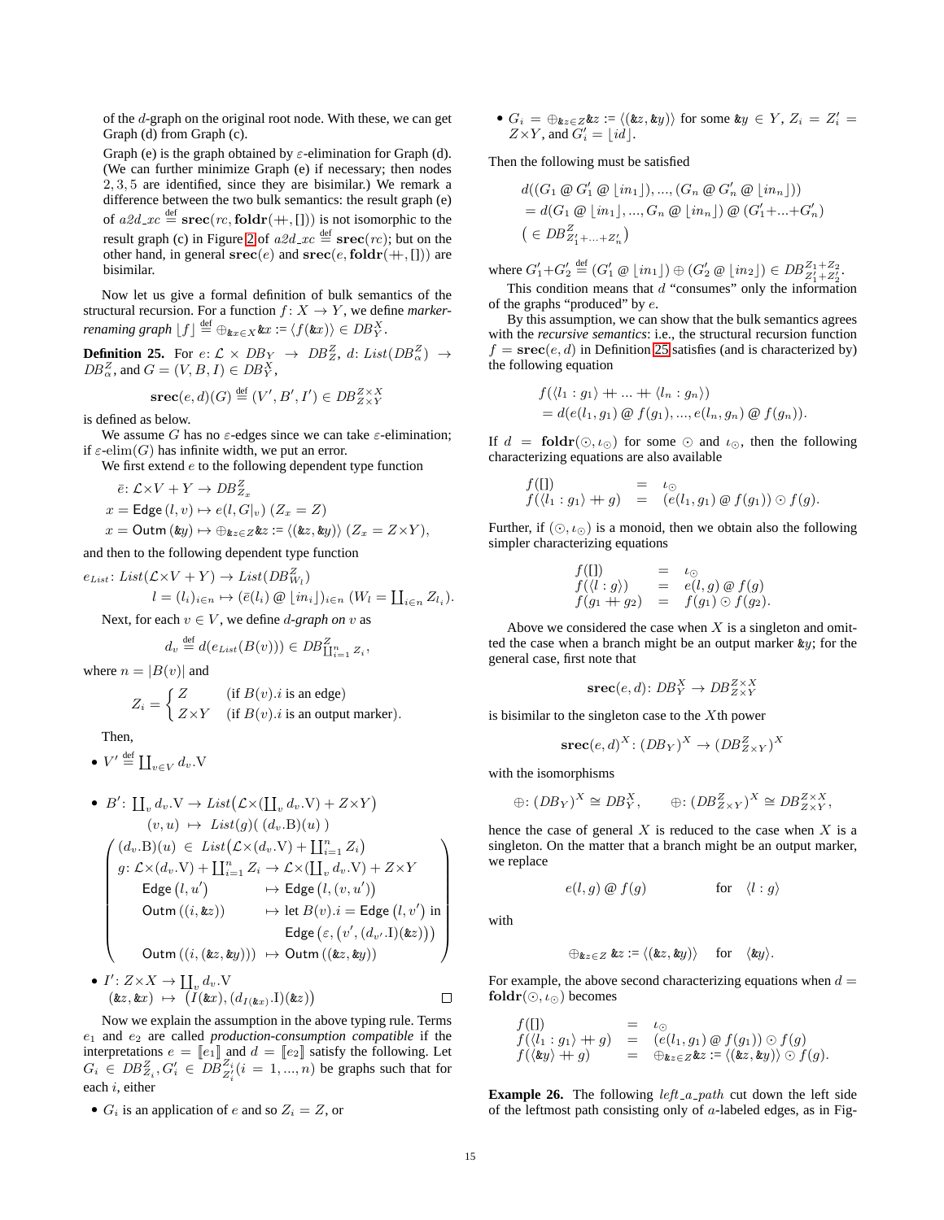of the $d$-graph on the original root node. With these, we can get Graph (d) from Graph (c).

Graph (e) is the graph obtained by $\varepsilon$-elimination for Graph (d). (We can further minimize Graph (e) if necessary; then nodes $2, 3, 5$ are identified, since they are bisimilar.) We remark a difference between the two bulk semantics: the result graph (e) of $a2d\_xc \stackrel{\text{def}}{=} \mathbf{srec}(rc, \mathbf{foldr}(+\!\!+, []))$ is not isomorphic to the result graph (c) in Figure 2 of $a2d\_xc \stackrel{\text{def}}{=} \mathbf{srec}(rc)$; but on the other hand, in general $\mathbf{srec}(e)$ and $\mathbf{srec}(e, \mathbf{foldr}(+\!\!+, []))$ are bisimilar.

Now let us give a formal definition of bulk semantics of the structural recursion. For a function $f\colon X \to Y$, we define *marker-renaming graph* $\lfloor f \rfloor \stackrel{\text{def}}{=} \oplus_{\&x \in X} \&x := \langle f(\&x) \rangle \in DB^X_Y$.

**Definition 25.** For $e\colon \mathcal{L} \times DB_Y \to DB^Z_Z$, $d\colon List(DB^Z_\alpha) \to DB^Z_\alpha$, and $G = (V, B, I) \in DB^X_Y$,

$$\mathbf{srec}(e, d)(G) \stackrel{\text{def}}{=} (V', B', I') \in DB^{Z \times X}_{Z \times Y}$$

is defined as below.

We assume $G$ has no $\varepsilon$-edges since we can take $\varepsilon$-elimination; if $\varepsilon$-elim$(G)$ has infinite width, we put an error.

We first extend $e$ to the following dependent type function

$$\bar{e}\colon \mathcal{L} \times V + Y \to DB^Z_{Z_x}$$
$$x = \mathsf{Edge}\,(l, v) \mapsto e(l, G|_v) \; (Z_x = Z)$$
$$x = \mathsf{Outm}\,(\&y) \mapsto \oplus_{\&z \in Z} \&z := \langle (\&z, \&y) \rangle \; (Z_x = Z \times Y),$$

and then to the following dependent type function

$$e_{List}\colon List(\mathcal{L} \times V + Y) \to List(DB^Z_{W_l})$$
$$l = (l_i)_{i \in n} \mapsto (\bar{e}(l_i) \mathbin{@} \lfloor in_i \rfloor)_{i \in n} \; (W_l = \textstyle\coprod_{i \in n} Z_{l_i}).$$

Next, for each $v \in V$, we define *$d$-graph on* $v$ as

$$d_v \stackrel{\text{def}}{=} d(e_{List}(B(v))) \in DB^Z_{\coprod_{i=1}^n Z_i},$$

where $n = |B(v)|$ and

$$Z_i = \begin{cases} Z & \text{(if } B(v).i \text{ is an edge)} \\ Z \times Y & \text{(if } B(v).i \text{ is an output marker)}. \end{cases}$$

Then,

- $V' \stackrel{\text{def}}{=} \coprod_{v \in V} d_v.\mathrm{V}$
- $B'\colon \coprod_v d_v.\mathrm{V} \to List\big(\mathcal{L} \times (\coprod_v d_v.\mathrm{V}) + Z \times Y\big)$
  $(v, u) \;\mapsto\; List(g)(\,(d_v.\mathrm{B})(u)\,)$
  $$\left(\begin{array}{lll} (d_v.\mathrm{B})(u) \;\in\; List\big(\mathcal{L} \times (d_v.\mathrm{V}) + \coprod_{i=1}^n Z_i\big) & & \\ g\colon \mathcal{L} \times (d_v.\mathrm{V}) + \coprod_{i=1}^n Z_i \to \mathcal{L} \times (\coprod_v d_v.\mathrm{V}) + Z \times Y & & \\ \mathsf{Edge}\,(l, u') & \mapsto & \mathsf{Edge}\,(l, (v, u')) \\ \mathsf{Outm}\,((i, \&z)) & \mapsto & \text{let } B(v).i = \mathsf{Edge}\,(l, v') \text{ in} \\ & & \mathsf{Edge}\,(\varepsilon, (v', (d_{v'}.\mathrm{I})(\&z))) \\ \mathsf{Outm}\,((i, (\&z, \&y))) & \mapsto & \mathsf{Outm}\,((\&z, \&y)) \end{array}\right)$$
- $I'\colon Z \times X \to \coprod_v d_v.\mathrm{V}$
  $(\&z, \&x) \;\mapsto\; (I(\&x), (d_{I(\&x)}.\mathrm{I})(\&z))$ $\square$

Now we explain the assumption in the above typing rule. Terms $e_1$ and $e_2$ are called *production-consumption compatible* if the interpretations $e = [\![e_1]\!]$ and $d = [\![e_2]\!]$ satisfy the following. Let $G_i \in DB^Z_{Z_i}, G'_i \in DB^{Z_i}_{Z'_i} (i = 1, ..., n)$ be graphs such that for each $i$, either

- $G_i$ is an application of $e$ and so $Z_i = Z$, or
- $G_i = \oplus_{\&z \in Z} \&z := \langle (\&z, \&y) \rangle$ for some $\&y \in Y$, $Z_i = Z'_i = Z \times Y$, and $G'_i = \lfloor id \rfloor$.

Then the following must be satisfied

$$\begin{aligned} & d((G_1 \mathbin{@} G'_1 \mathbin{@} \lfloor in_1 \rfloor), ..., (G_n \mathbin{@} G'_n \mathbin{@} \lfloor in_n \rfloor)) \\ & = d(G_1 \mathbin{@} \lfloor in_1 \rfloor, ..., G_n \mathbin{@} \lfloor in_n \rfloor) \mathbin{@} (G'_1 + ... + G'_n) \\ & \big( \in DB^Z_{Z'_1 + ... + Z'_n} \big) \end{aligned}$$

where $G'_1 + G'_2 \stackrel{\text{def}}{=} (G'_1 \mathbin{@} \lfloor in_1 \rfloor) \oplus (G'_2 \mathbin{@} \lfloor in_2 \rfloor) \in DB^{Z_1 + Z_2}_{Z'_1 + Z'_2}$.

This condition means that $d$ "consumes" only the information of the graphs "produced" by $e$.

By this assumption, we can show that the bulk semantics agrees with the *recursive semantics*: i.e., the structural recursion function $f = \mathbf{srec}(e, d)$ in Definition 25 satisfies (and is characterized by) the following equation

$$\begin{aligned} & f(\langle l_1 : g_1 \rangle +\!\!+ ... +\!\!+ \langle l_n : g_n \rangle) \\ & = d(e(l_1, g_1) \mathbin{@} f(g_1), ..., e(l_n, g_n) \mathbin{@} f(g_n)). \end{aligned}$$

If $d = \mathbf{foldr}(\odot, \iota_\odot)$ for some $\odot$ and $\iota_\odot$, then the following characterizing equations are also available

$$\begin{array}{lcl} f([]) & = & \iota_\odot \\ f(\langle l_1 : g_1 \rangle +\!\!+ g) & = & (e(l_1, g_1) \mathbin{@} f(g_1)) \odot f(g). \end{array}$$

Further, if $(\odot, \iota_\odot)$ is a monoid, then we obtain also the following simpler characterizing equations

$$\begin{array}{lcl} f([]) & = & \iota_\odot \\ f(\langle l : g \rangle) & = & e(l, g) \mathbin{@} f(g) \\ f(g_1 +\!\!+ g_2) & = & f(g_1) \odot f(g_2). \end{array}$$

Above we considered the case when $X$ is a singleton and omitted the case when a branch might be an output marker $\&y$; for the general case, first note that

$$\mathbf{srec}(e, d)\colon DB^X_Y \to DB^{Z \times X}_{Z \times Y}$$

is bisimilar to the singleton case to the $X$th power

$$\mathbf{srec}(e, d)^X\colon (DB_Y)^X \to (DB^Z_{Z \times Y})^X$$

with the isomorphisms

$$\oplus\colon (DB_Y)^X \cong DB^X_Y, \qquad \oplus\colon (DB^Z_{Z \times Y})^X \cong DB^{Z \times X}_{Z \times Y},$$

hence the case of general $X$ is reduced to the case when $X$ is a singleton. On the matter that a branch might be an output marker, we replace

$$e(l, g) \mathbin{@} f(g) \qquad \text{for} \quad \langle l : g \rangle$$

with

$$\oplus_{\&z \in Z} \&z := \langle (\&z, \&y) \rangle \quad \text{for} \quad \langle \&y \rangle.$$

For example, the above second characterizing equations when $d = \mathbf{foldr}(\odot, \iota_\odot)$ becomes

$$\begin{array}{lcl} f([]) & = & \iota_\odot \\ f(\langle l_1 : g_1 \rangle +\!\!+ g) & = & (e(l_1, g_1) \mathbin{@} f(g_1)) \odot f(g) \\ f(\langle \&y \rangle +\!\!+ g) & = & \oplus_{\&z \in Z} \&z := \langle (\&z, \&y) \rangle \odot f(g). \end{array}$$

**Example 26.** The following $left\_a\_path$ cut down the left side of the leftmost path consisting only of $a$-labeled edges, as in Fig-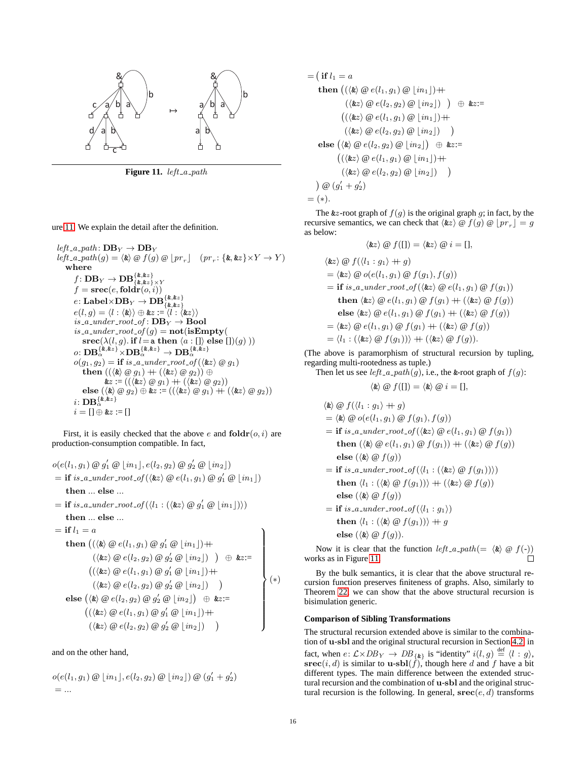**Figure 11.** *left_a_path*

ure 11. We explain the detail after the definition.

$$
\begin{array}{l}
\mathit{left\_a\_path} \colon \mathbf{DB}_Y \to \mathbf{DB}_Y \\
\mathit{left\_a\_path}(g) = \langle \& \rangle \mathbin{@} f(g) \mathbin{@} \lfloor pr_r \rfloor \quad (pr_r \colon \{\&, \&z\} \times Y \to Y) \\
\quad \mathbf{where} \\
\quad\quad f \colon \mathbf{DB}_Y \to \mathbf{DB}^{\{\&,\&z\}}_{\{\&,\&z\}\times Y} \\
\quad\quad f = \mathbf{srec}(e, \mathbf{foldr}(o, i)) \\
\quad\quad e \colon \mathbf{Label} \times \mathbf{DB}_Y \to \mathbf{DB}^{\{\&,\&z\}}_{\{\&,\&z\}} \\
\quad\quad e(l, g) = \langle l : \langle \& \rangle \rangle \oplus \&z := \langle l : \langle \&z \rangle \rangle \\
\quad\quad \mathit{is\_a\_under\_root\_of} \colon \mathbf{DB}_Y \to \mathbf{Bool} \\
\quad\quad \mathit{is\_a\_under\_root\_of}(g) = \mathbf{not}(\mathbf{isEmpty}( \\
\quad\quad\quad \mathbf{srec}(\lambda(l, g).\, \mathbf{if}\ l = \mathsf{a}\ \mathbf{then}\ \langle a : [] \rangle\ \mathbf{else}\ [])(g)\ )) \\
\quad\quad o \colon \mathbf{DB}^{\{\&,\&z\}}_\alpha \times \mathbf{DB}^{\{\&,\&z\}}_\alpha \to \mathbf{DB}^{\{\&,\&z\}}_\alpha \\
\quad\quad o(g_1, g_2) = \mathbf{if}\ \mathit{is\_a\_under\_root\_of}(\langle \&z \rangle \mathbin{@} g_1) \\
\quad\quad\quad \mathbf{then}\ ((\langle \& \rangle \mathbin{@} g_1) +\!\!+ (\langle \&z \rangle \mathbin{@} g_2)) \oplus \\
\quad\quad\quad\quad\quad \&z := ((\langle \&z \rangle \mathbin{@} g_1) +\!\!+ (\langle \&z \rangle \mathbin{@} g_2)) \\
\quad\quad\quad \mathbf{else}\ (\langle \& \rangle \mathbin{@} g_2) \oplus \&z := ((\langle \&z \rangle \mathbin{@} g_1) +\!\!+ (\langle \&z \rangle \mathbin{@} g_2)) \\
\quad\quad i \colon \mathbf{DB}^{\{\&,\&z\}}_\alpha \\
\quad\quad i = [] \oplus \&z := []
\end{array}
$$

First, it is easily checked that the above $e$ and $\mathbf{foldr}(o, i)$ are production-consumption compatible. In fact,

$$
\begin{array}{l}
o(e(l_1, g_1) \mathbin{@} g_1' \mathbin{@} \lfloor in_1 \rfloor, e(l_2, g_2) \mathbin{@} g_2' \mathbin{@} \lfloor in_2 \rfloor) \\
= \mathbf{if}\ \mathit{is\_a\_under\_root\_of}(\langle \&z \rangle \mathbin{@} e(l_1, g_1) \mathbin{@} g_1' \mathbin{@} \lfloor in_1 \rfloor) \\
\quad \mathbf{then}\ ...\ \mathbf{else}\ ... \\
= \mathbf{if}\ \mathit{is\_a\_under\_root\_of}(\langle l_1 : (\langle \&z \rangle \mathbin{@} g_1' \mathbin{@} \lfloor in_1 \rfloor) \rangle) \\
\quad \mathbf{then}\ ...\ \mathbf{else}\ ... \\
\left.\begin{array}{l}
= \mathbf{if}\ l_1 = a \\
\quad \mathbf{then}\ \big( (\langle \& \rangle \mathbin{@} e(l_1, g_1) \mathbin{@} g_1' \mathbin{@} \lfloor in_1 \rfloor) +\!\!+ \\
\quad\quad\quad (\langle \&z \rangle \mathbin{@} e(l_2, g_2) \mathbin{@} g_2' \mathbin{@} \lfloor in_2 \rfloor)\ \big)\ \oplus\ \&z := \\
\quad\quad\quad \big( (\langle \&z \rangle \mathbin{@} e(l_1, g_1) \mathbin{@} g_1' \mathbin{@} \lfloor in_1 \rfloor) +\!\!+ \\
\quad\quad\quad\quad (\langle \&z \rangle \mathbin{@} e(l_2, g_2) \mathbin{@} g_2' \mathbin{@} \lfloor in_2 \rfloor)\quad \big) \\
\quad \mathbf{else}\ \big( \langle \& \rangle \mathbin{@} e(l_2, g_2) \mathbin{@} g_2' \mathbin{@} \lfloor in_2 \rfloor \big)\ \oplus\ \&z := \\
\quad\quad\quad \big( (\langle \&z \rangle \mathbin{@} e(l_1, g_1) \mathbin{@} g_1' \mathbin{@} \lfloor in_1 \rfloor) +\!\!+ \\
\quad\quad\quad\quad (\langle \&z \rangle \mathbin{@} e(l_2, g_2) \mathbin{@} g_2' \mathbin{@} \lfloor in_2 \rfloor)\quad \big)
\end{array}\right\} (*)
\end{array}
$$

and on the other hand,

$$
\begin{array}{l}
o(e(l_1, g_1) \mathbin{@} \lfloor in_1 \rfloor, e(l_2, g_2) \mathbin{@} \lfloor in_2 \rfloor) \mathbin{@} (g_1' + g_2') \\
= ... \\
= \big(\ \mathbf{if}\ l_1 = a \\
\quad \mathbf{then}\ \big( (\langle \& \rangle \mathbin{@} e(l_1, g_1) \mathbin{@} \lfloor in_1 \rfloor) +\!\!+ \\
\quad\quad\quad (\langle \&z \rangle \mathbin{@} e(l_2, g_2) \mathbin{@} \lfloor in_2 \rfloor)\ \big)\ \oplus\ \&z := \\
\quad\quad\quad \big( (\langle \&z \rangle \mathbin{@} e(l_1, g_1) \mathbin{@} \lfloor in_1 \rfloor) +\!\!+ \\
\quad\quad\quad\quad (\langle \&z \rangle \mathbin{@} e(l_2, g_2) \mathbin{@} \lfloor in_2 \rfloor)\quad \big) \\
\quad \mathbf{else}\ \big( \langle \& \rangle \mathbin{@} e(l_2, g_2) \mathbin{@} \lfloor in_2 \rfloor \big)\ \oplus\ \&z := \\
\quad\quad\quad \big( (\langle \&z \rangle \mathbin{@} e(l_1, g_1) \mathbin{@} \lfloor in_1 \rfloor) +\!\!+ \\
\quad\quad\quad\quad (\langle \&z \rangle \mathbin{@} e(l_2, g_2) \mathbin{@} \lfloor in_2 \rfloor)\quad \big) \\
\quad \big) \mathbin{@} (g_1' + g_2') \\
= (*).
\end{array}
$$

The $\&z$-root graph of $f(g)$ is the original graph $g$; in fact, by the recursive semantics, we can check that $\langle \&z \rangle \mathbin{@} f(g) \mathbin{@} \lfloor pr_r \rfloor = g$ as below:

$$\langle \&z \rangle \mathbin{@} f([]) = \langle \&z \rangle \mathbin{@} i = [],$$

$$
\begin{array}{l}
\langle \&z \rangle \mathbin{@} f(\langle l_1 : g_1 \rangle +\!\!+ g) \\
= \langle \&z \rangle \mathbin{@} o(e(l_1, g_1) \mathbin{@} f(g_1), f(g)) \\
= \mathbf{if}\ \mathit{is\_a\_under\_root\_of}(\langle \&z \rangle \mathbin{@} e(l_1, g_1) \mathbin{@} f(g_1)) \\
\quad \mathbf{then}\ \langle \&z \rangle \mathbin{@} e(l_1, g_1) \mathbin{@} f(g_1) +\!\!+ (\langle \&z \rangle \mathbin{@} f(g)) \\
\quad \mathbf{else}\ \langle \&z \rangle \mathbin{@} e(l_1, g_1) \mathbin{@} f(g_1) +\!\!+ (\langle \&z \rangle \mathbin{@} f(g)) \\
= \langle \&z \rangle \mathbin{@} e(l_1, g_1) \mathbin{@} f(g_1) +\!\!+ (\langle \&z \rangle \mathbin{@} f(g)) \\
= \langle l_1 : (\langle \&z \rangle \mathbin{@} f(g_1)) \rangle +\!\!+ (\langle \&z \rangle \mathbin{@} f(g)).
\end{array}
$$

(The above is paramorphism of structural recursion by tupling, regarding multi-rootedness as tuple.)

Then let us see $\mathit{left\_a\_path}(g)$, i.e., the $\&$-root graph of $f(g)$:

$$\langle \& \rangle \mathbin{@} f([]) = \langle \& \rangle \mathbin{@} i = [],$$

$$
\begin{array}{l}
\langle \& \rangle \mathbin{@} f(\langle l_1 : g_1 \rangle +\!\!+ g) \\
= \langle \& \rangle \mathbin{@} o(e(l_1, g_1) \mathbin{@} f(g_1), f(g)) \\
= \mathbf{if}\ \mathit{is\_a\_under\_root\_of}(\langle \&z \rangle \mathbin{@} e(l_1, g_1) \mathbin{@} f(g_1)) \\
\quad \mathbf{then}\ (\langle \& \rangle \mathbin{@} e(l_1, g_1) \mathbin{@} f(g_1)) +\!\!+ (\langle \&z \rangle \mathbin{@} f(g)) \\
\quad \mathbf{else}\ (\langle \& \rangle \mathbin{@} f(g)) \\
= \mathbf{if}\ \mathit{is\_a\_under\_root\_of}(\langle l_1 : (\langle \&z \rangle \mathbin{@} f(g_1)) \rangle) \\
\quad \mathbf{then}\ \langle l_1 : (\langle \& \rangle \mathbin{@} f(g_1)) \rangle +\!\!+ (\langle \&z \rangle \mathbin{@} f(g)) \\
\quad \mathbf{else}\ (\langle \& \rangle \mathbin{@} f(g)) \\
= \mathbf{if}\ \mathit{is\_a\_under\_root\_of}(\langle l_1 : g_1 \rangle) \\
\quad \mathbf{then}\ \langle l_1 : (\langle \& \rangle \mathbin{@} f(g_1)) \rangle +\!\!+ g \\
\quad \mathbf{else}\ (\langle \& \rangle \mathbin{@} f(g)).
\end{array}
$$

Now it is clear that the function $\mathit{left\_a\_path} (= \langle \& \rangle \mathbin{@} f(\text{-}))$ works as in Figure 11. □

By the bulk semantics, it is clear that the above structural recursion function preserves finiteness of graphs. Also, similarly to Theorem 22, we can show that the above structural recursion is bisimulation generic.

**Comparison of Sibling Transformations**

The structural recursion extended above is similar to the combination of **u-sbl** and the original structural recursion in Section 4.2. in fact, when $e \colon \mathcal{L} \times DB_Y \to DB_{\{\&\}}$ is "identity" $i(l, g) \stackrel{\text{def}}{=} \langle l : g \rangle$, $\mathbf{srec}(i, d)$ is similar to $\mathbf{u\text{-}sbl}(f)$, though here $d$ and $f$ have a bit different types. The main difference between the extended structural recursion and the combination of **u-sbl** and the original structural recursion is the following. In general, $\mathbf{srec}(e, d)$ transforms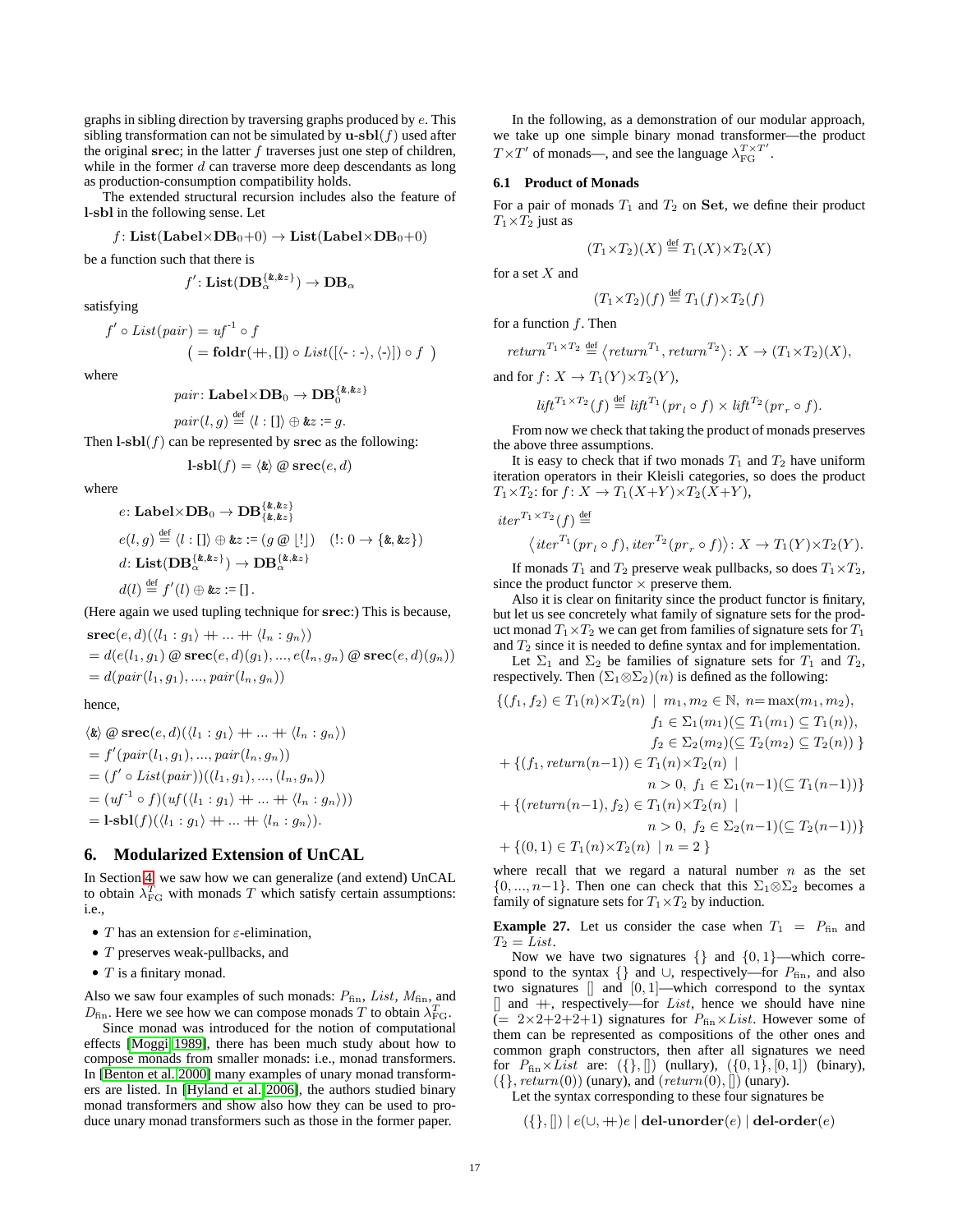graphs in sibling direction by traversing graphs produced by $e$. This sibling transformation can not be simulated by $\mathbf{u\text{-}sbl}(f)$ used after the original $\mathbf{srec}$; in the latter $f$ traverses just one step of children, while in the former $d$ can traverse more deep descendants as long as production-consumption compatibility holds.

The extended structural recursion includes also the feature of $\mathbf{l\text{-}sbl}$ in the following sense. Let

$$f\colon \mathbf{List}(\mathbf{Label}{\times}\mathbf{DB}_0{+}0) \to \mathbf{List}(\mathbf{Label}{\times}\mathbf{DB}_0{+}0)$$

be a function such that there is

$$f'\colon \mathbf{List}(\mathbf{DB}_\alpha^{\{\&,\&z\}}) \to \mathbf{DB}_\alpha$$

satisfying

$$f' \circ List(pair) = uf^{\text{-}1} \circ f$$
$$\big(= \mathbf{foldr}(+\!\!+,[]) \circ List([\langle\text{-} : \text{-}\rangle, \langle\text{-}\rangle]) \circ f \;\big)$$

where

$$pair\colon \mathbf{Label}{\times}\mathbf{DB}_0 \to \mathbf{DB}_0^{\{\&,\&z\}}$$
$$pair(l,g) \stackrel{\text{def}}{=} \langle l : []\rangle \oplus \&z := g.$$

Then $\mathbf{l\text{-}sbl}(f)$ can be represented by $\mathbf{srec}$ as the following:

$$\mathbf{l\text{-}sbl}(f) = \langle\&\rangle \mathbin{@} \mathbf{srec}(e,d)$$

where

$$e\colon \mathbf{Label}{\times}\mathbf{DB}_0 \to \mathbf{DB}_{\{\&,\&z\}}^{\{\&,\&z\}}$$
$$e(l,g) \stackrel{\text{def}}{=} \langle l : []\rangle \oplus \&z := (g \mathbin{@} \lfloor !\rfloor) \quad (!\colon 0 \to \{\&,\&z\})$$
$$d\colon \mathbf{List}(\mathbf{DB}_\alpha^{\{\&,\&z\}}) \to \mathbf{DB}_\alpha^{\{\&,\&z\}}$$
$$d(l) \stackrel{\text{def}}{=} f'(l) \oplus \&z := []\,.$$

(Here again we used tupling technique for $\mathbf{srec}$:) This is because,

$$\begin{aligned}
&\mathbf{srec}(e,d)(\langle l_1 : g_1\rangle +\!\!+ \ldots +\!\!+ \langle l_n : g_n\rangle)\\
&= d(e(l_1,g_1) \mathbin{@} \mathbf{srec}(e,d)(g_1), \ldots, e(l_n,g_n) \mathbin{@} \mathbf{srec}(e,d)(g_n))\\
&= d(pair(l_1,g_1), \ldots, pair(l_n,g_n))
\end{aligned}$$

hence,

$$\begin{aligned}
&\langle\&\rangle \mathbin{@} \mathbf{srec}(e,d)(\langle l_1 : g_1\rangle +\!\!+ \ldots +\!\!+ \langle l_n : g_n\rangle)\\
&= f'(pair(l_1,g_1), \ldots, pair(l_n,g_n))\\
&= (f' \circ List(pair))((l_1,g_1), \ldots, (l_n,g_n))\\
&= (uf^{\text{-}1} \circ f)(uf(\langle l_1 : g_1\rangle +\!\!+ \ldots +\!\!+ \langle l_n : g_n\rangle))\\
&= \mathbf{l\text{-}sbl}(f)(\langle l_1 : g_1\rangle +\!\!+ \ldots +\!\!+ \langle l_n : g_n\rangle).
\end{aligned}$$

## 6. Modularized Extension of UnCAL

In Section 4, we saw how we can generalize (and extend) UnCAL to obtain $\lambda_{\mathrm{FG}}^T$ with monads $T$ which satisfy certain assumptions: i.e.,

- $T$ has an extension for $\varepsilon$-elimination,
- $T$ preserves weak-pullbacks, and
- $T$ is a finitary monad.

Also we saw four examples of such monads: $P_{\mathrm{fin}}$, $List$, $M_{\mathrm{fin}}$, and $D_{\mathrm{fin}}$. Here we see how we can compose monads $T$ to obtain $\lambda_{\mathrm{FG}}^T$.

Since monad was introduced for the notion of computational effects [Moggi 1989], there has been much study about how to compose monads from smaller monads: i.e., monad transformers. In [Benton et al. 2000] many examples of unary monad transformers are listed. In [Hyland et al. 2006], the authors studied binary monad transformers and show also how they can be used to produce unary monad transformers such as those in the former paper.

In the following, as a demonstration of our modular approach, we take up one simple binary monad transformer—the product $T{\times}T'$ of monads—, and see the language $\lambda_{\mathrm{FG}}^{T\times T'}$.

### 6.1 Product of Monads

For a pair of monads $T_1$ and $T_2$ on $\mathbf{Set}$, we define their product $T_1{\times}T_2$ just as

$$(T_1{\times}T_2)(X) \stackrel{\text{def}}{=} T_1(X){\times}T_2(X)$$

for a set $X$ and

$$(T_1{\times}T_2)(f) \stackrel{\text{def}}{=} T_1(f){\times}T_2(f)$$

for a function $f$. Then

$$return^{T_1\times T_2} \stackrel{\text{def}}{=} \big\langle return^{T_1}, return^{T_2}\big\rangle\colon X \to (T_1{\times}T_2)(X),$$

and for $f\colon X \to T_1(Y){\times}T_2(Y)$,

$$lift^{T_1\times T_2}(f) \stackrel{\text{def}}{=} lift^{T_1}(pr_l \circ f) \times lift^{T_2}(pr_r \circ f).$$

From now we check that taking the product of monads preserves the above three assumptions.

It is easy to check that if two monads $T_1$ and $T_2$ have uniform iteration operators in their Kleisli categories, so does the product $T_1{\times}T_2$: for $f\colon X \to T_1(X{+}Y){\times}T_2(X{+}Y)$,

$$iter^{T_1\times T_2}(f) \stackrel{\text{def}}{=}$$
$$\big\langle iter^{T_1}(pr_l \circ f), iter^{T_2}(pr_r \circ f)\big\rangle\colon X \to T_1(Y){\times}T_2(Y).$$

If monads $T_1$ and $T_2$ preserve weak pullbacks, so does $T_1{\times}T_2$, since the product functor $\times$ preserve them.

Also it is clear on finitarity since the product functor is finitary, but let us see concretely what family of signature sets for the product monad $T_1{\times}T_2$ we can get from families of signature sets for $T_1$ and $T_2$ since it is needed to define syntax and for implementation.

Let $\Sigma_1$ and $\Sigma_2$ be families of signature sets for $T_1$ and $T_2$, respectively. Then $(\Sigma_1{\otimes}\Sigma_2)(n)$ is defined as the following:

$$\begin{aligned}
\{(f_1,f_2) \in T_1(n){\times}T_2(n) \;\mid\; & m_1, m_2 \in \mathbb{N},\; n{=}\max(m_1,m_2),\\
& f_1 \in \Sigma_1(m_1)(\subseteq T_1(m_1) \subseteq T_1(n)),\\
& f_2 \in \Sigma_2(m_2)(\subseteq T_2(m_2) \subseteq T_2(n))\;\}\\
+\{(f_1, return(n{-}1)) \in T_1(n){\times}T_2(n) \;\mid\;&\\
& n > 0,\; f_1 \in \Sigma_1(n{-}1)(\subseteq T_1(n{-}1))\}\\
+\{(return(n{-}1), f_2) \in T_1(n){\times}T_2(n) \;\mid\;&\\
& n > 0,\; f_2 \in \Sigma_2(n{-}1)(\subseteq T_2(n{-}1))\}\\
+\{(0,1) \in T_1(n){\times}T_2(n) \;\mid\; n = 2\;\}&
\end{aligned}$$

where recall that we regard a natural number $n$ as the set $\{0, \ldots, n{-}1\}$. Then one can check that this $\Sigma_1{\otimes}\Sigma_2$ becomes a family of signature sets for $T_1{\times}T_2$ by induction.

**Example 27.** Let us consider the case when $T_1 = P_{\mathrm{fin}}$ and $T_2 = List$.

Now we have two signatures $\{\}$ and $\{0,1\}$—which correspond to the syntax $\{\}$ and $\cup$, respectively—for $P_{\mathrm{fin}}$, and also two signatures $[]$ and $[0,1]$—which correspond to the syntax $[]$ and $+\!\!+$, respectively—for $List$, hence we should have nine $(= 2{\times}2{+}2{+}2{+}1)$ signatures for $P_{\mathrm{fin}}{\times}List$. However some of them can be represented as compositions of the other ones and common graph constructors, then after all signatures we need for $P_{\mathrm{fin}}{\times}List$ are: $(\{\},[])$ (nullary), $(\{0,1\},[0,1])$ (binary), $(\{\}, return(0))$ (unary), and $(return(0),[])$ (unary).

Let the syntax corresponding to these four signatures be

$$(\{\},[]) \mid e(\cup,+\!\!+)e \mid \mathbf{del\text{-}unorder}(e) \mid \mathbf{del\text{-}order}(e)$$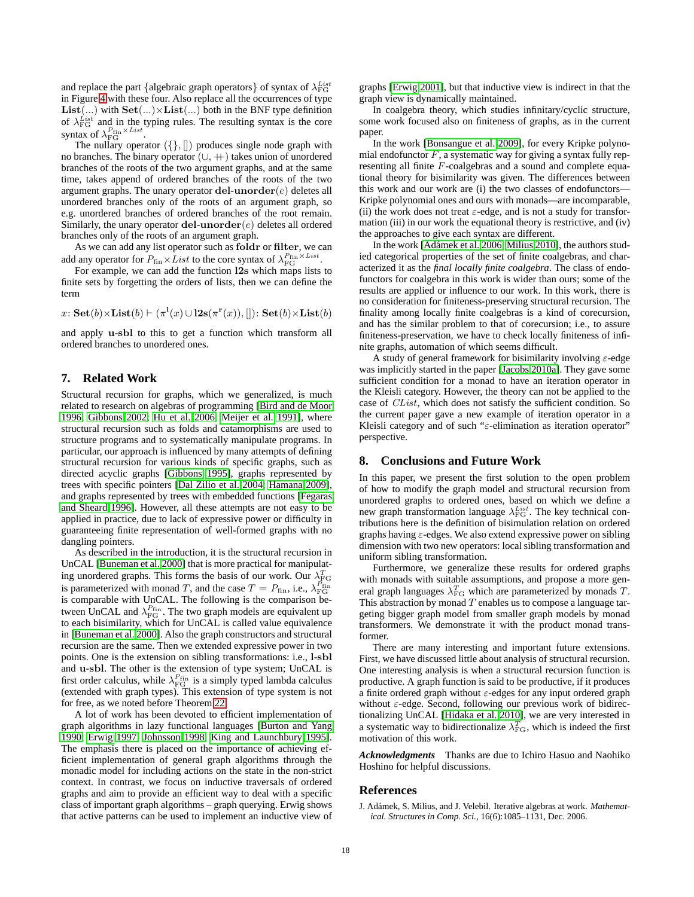and replace the part {algebraic graph operators} of syntax of $\lambda_{\mathrm{FG}}^{List}$ in Figure 4 with these four. Also replace all the occurrences of type $\mathbf{List}(...)$ with $\mathbf{Set}(...)\times\mathbf{List}(...)$ both in the BNF type definition of $\lambda_{\mathrm{FG}}^{List}$ and in the typing rules. The resulting syntax is the core syntax of $\lambda_{\mathrm{FG}}^{P_{\mathrm{fin}}\times List}$.

The nullary operator $(\{\}, [])$ produces single node graph with no branches. The binary operator $(\cup, +\!\!+)$ takes union of unordered branches of the roots of the two argument graphs, and at the same time, takes append of ordered branches of the roots of the two argument graphs. The unary operator $\mathbf{del\text{-}unorder}(e)$ deletes all unordered branches only of the roots of an argument graph, so e.g. unordered branches of ordered branches of the root remain. Similarly, the unary operator $\mathbf{del\text{-}unorder}(e)$ deletes all ordered branches only of the roots of an argument graph.

As we can add any list operator such as $\mathbf{foldr}$ or $\mathbf{filter}$, we can add any operator for $P_{\mathrm{fin}}\times List$ to the core syntax of $\lambda_{\mathrm{FG}}^{P_{\mathrm{fin}}\times List}$.

For example, we can add the function $\mathbf{l2s}$ which maps lists to finite sets by forgetting the orders of lists, then we can define the term

$$x\colon \mathbf{Set}(b)\times\mathbf{List}(b) \vdash (\pi^{\mathbf{l}}(x) \cup \mathbf{l2s}(\pi^{\mathbf{r}}(x)), [])\colon \mathbf{Set}(b)\times\mathbf{List}(b)$$

and apply $\mathbf{u\text{-}sbl}$ to this to get a function which transform all ordered branches to unordered ones.

## 7. Related Work

Structural recursion for graphs, which we generalized, is much related to research on algebras of programming [Bird and de Moor 1996, Gibbons 2002, Hu et al. 2006, Meijer et al. 1991], where structural recursion such as folds and catamorphisms are used to structure programs and to systematically manipulate programs. In particular, our approach is influenced by many attempts of defining structural recursion for various kinds of specific graphs, such as directed acyclic graphs [Gibbons 1995], graphs represented by trees with specific pointers [Dal Zilio et al. 2004, Hamana 2009], and graphs represented by trees with embedded functions [Fegaras and Sheard 1996]. However, all these attempts are not easy to be applied in practice, due to lack of expressive power or difficulty in guaranteeing finite representation of well-formed graphs with no dangling pointers.

As described in the introduction, it is the structural recursion in UnCAL [Buneman et al. 2000] that is more practical for manipulating unordered graphs. This forms the basis of our work. Our $\lambda_{\mathrm{FG}}^{T}$ is parameterized with monad $T$, and the case $T = P_{\mathrm{fin}}$, i.e., $\lambda_{\mathrm{FG}}^{P_{\mathrm{fin}}}$ is comparable with UnCAL. The following is the comparison between UnCAL and $\lambda_{\mathrm{FG}}^{P_{\mathrm{fin}}}$. The two graph models are equivalent up to each bisimilarity, which for UnCAL is called value equivalence in [Buneman et al. 2000]. Also the graph constructors and structural recursion are the same. Then we extended expressive power in two points. One is the extension on sibling transformations: i.e., $\mathbf{l\text{-}sbl}$ and $\mathbf{u\text{-}sbl}$. The other is the extension of type system; UnCAL is first order calculus, while $\lambda_{\mathrm{FG}}^{P_{\mathrm{fin}}}$ is a simply typed lambda calculus (extended with graph types). This extension of type system is not for free, as we noted before Theorem 22.

A lot of work has been devoted to efficient implementation of graph algorithms in lazy functional languages [Burton and Yang 1990, Erwig 1997, Johnsson 1998, King and Launchbury 1995]. The emphasis there is placed on the importance of achieving efficient implementation of general graph algorithms through the monadic model for including actions on the state in the non-strict context. In contrast, we focus on inductive traversals of ordered graphs and aim to provide an efficient way to deal with a specific class of important graph algorithms – graph querying. Erwig shows that active patterns can be used to implement an inductive view of graphs [Erwig 2001], but that inductive view is indirect in that the graph view is dynamically maintained.

In coalgebra theory, which studies infinitary/cyclic structure, some work focused also on finiteness of graphs, as in the current paper.

In the work [Bonsangue et al. 2009], for every Kripke polynomial endofunctor $F$, a systematic way for giving a syntax fully representing all finite $F$-coalgebras and a sound and complete equational theory for bisimilarity was given. The differences between this work and our work are (i) the two classes of endofunctors—Kripke polynomial ones and ours with monads—are incomparable, (ii) the work does not treat $\varepsilon$-edge, and is not a study for transformation (iii) in our work the equational theory is restrictive, and (iv) the approaches to give each syntax are different.

In the work [Adámek et al. 2006, Milius 2010], the authors studied categorical properties of the set of finite coalgebras, and characterized it as the *final locally finite coalgebra*. The class of endofunctors for coalgebra in this work is wider than ours; some of the results are applied or influence to our work. In this work, there is no consideration for finiteness-preserving structural recursion. The finality among locally finite coalgebras is a kind of corecursion, and has the similar problem to that of corecursion; i.e., to assure finiteness-preservation, we have to check locally finiteness of infinite graphs, automation of which seems difficult.

A study of general framework for bisimilarity involving $\varepsilon$-edge was implicitly started in the paper [Jacobs 2010a]. They gave some sufficient condition for a monad to have an iteration operator in the Kleisli category. However, the theory can not be applied to the case of $CList$, which does not satisfy the sufficient condition. So the current paper gave a new example of iteration operator in a Kleisli category and of such "$\varepsilon$-elimination as iteration operator" perspective.

## 8. Conclusions and Future Work

In this paper, we present the first solution to the open problem of how to modify the graph model and structural recursion from unordered graphs to ordered ones, based on which we define a new graph transformation language $\lambda_{\mathrm{FG}}^{List}$. The key technical contributions here is the definition of bisimulation relation on ordered graphs having $\varepsilon$-edges. We also extend expressive power on sibling dimension with two new operators: local sibling transformation and uniform sibling transformation.

Furthermore, we generalize these results for ordered graphs with monads with suitable assumptions, and propose a more general graph languages $\lambda_{\mathrm{FG}}^{T}$ which are parameterized by monads $T$. This abstraction by monad $T$ enables us to compose a language targeting bigger graph model from smaller graph models by monad transformers. We demonstrate it with the product monad transformer.

There are many interesting and important future extensions. First, we have discussed little about analysis of structural recursion. One interesting analysis is when a structural recursion function is productive. A graph function is said to be productive, if it produces a finite ordered graph without $\varepsilon$-edges for any input ordered graph without $\varepsilon$-edge. Second, following our previous work of bidirectionalizing UnCAL [Hidaka et al. 2010], we are very interested in a systematic way to bidirectionalize $\lambda_{\mathrm{FG}}^{T}$, which is indeed the first motivation of this work.

***Acknowledgments*** Thanks are due to Ichiro Hasuo and Naohiko Hoshino for helpful discussions.

## References

J. Adámek, S. Milius, and J. Velebil. Iterative algebras at work. *Mathematical. Structures in Comp. Sci.*, 16(6):1085–1131, Dec. 2006.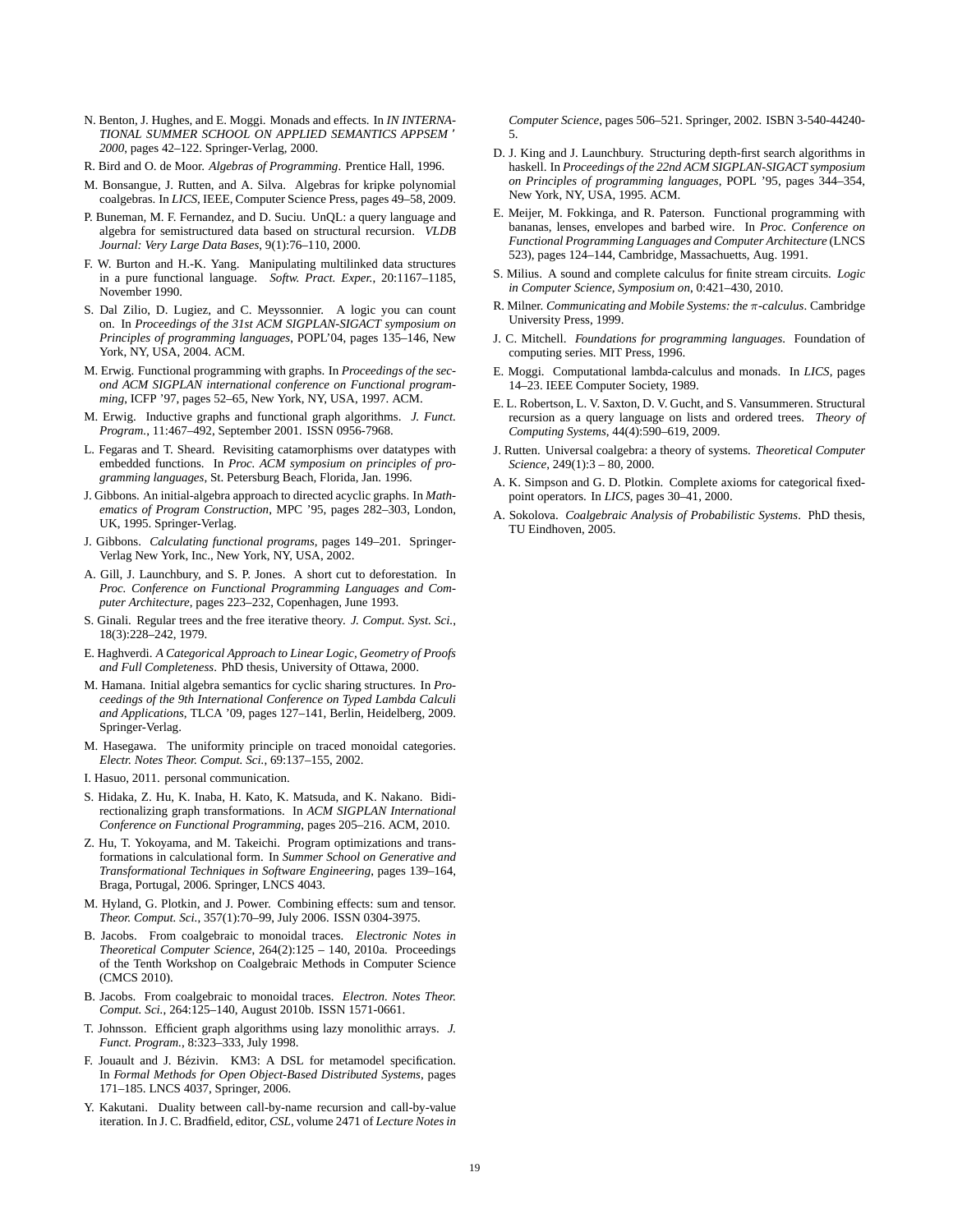N. Benton, J. Hughes, and E. Moggi. Monads and effects. In *IN INTERNATIONAL SUMMER SCHOOL ON APPLIED SEMANTICS APPSEM ' 2000*, pages 42–122. Springer-Verlag, 2000.

R. Bird and O. de Moor. *Algebras of Programming*. Prentice Hall, 1996.

M. Bonsangue, J. Rutten, and A. Silva. Algebras for kripke polynomial coalgebras. In *LICS*, IEEE, Computer Science Press, pages 49–58, 2009.

P. Buneman, M. F. Fernandez, and D. Suciu. UnQL: a query language and algebra for semistructured data based on structural recursion. *VLDB Journal: Very Large Data Bases*, 9(1):76–110, 2000.

F. W. Burton and H.-K. Yang. Manipulating multilinked data structures in a pure functional language. *Softw. Pract. Exper.*, 20:1167–1185, November 1990.

S. Dal Zilio, D. Lugiez, and C. Meyssonnier. A logic you can count on. In *Proceedings of the 31st ACM SIGPLAN-SIGACT symposium on Principles of programming languages*, POPL'04, pages 135–146, New York, NY, USA, 2004. ACM.

M. Erwig. Functional programming with graphs. In *Proceedings of the second ACM SIGPLAN international conference on Functional programming*, ICFP '97, pages 52–65, New York, NY, USA, 1997. ACM.

M. Erwig. Inductive graphs and functional graph algorithms. *J. Funct. Program.*, 11:467–492, September 2001. ISSN 0956-7968.

L. Fegaras and T. Sheard. Revisiting catamorphisms over datatypes with embedded functions. In *Proc. ACM symposium on principles of programming languages*, St. Petersburg Beach, Florida, Jan. 1996.

J. Gibbons. An initial-algebra approach to directed acyclic graphs. In *Mathematics of Program Construction*, MPC '95, pages 282–303, London, UK, 1995. Springer-Verlag.

J. Gibbons. *Calculating functional programs*, pages 149–201. Springer-Verlag New York, Inc., New York, NY, USA, 2002.

A. Gill, J. Launchbury, and S. P. Jones. A short cut to deforestation. In *Proc. Conference on Functional Programming Languages and Computer Architecture*, pages 223–232, Copenhagen, June 1993.

S. Ginali. Regular trees and the free iterative theory. *J. Comput. Syst. Sci.*, 18(3):228–242, 1979.

E. Haghverdi. *A Categorical Approach to Linear Logic, Geometry of Proofs and Full Completeness*. PhD thesis, University of Ottawa, 2000.

M. Hamana. Initial algebra semantics for cyclic sharing structures. In *Proceedings of the 9th International Conference on Typed Lambda Calculi and Applications*, TLCA '09, pages 127–141, Berlin, Heidelberg, 2009. Springer-Verlag.

M. Hasegawa. The uniformity principle on traced monoidal categories. *Electr. Notes Theor. Comput. Sci.*, 69:137–155, 2002.

I. Hasuo, 2011. personal communication.

S. Hidaka, Z. Hu, K. Inaba, H. Kato, K. Matsuda, and K. Nakano. Bidirectionalizing graph transformations. In *ACM SIGPLAN International Conference on Functional Programming*, pages 205–216. ACM, 2010.

Z. Hu, T. Yokoyama, and M. Takeichi. Program optimizations and transformations in calculational form. In *Summer School on Generative and Transformational Techniques in Software Engineering*, pages 139–164, Braga, Portugal, 2006. Springer, LNCS 4043.

M. Hyland, G. Plotkin, and J. Power. Combining effects: sum and tensor. *Theor. Comput. Sci.*, 357(1):70–99, July 2006. ISSN 0304-3975.

B. Jacobs. From coalgebraic to monoidal traces. *Electronic Notes in Theoretical Computer Science*, 264(2):125 – 140, 2010a. Proceedings of the Tenth Workshop on Coalgebraic Methods in Computer Science (CMCS 2010).

B. Jacobs. From coalgebraic to monoidal traces. *Electron. Notes Theor. Comput. Sci.*, 264:125–140, August 2010b. ISSN 1571-0661.

T. Johnsson. Efficient graph algorithms using lazy monolithic arrays. *J. Funct. Program.*, 8:323–333, July 1998.

F. Jouault and J. Bézivin. KM3: A DSL for metamodel specification. In *Formal Methods for Open Object-Based Distributed Systems*, pages 171–185. LNCS 4037, Springer, 2006.

Y. Kakutani. Duality between call-by-name recursion and call-by-value iteration. In J. C. Bradfield, editor, *CSL*, volume 2471 of *Lecture Notes in Computer Science*, pages 506–521. Springer, 2002. ISBN 3-540-44240-5.

D. J. King and J. Launchbury. Structuring depth-first search algorithms in haskell. In *Proceedings of the 22nd ACM SIGPLAN-SIGACT symposium on Principles of programming languages*, POPL '95, pages 344–354, New York, NY, USA, 1995. ACM.

E. Meijer, M. Fokkinga, and R. Paterson. Functional programming with bananas, lenses, envelopes and barbed wire. In *Proc. Conference on Functional Programming Languages and Computer Architecture* (LNCS 523), pages 124–144, Cambridge, Massachuetts, Aug. 1991.

S. Milius. A sound and complete calculus for finite stream circuits. *Logic in Computer Science, Symposium on*, 0:421–430, 2010.

R. Milner. *Communicating and Mobile Systems: the $\pi$-calculus*. Cambridge University Press, 1999.

J. C. Mitchell. *Foundations for programming languages*. Foundation of computing series. MIT Press, 1996.

E. Moggi. Computational lambda-calculus and monads. In *LICS*, pages 14–23. IEEE Computer Society, 1989.

E. L. Robertson, L. V. Saxton, D. V. Gucht, and S. Vansummeren. Structural recursion as a query language on lists and ordered trees. *Theory of Computing Systems*, 44(4):590–619, 2009.

J. Rutten. Universal coalgebra: a theory of systems. *Theoretical Computer Science*, 249(1):3 – 80, 2000.

A. K. Simpson and G. D. Plotkin. Complete axioms for categorical fixed-point operators. In *LICS*, pages 30–41, 2000.

A. Sokolova. *Coalgebraic Analysis of Probabilistic Systems*. PhD thesis, TU Eindhoven, 2005.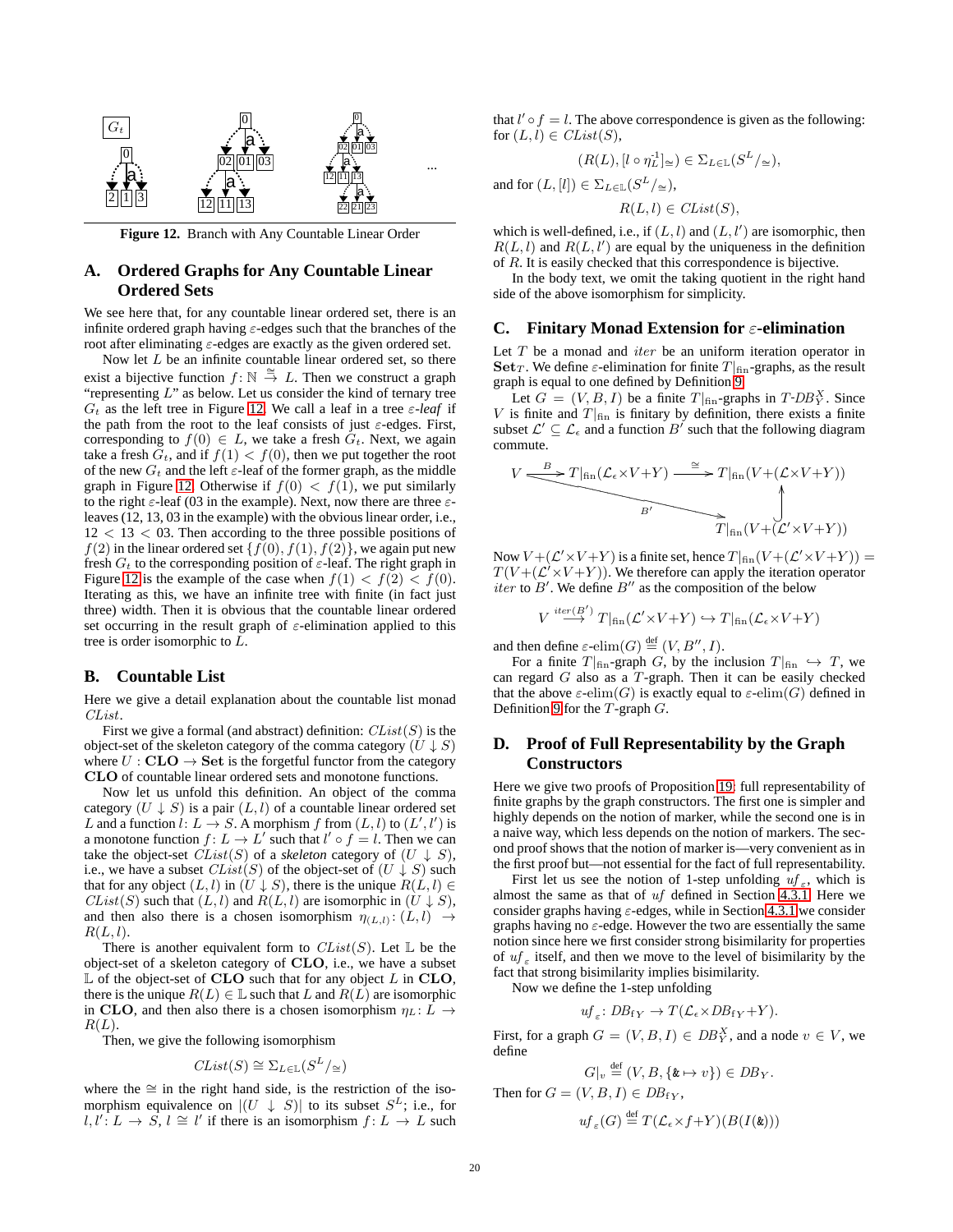Figure 12. Branch with Any Countable Linear Order

## A. Ordered Graphs for Any Countable Linear Ordered Sets

We see here that, for any countable linear ordered set, there is an infinite ordered graph having $\varepsilon$-edges such that the branches of the root after eliminating $\varepsilon$-edges are exactly as the given ordered set.

Now let $L$ be an infinite countable linear ordered set, so there exist a bijective function $f : \mathbb{N} \overset{\cong}{\to} L$. Then we construct a graph "representing $L$" as below. Let us consider the like ternary tree $G_t$ as the left tree in Figure 12. We call a leaf in a tree *$\varepsilon$-leaf* if the path from the root to the leaf consists of just $\varepsilon$-edges. First, corresponding to $f(0) \in L$, we take a fresh $G_t$. Next, we again take a fresh $G_t$, and if $f(1) < f(0)$, then we put together the root of the new $G_t$ and the left $\varepsilon$-leaf of the former graph, as the middle graph in Figure 12. Otherwise if $f(0) < f(1)$, we put similarly to the right $\varepsilon$-leaf (03 in the example). Next, now there are three $\varepsilon$-leaves (12, 13, 03 in the example) with the obvious linear order, i.e., $12 < 13 < 03$. Then according to the three possible positions of $f(2)$ in the linear ordered set $\{f(0), f(1), f(2)\}$, we again put new fresh $G_t$ to the corresponding position of $\varepsilon$-leaf. The right graph in Figure 12 is the example of the case when $f(1) < f(2) < f(0)$. Iterating as this, we have an infinite tree with finite (in fact just three) width. Then it is obvious that the countable linear ordered set occurring in the result graph of $\varepsilon$-elimination applied to this tree is order isomorphic to $L$.

## B. Countable List

Here we give a detail explanation about the countable list monad $CList$.

First we give a formal (and abstract) definition: $CList(S)$ is the object-set of the skeleton category of the comma category $(U \downarrow S)$ where $U : \mathbf{CLO} \to \mathbf{Set}$ is the forgetful functor from the category $\mathbf{CLO}$ of countable linear ordered sets and monotone functions.

Now let us unfold this definition. An object of the comma category $(U \downarrow S)$ is a pair $(L, l)$ of a countable linear ordered set $L$ and a function $l : L \to S$. A morphism $f$ from $(L, l)$ to $(L', l')$ is a monotone function $f : L \to L'$ such that $l' \circ f = l$. Then we can take the object-set $CList(S)$ of a *skeleton* category of $(U \downarrow S)$, i.e., we have a subset $CList(S)$ of the object-set of $(U \downarrow S)$ such that for any object $(L, l)$ in $(U \downarrow S)$, there is the unique $R(L, l) \in CList(S)$ such that $(L, l)$ and $R(L, l)$ are isomorphic in $(U \downarrow S)$, and then also there is a chosen isomorphism $\eta_{(L,l)} : (L, l) \to R(L, l)$.

There is another equivalent form to $CList(S)$. Let $\mathbb{L}$ be the object-set of a skeleton category of $\mathbf{CLO}$, i.e., we have a subset $\mathbb{L}$ of the object-set of $\mathbf{CLO}$ such that for any object $L$ in $\mathbf{CLO}$, there is the unique $R(L) \in \mathbb{L}$ such that $L$ and $R(L)$ are isomorphic in $\mathbf{CLO}$, and then also there is a chosen isomorphism $\eta_L : L \to R(L)$.

Then, we give the following isomorphism

$$CList(S) \cong \Sigma_{L \in \mathbb{L}}(S^L/_{\cong})$$

where the $\cong$ in the right hand side, is the restriction of the isomorphism equivalence on $|(U \downarrow S)|$ to its subset $S^L$; i.e., for $l, l' : L \to S$, $l \cong l'$ if there is an isomorphism $f : L \to L$ such that $l' \circ f = l$. The above correspondence is given as the following: for $(L, l) \in CList(S)$,

$$(R(L), [l \circ \eta_L^{-1}]_{\cong}) \in \Sigma_{L \in \mathbb{L}}(S^L/_{\cong}),$$

and for $(L, [l]) \in \Sigma_{L \in \mathbb{L}}(S^L/_{\cong})$,

$$R(L, l) \in CList(S),$$

which is well-defined, i.e., if $(L, l)$ and $(L, l')$ are isomorphic, then $R(L, l)$ and $R(L, l')$ are equal by the uniqueness in the definition of $R$. It is easily checked that this correspondence is bijective.

In the body text, we omit the taking quotient in the right hand side of the above isomorphism for simplicity.

## C. Finitary Monad Extension for $\varepsilon$-elimination

Let $T$ be a monad and $iter$ be an uniform iteration operator in $\mathbf{Set}_T$. We define $\varepsilon$-elimination for finite $T|_{\text{fin}}$-graphs, as the result graph is equal to one defined by Definition 9.

Let $G = (V, B, I)$ be a finite $T|_{\text{fin}}$-graphs in $T\text{-}DB^X_Y$. Since $V$ is finite and $T|_{\text{fin}}$ is finitary by definition, there exists a finite subset $\mathcal{L}' \subseteq \mathcal{L}_\epsilon$ and a function $B'$ such that the following diagram commute.

$$\begin{array}{ccccc} V & \xrightarrow{B} & T|_{\text{fin}}(\mathcal{L}_\epsilon \times V + Y) & \xrightarrow{\cong} & T|_{\text{fin}}(V + (\mathcal{L} \times V + Y)) \\ & \searrow^{B'} & & & \uparrow \\ & & & & T|_{\text{fin}}(V + (\mathcal{L}' \times V + Y)) \end{array}$$

Now $V + (\mathcal{L}' \times V + Y)$ is a finite set, hence $T|_{\text{fin}}(V + (\mathcal{L}' \times V + Y)) = T(V + (\mathcal{L}' \times V + Y))$. We therefore can apply the iteration operator $iter$ to $B'$. We define $B''$ as the composition of the below

$$V \overset{iter(B')}{\longrightarrow} T|_{\text{fin}}(\mathcal{L}' \times V + Y) \hookrightarrow T|_{\text{fin}}(\mathcal{L}_\epsilon \times V + Y)$$

and then define $\varepsilon\text{-elim}(G) \overset{\text{def}}{=} (V, B'', I)$.

For a finite $T|_{\text{fin}}$-graph $G$, by the inclusion $T|_{\text{fin}} \hookrightarrow T$, we can regard $G$ also as a $T$-graph. Then it can be easily checked that the above $\varepsilon\text{-elim}(G)$ is exactly equal to $\varepsilon\text{-elim}(G)$ defined in Definition 9 for the $T$-graph $G$.

## D. Proof of Full Representability by the Graph Constructors

Here we give two proofs of Proposition 19: full representability of finite graphs by the graph constructors. The first one is simpler and highly depends on the notion of marker, while the second one is in a naive way, which less depends on the notion of markers. The second proof shows that the notion of marker is—very convenient as in the first proof but—not essential for the fact of full representability.

First let us see the notion of 1-step unfolding $uf_\varepsilon$, which is almost the same as that of $uf$ defined in Section 4.3.1. Here we consider graphs having $\varepsilon$-edges, while in Section 4.3.1 we consider graphs having no $\varepsilon$-edge. However the two are essentially the same notion since here we first consider strong bisimilarity for properties of $uf_\varepsilon$ itself, and then we move to the level of bisimilarity by the fact that strong bisimilarity implies bisimilarity.

Now we define the 1-step unfolding

$$uf_\varepsilon : DB_{fY} \to T(\mathcal{L}_\epsilon \times DB_{fY} + Y).$$

First, for a graph $G = (V, B, I) \in DB^X_Y$, and a node $v \in V$, we define

$$G|_v \overset{\text{def}}{=} (V, B, \{\& \mapsto v\}) \in DB_Y.$$

Then for $G = (V, B, I) \in DB_{fY}$,

$$uf_\varepsilon(G) \overset{\text{def}}{=} T(\mathcal{L}_\epsilon \times f + Y)(B(I(\&)))$$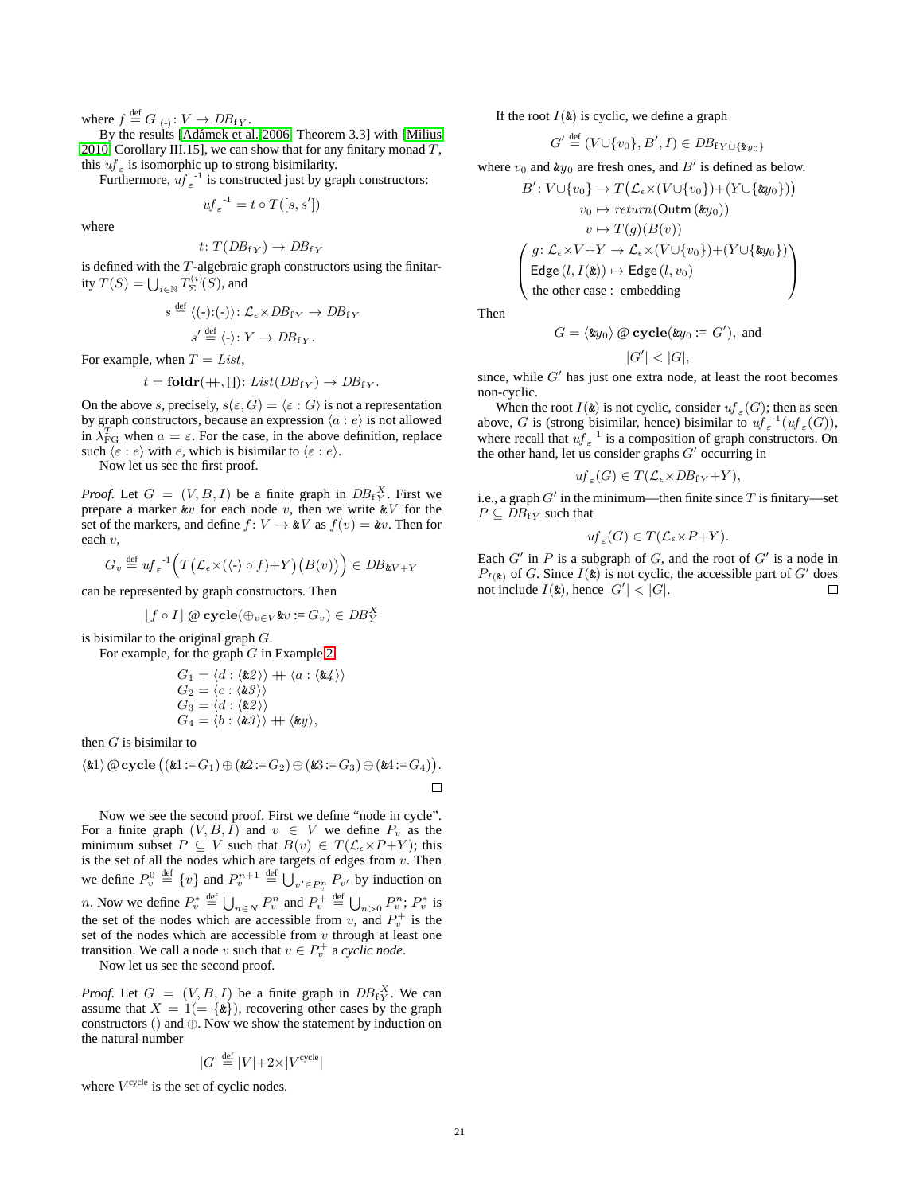where $f \stackrel{\text{def}}{=} G|_{(\cdot)} \colon V \to DB_{\text{f}Y}$.

By the results [Adámek et al. 2006, Theorem 3.3] with [Milius 2010, Corollary III.15], we can show that for any finitary monad $T$, this $uf_{\varepsilon}$ is isomorphic up to strong bisimilarity.

Furthermore, $uf_{\varepsilon}^{-1}$ is constructed just by graph constructors:

$$uf_{\varepsilon}^{-1} = t \circ T([s, s'])$$

where

$$t \colon T(DB_{\text{f}Y}) \to DB_{\text{f}Y}$$

is defined with the $T$-algebraic graph constructors using the finitarity $T(S) = \bigcup_{i \in \mathbb{N}} T_{\Sigma}^{(i)}(S)$, and

$$s \stackrel{\text{def}}{=} \langle (\text{-}) : (\text{-}) \rangle \colon \mathcal{L}_{\epsilon} \times DB_{\text{f}Y} \to DB_{\text{f}Y}$$
$$s' \stackrel{\text{def}}{=} \langle \text{-} \rangle \colon Y \to DB_{\text{f}Y}.$$

For example, when $T = List$,

$$t = \mathbf{foldr}(+\!\!+, []) \colon List(DB_{\text{f}Y}) \to DB_{\text{f}Y}.$$

On the above $s$, precisely, $s(\varepsilon, G) = \langle \varepsilon : G \rangle$ is not a representation by graph constructors, because an expression $\langle a : e \rangle$ is not allowed in $\lambda_{\text{FG}}^{T}$ when $a = \varepsilon$. For the case, in the above definition, replace such $\langle \varepsilon : e \rangle$ with $e$, which is bisimilar to $\langle \varepsilon : e \rangle$.

Now let us see the first proof.

*Proof.* Let $G = (V, B, I)$ be a finite graph in $DB_{\text{f}Y}^{X}$. First we prepare a marker $\&v$ for each node $v$, then we write $\&V$ for the set of the markers, and define $f \colon V \to \&V$ as $f(v) = \&v$. Then for each $v$,

$$G_v \stackrel{\text{def}}{=} uf_{\varepsilon}^{-1}\Big(T\big(\mathcal{L}_{\epsilon} \times (\langle \cdot \rangle \circ f) + Y\big)\big(B(v)\big)\Big) \in DB_{\&V+Y}$$

can be represented by graph constructors. Then

$$\lfloor f \circ I \rfloor \mathbin{@} \mathbf{cycle}(\oplus_{v \in V} \&v := G_v) \in DB_{Y}^{X}$$

is bisimilar to the original graph $G$.

For example, for the graph $G$ in Example 2,

$$\begin{aligned}
G_1 &= \langle d : \langle \&2 \rangle \rangle +\!\!+ \langle a : \langle \&4 \rangle \rangle \\
G_2 &= \langle c : \langle \&3 \rangle \rangle \\
G_3 &= \langle d : \langle \&2 \rangle \rangle \\
G_4 &= \langle b : \langle \&3 \rangle \rangle +\!\!+ \langle \&y \rangle,
\end{aligned}$$

then $G$ is bisimilar to

$$\langle \&1 \rangle \mathbin{@} \mathbf{cycle}\big((\&1 := G_1) \oplus (\&2 := G_2) \oplus (\&3 := G_3) \oplus (\&4 := G_4)\big).$$

□

Now we see the second proof. First we define "node in cycle". For a finite graph $(V, B, I)$ and $v \in V$ we define $P_v$ as the minimum subset $P \subseteq V$ such that $B(v) \in T(\mathcal{L}_{\epsilon} \times P + Y)$; this is the set of all the nodes which are targets of edges from $v$. Then we define $P_v^0 \stackrel{\text{def}}{=} \{v\}$ and $P_v^{n+1} \stackrel{\text{def}}{=} \bigcup_{v' \in P_v^n} P_{v'}$ by induction on $n$. Now we define $P_v^* \stackrel{\text{def}}{=} \bigcup_{n \in N} P_v^n$ and $P_v^+ \stackrel{\text{def}}{=} \bigcup_{n > 0} P_v^n$; $P_v^*$ is the set of the nodes which are accessible from $v$, and $P_v^+$ is the set of the nodes which are accessible from $v$ through at least one transition. We call a node $v$ such that $v \in P_v^+$ a *cyclic node*.

Now let us see the second proof.

*Proof.* Let $G = (V, B, I)$ be a finite graph in $DB_{\text{f}Y}^{X}$. We can assume that $X = 1 (= \{\&\})$, recovering other cases by the graph constructors $()$ and $\oplus$. Now we show the statement by induction on the natural number

$$|G| \stackrel{\text{def}}{=} |V| + 2 \times |V^{\text{cycle}}|$$

where $V^{\text{cycle}}$ is the set of cyclic nodes.

If the root $I(\&)$ is cyclic, we define a graph

$$G' \stackrel{\text{def}}{=} (V \cup \{v_0\}, B', I) \in DB_{\text{f}Y \cup \{\&y_0\}}$$

where $v_0$ and $\&y_0$ are fresh ones, and $B'$ is defined as below.

$$\begin{aligned}
B' \colon V \cup \{v_0\} &\to T\big(\mathcal{L}_{\epsilon} \times (V \cup \{v_0\}) + (Y \cup \{\&y_0\})\big) \\
v_0 &\mapsto return(\mathsf{Outm}\,(\&y_0)) \\
v &\mapsto T(g)(B(v))
\end{aligned}$$
$$\left(\begin{array}{l}
g \colon \mathcal{L}_{\epsilon} \times V + Y \to \mathcal{L}_{\epsilon} \times (V \cup \{v_0\}) + (Y \cup \{\&y_0\}) \\
\mathsf{Edge}\,(l, I(\&)) \mapsto \mathsf{Edge}\,(l, v_0) \\
\text{the other case: embedding}
\end{array}\right)$$

Then

$$G = \langle \&y_0 \rangle \mathbin{@} \mathbf{cycle}(\&y_0 := G'), \text{ and}$$
$$|G'| < |G|,$$

since, while $G'$ has just one extra node, at least the root becomes non-cyclic.

When the root $I(\&)$ is not cyclic, consider $uf_{\varepsilon}(G)$; then as seen above, $G$ is (strong bisimilar, hence) bisimilar to $uf_{\varepsilon}^{-1}(uf_{\varepsilon}(G))$, where recall that $uf_{\varepsilon}^{-1}$ is a composition of graph constructors. On the other hand, let us consider graphs $G'$ occurring in

$$uf_{\varepsilon}(G) \in T(\mathcal{L}_{\epsilon} \times DB_{\text{f}Y} + Y),$$

i.e., a graph $G'$ in the minimum—then finite since $T$ is finitary—set $P \subseteq DB_{\text{f}Y}$ such that

$$uf_{\varepsilon}(G) \in T(\mathcal{L}_{\epsilon} \times P + Y).$$

Each $G'$ in $P$ is a subgraph of $G$, and the root of $G'$ is a node in $P_{I(\&)}$ of $G$. Since $I(\&)$ is not cyclic, the accessible part of $G'$ does not include $I(\&)$, hence $|G'| < |G|$. □